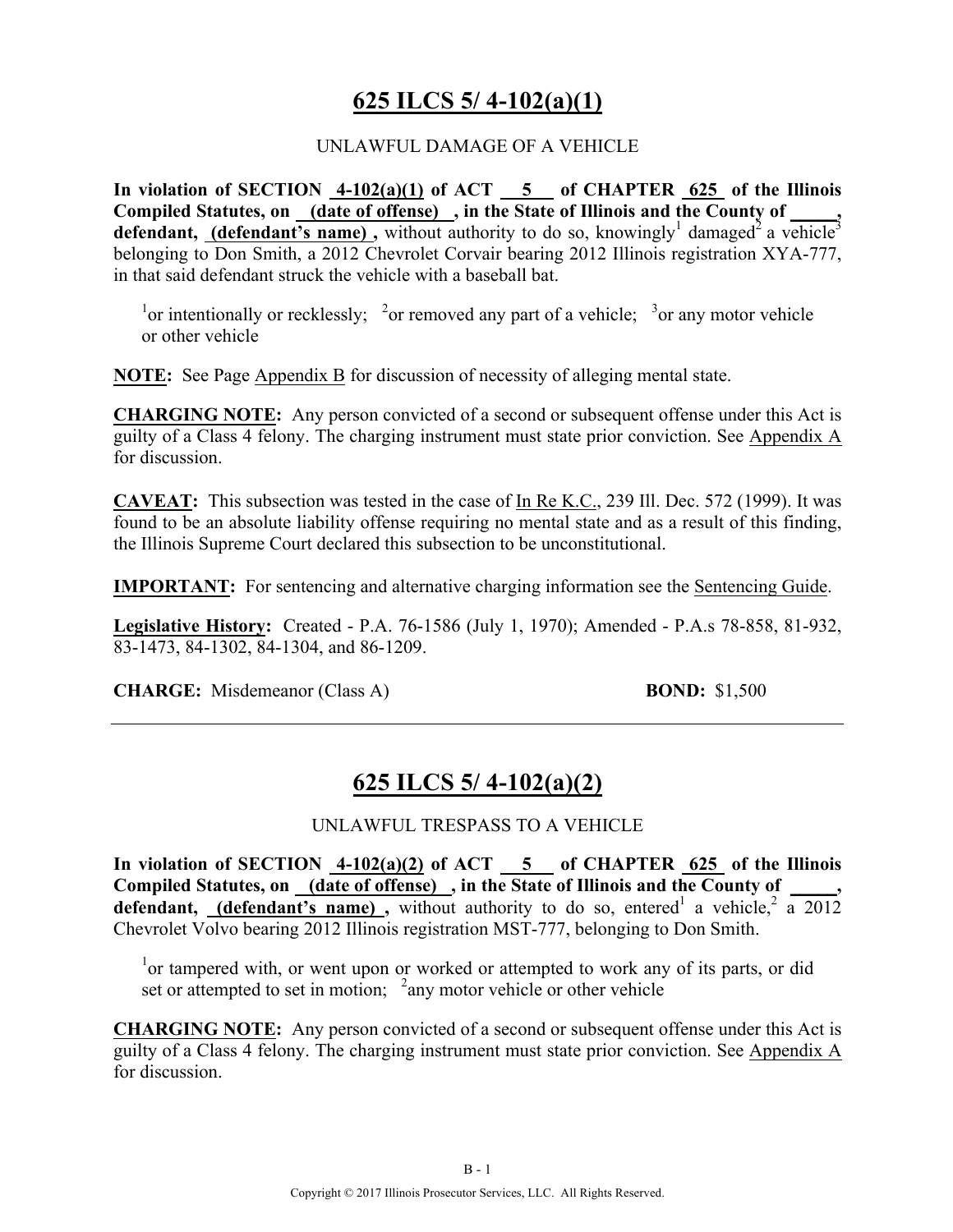## 625 ILCS 5/ 4-102(a)(1)

UNLAWFUL DAMAGE OF A VEHICLE

**In violation of SECTION 4-102(a)(1) of ACT 5 of CHAPTER 625 of the Illinois Compiled Statutes, on (date of offense), in the State of Illinois and the County of _____, defendant, (defendant's name),** without authority to do so, knowingly[1] damaged[2] a vehicle[3] belonging to Don Smith, a 2012 Chevrolet Corvair bearing 2012 Illinois registration XYA-777, in that said defendant struck the vehicle with a baseball bat.

[1]or intentionally or recklessly; [2]or removed any part of a vehicle; [3]or any motor vehicle or other vehicle

**NOTE:** See Page Appendix B for discussion of necessity of alleging mental state.

**CHARGING NOTE:** Any person convicted of a second or subsequent offense under this Act is guilty of a Class 4 felony. The charging instrument must state prior conviction. See Appendix A for discussion.

**CAVEAT:** This subsection was tested in the case of In Re K.C., 239 Ill. Dec. 572 (1999). It was found to be an absolute liability offense requiring no mental state and as a result of this finding, the Illinois Supreme Court declared this subsection to be unconstitutional.

**IMPORTANT:** For sentencing and alternative charging information see the Sentencing Guide.

**Legislative History:** Created - P.A. 76-1586 (July 1, 1970); Amended - P.A.s 78-858, 81-932, 83-1473, 84-1302, 84-1304, and 86-1209.

**CHARGE:** Misdemeanor (Class A) **BOND:** $1,500

---

## 625 ILCS 5/ 4-102(a)(2)

UNLAWFUL TRESPASS TO A VEHICLE

**In violation of SECTION 4-102(a)(2) of ACT 5 of CHAPTER 625 of the Illinois Compiled Statutes, on (date of offense), in the State of Illinois and the County of _____, defendant, (defendant's name),** without authority to do so, entered[1] a vehicle,[2] a 2012 Chevrolet Volvo bearing 2012 Illinois registration MST-777, belonging to Don Smith.

[1]or tampered with, or went upon or worked or attempted to work any of its parts, or did set or attempted to set in motion; [2]any motor vehicle or other vehicle

**CHARGING NOTE:** Any person convicted of a second or subsequent offense under this Act is guilty of a Class 4 felony. The charging instrument must state prior conviction. See Appendix A for discussion.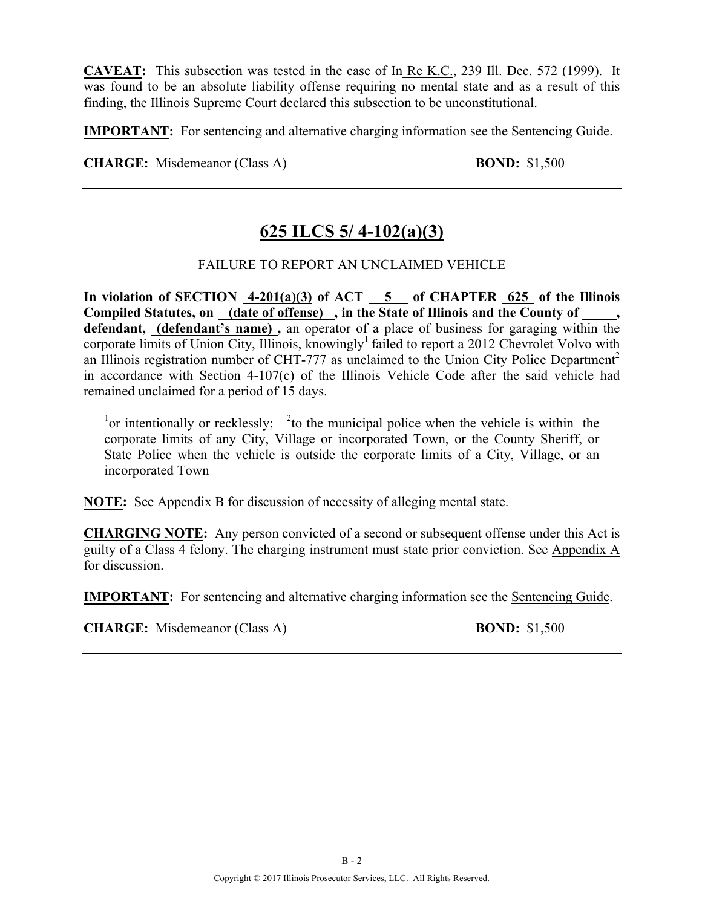**CAVEAT:** This subsection was tested in the case of In Re K.C., 239 Ill. Dec. 572 (1999). It was found to be an absolute liability offense requiring no mental state and as a result of this finding, the Illinois Supreme Court declared this subsection to be unconstitutional.

**IMPORTANT:** For sentencing and alternative charging information see the Sentencing Guide.

**CHARGE:** Misdemeanor (Class A) **BOND:** $1,500

---

## 625 ILCS 5/ 4-102(a)(3)

FAILURE TO REPORT AN UNCLAIMED VEHICLE

**In violation of SECTION 4-201(a)(3) of ACT 5 of CHAPTER 625 of the Illinois Compiled Statutes, on (date of offense) , in the State of Illinois and the County of \_\_\_\_\_, defendant, (defendant's name) ,** an operator of a place of business for garaging within the corporate limits of Union City, Illinois, knowingly[1] failed to report a 2012 Chevrolet Volvo with an Illinois registration number of CHT-777 as unclaimed to the Union City Police Department[2] in accordance with Section 4-107(c) of the Illinois Vehicle Code after the said vehicle had remained unclaimed for a period of 15 days.

[1]or intentionally or recklessly; [2]to the municipal police when the vehicle is within the corporate limits of any City, Village or incorporated Town, or the County Sheriff, or State Police when the vehicle is outside the corporate limits of a City, Village, or an incorporated Town

**NOTE:** See Appendix B for discussion of necessity of alleging mental state.

**CHARGING NOTE:** Any person convicted of a second or subsequent offense under this Act is guilty of a Class 4 felony. The charging instrument must state prior conviction. See Appendix A for discussion.

**IMPORTANT:** For sentencing and alternative charging information see the Sentencing Guide.

**CHARGE:** Misdemeanor (Class A) **BOND:** $1,500

---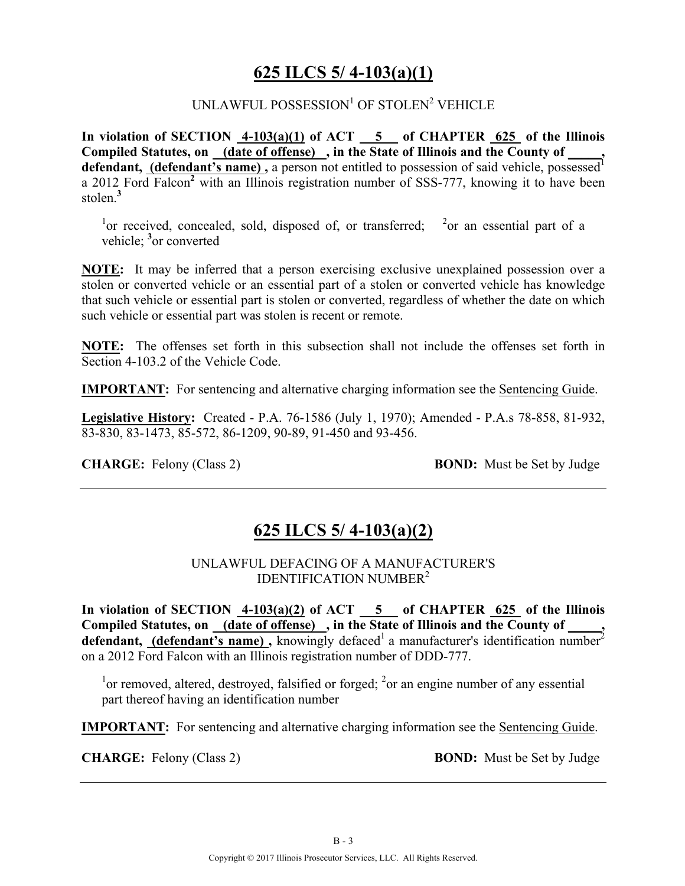## 625 ILCS 5/ 4-103(a)(1)

UNLAWFUL POSSESSION[1] OF STOLEN[2] VEHICLE

**In violation of SECTION 4-103(a)(1) of ACT 5 of CHAPTER 625 of the Illinois Compiled Statutes, on (date of offense) , in the State of Illinois and the County of _____, defendant, (defendant's name) ,** a person not entitled to possession of said vehicle, possessed[1] a 2012 Ford Falcon[2] with an Illinois registration number of SSS-777, knowing it to have been stolen.[3]

[1]or received, concealed, sold, disposed of, or transferred; [2]or an essential part of a vehicle; [3]or converted

**NOTE:** It may be inferred that a person exercising exclusive unexplained possession over a stolen or converted vehicle or an essential part of a stolen or converted vehicle has knowledge that such vehicle or essential part is stolen or converted, regardless of whether the date on which such vehicle or essential part was stolen is recent or remote.

**NOTE:** The offenses set forth in this subsection shall not include the offenses set forth in Section 4-103.2 of the Vehicle Code.

**IMPORTANT:** For sentencing and alternative charging information see the Sentencing Guide.

**Legislative History:** Created - P.A. 76-1586 (July 1, 1970); Amended - P.A.s 78-858, 81-932, 83-830, 83-1473, 85-572, 86-1209, 90-89, 91-450 and 93-456.

**CHARGE:** Felony (Class 2) **BOND:** Must be Set by Judge

---

## 625 ILCS 5/ 4-103(a)(2)

UNLAWFUL DEFACING OF A MANUFACTURER'S IDENTIFICATION NUMBER[2]

**In violation of SECTION 4-103(a)(2) of ACT 5 of CHAPTER 625 of the Illinois Compiled Statutes, on (date of offense) , in the State of Illinois and the County of _____, defendant, (defendant's name) ,** knowingly defaced[1] a manufacturer's identification number[2] on a 2012 Ford Falcon with an Illinois registration number of DDD-777.

[1]or removed, altered, destroyed, falsified or forged; [2]or an engine number of any essential part thereof having an identification number

**IMPORTANT:** For sentencing and alternative charging information see the Sentencing Guide.

**CHARGE:** Felony (Class 2) **BOND:** Must be Set by Judge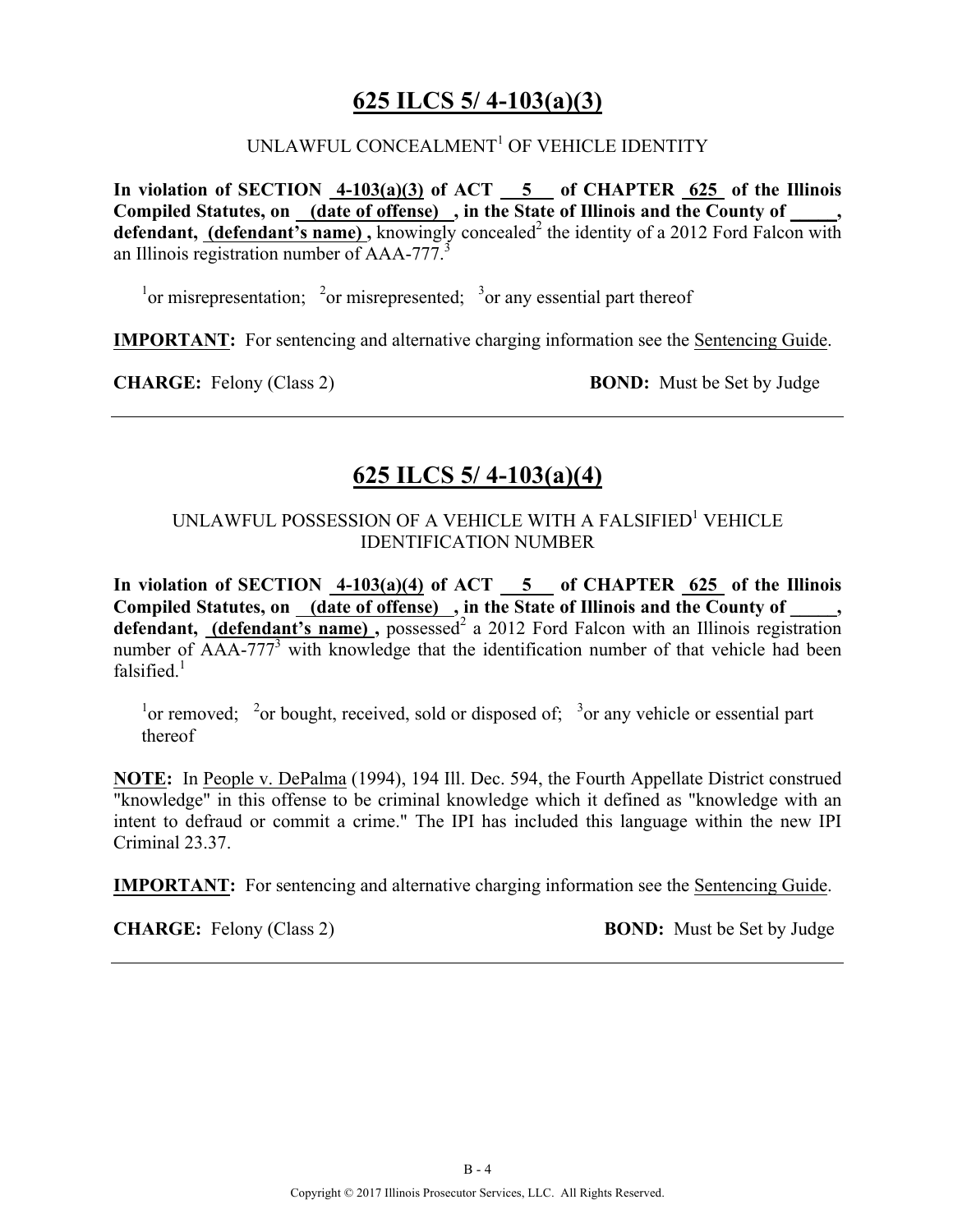## 625 ILCS 5/ 4-103(a)(3)

UNLAWFUL CONCEALMENT[1] OF VEHICLE IDENTITY

**In violation of SECTION 4-103(a)(3) of ACT 5 of CHAPTER 625 of the Illinois Compiled Statutes, on (date of offense), in the State of Illinois and the County of \_\_\_\_\_, defendant, (defendant's name),** knowingly concealed[2] the identity of a 2012 Ford Falcon with an Illinois registration number of AAA-777.[3]

[1]or misrepresentation; [2]or misrepresented; [3]or any essential part thereof

**IMPORTANT:** For sentencing and alternative charging information see the Sentencing Guide.

**CHARGE:** Felony (Class 2) **BOND:** Must be Set by Judge

---

## 625 ILCS 5/ 4-103(a)(4)

UNLAWFUL POSSESSION OF A VEHICLE WITH A FALSIFIED[1] VEHICLE IDENTIFICATION NUMBER

**In violation of SECTION 4-103(a)(4) of ACT 5 of CHAPTER 625 of the Illinois Compiled Statutes, on (date of offense), in the State of Illinois and the County of \_\_\_\_\_, defendant, (defendant's name),** possessed[2] a 2012 Ford Falcon with an Illinois registration number of AAA-777[3] with knowledge that the identification number of that vehicle had been falsified.[1]

[1]or removed; [2]or bought, received, sold or disposed of; [3]or any vehicle or essential part thereof

**NOTE:** In People v. DePalma (1994), 194 Ill. Dec. 594, the Fourth Appellate District construed "knowledge" in this offense to be criminal knowledge which it defined as "knowledge with an intent to defraud or commit a crime." The IPI has included this language within the new IPI Criminal 23.37.

**IMPORTANT:** For sentencing and alternative charging information see the Sentencing Guide.

**CHARGE:** Felony (Class 2) **BOND:** Must be Set by Judge

---

B - 4

Copyright © 2017 Illinois Prosecutor Services, LLC. All Rights Reserved.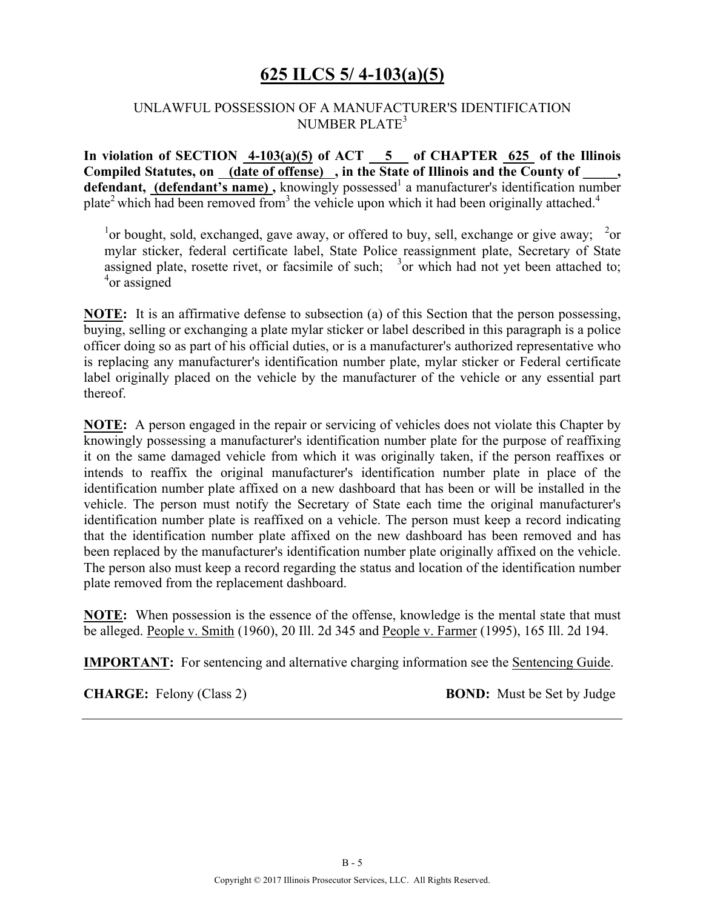# 625 ILCS 5/ 4-103(a)(5)

UNLAWFUL POSSESSION OF A MANUFACTURER'S IDENTIFICATION NUMBER PLATE[3]

**In violation of SECTION 4-103(a)(5) of ACT 5 of CHAPTER 625 of the Illinois Compiled Statutes, on (date of offense) , in the State of Illinois and the County of _____, defendant, (defendant's name) ,** knowingly possessed[1] a manufacturer's identification number plate[2] which had been removed from[3] the vehicle upon which it had been originally attached.[4]

[1]or bought, sold, exchanged, gave away, or offered to buy, sell, exchange or give away; [2]or mylar sticker, federal certificate label, State Police reassignment plate, Secretary of State assigned plate, rosette rivet, or facsimile of such; [3]or which had not yet been attached to; [4]or assigned

**NOTE:** It is an affirmative defense to subsection (a) of this Section that the person possessing, buying, selling or exchanging a plate mylar sticker or label described in this paragraph is a police officer doing so as part of his official duties, or is a manufacturer's authorized representative who is replacing any manufacturer's identification number plate, mylar sticker or Federal certificate label originally placed on the vehicle by the manufacturer of the vehicle or any essential part thereof.

**NOTE:** A person engaged in the repair or servicing of vehicles does not violate this Chapter by knowingly possessing a manufacturer's identification number plate for the purpose of reaffixing it on the same damaged vehicle from which it was originally taken, if the person reaffixes or intends to reaffix the original manufacturer's identification number plate in place of the identification number plate affixed on a new dashboard that has been or will be installed in the vehicle. The person must notify the Secretary of State each time the original manufacturer's identification number plate is reaffixed on a vehicle. The person must keep a record indicating that the identification number plate affixed on the new dashboard has been removed and has been replaced by the manufacturer's identification number plate originally affixed on the vehicle. The person also must keep a record regarding the status and location of the identification number plate removed from the replacement dashboard.

**NOTE:** When possession is the essence of the offense, knowledge is the mental state that must be alleged. People v. Smith (1960), 20 Ill. 2d 345 and People v. Farmer (1995), 165 Ill. 2d 194.

**IMPORTANT:** For sentencing and alternative charging information see the Sentencing Guide.

**CHARGE:** Felony (Class 2) **BOND:** Must be Set by Judge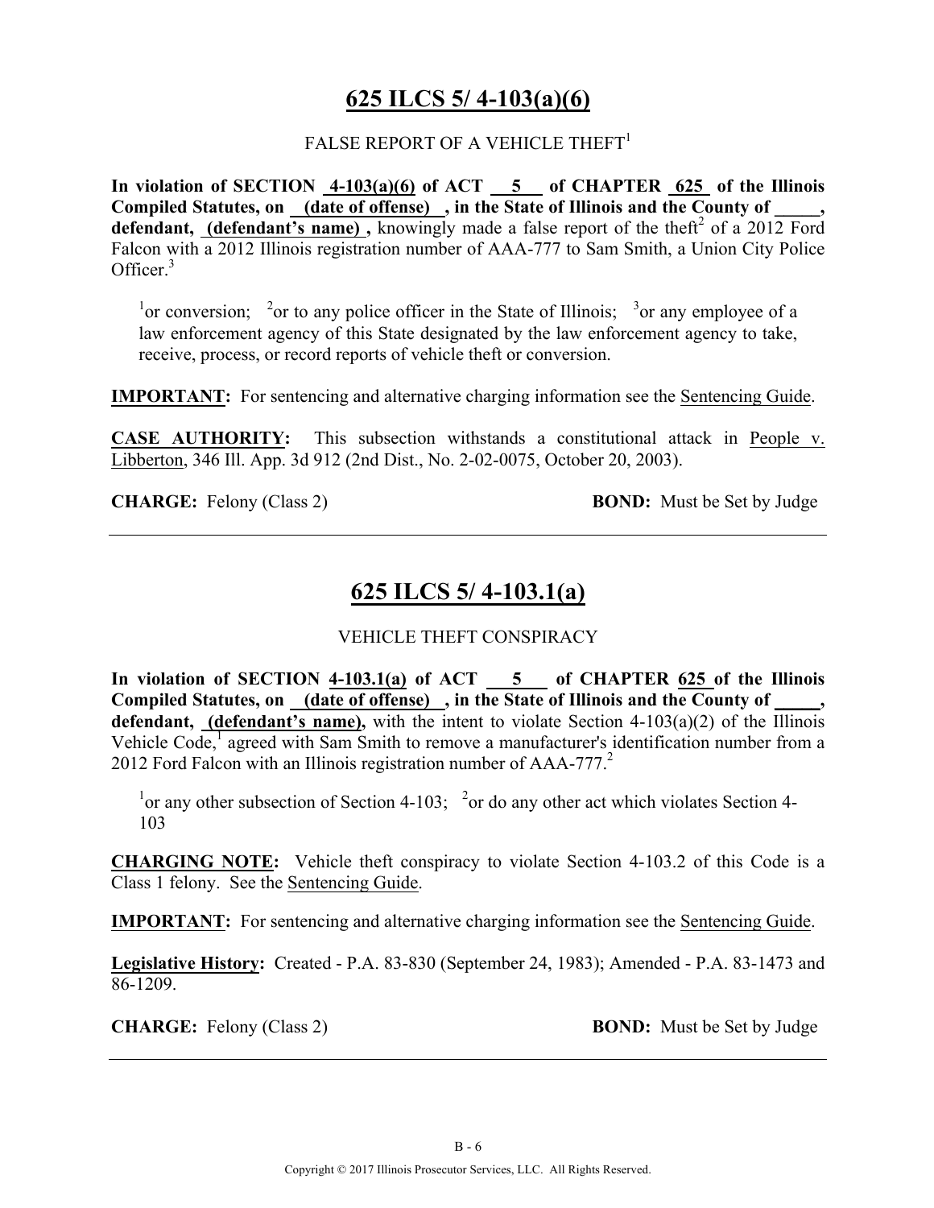## 625 ILCS 5/ 4-103(a)(6)

FALSE REPORT OF A VEHICLE THEFT[1]

**In violation of SECTION 4-103(a)(6) of ACT 5 of CHAPTER 625 of the Illinois Compiled Statutes, on (date of offense) , in the State of Illinois and the County of _____, defendant, (defendant's name) ,** knowingly made a false report of the theft[2] of a 2012 Ford Falcon with a 2012 Illinois registration number of AAA-777 to Sam Smith, a Union City Police Officer.[3]

[1]or conversion; [2]or to any police officer in the State of Illinois; [3]or any employee of a law enforcement agency of this State designated by the law enforcement agency to take, receive, process, or record reports of vehicle theft or conversion.

**IMPORTANT:** For sentencing and alternative charging information see the Sentencing Guide.

**CASE AUTHORITY:** This subsection withstands a constitutional attack in People v. Libberton, 346 Ill. App. 3d 912 (2nd Dist., No. 2-02-0075, October 20, 2003).

**CHARGE:** Felony (Class 2) **BOND:** Must be Set by Judge

---

## 625 ILCS 5/ 4-103.1(a)

VEHICLE THEFT CONSPIRACY

**In violation of SECTION 4-103.1(a) of ACT 5 of CHAPTER 625 of the Illinois Compiled Statutes, on (date of offense) , in the State of Illinois and the County of _____, defendant, (defendant's name),** with the intent to violate Section 4-103(a)(2) of the Illinois Vehicle Code,[1] agreed with Sam Smith to remove a manufacturer's identification number from a 2012 Ford Falcon with an Illinois registration number of AAA-777.[2]

[1]or any other subsection of Section 4-103; [2]or do any other act which violates Section 4-103

**CHARGING NOTE:** Vehicle theft conspiracy to violate Section 4-103.2 of this Code is a Class 1 felony. See the Sentencing Guide.

**IMPORTANT:** For sentencing and alternative charging information see the Sentencing Guide.

**Legislative History:** Created - P.A. 83-830 (September 24, 1983); Amended - P.A. 83-1473 and 86-1209.

**CHARGE:** Felony (Class 2) **BOND:** Must be Set by Judge

---

B - 6

Copyright © 2017 Illinois Prosecutor Services, LLC. All Rights Reserved.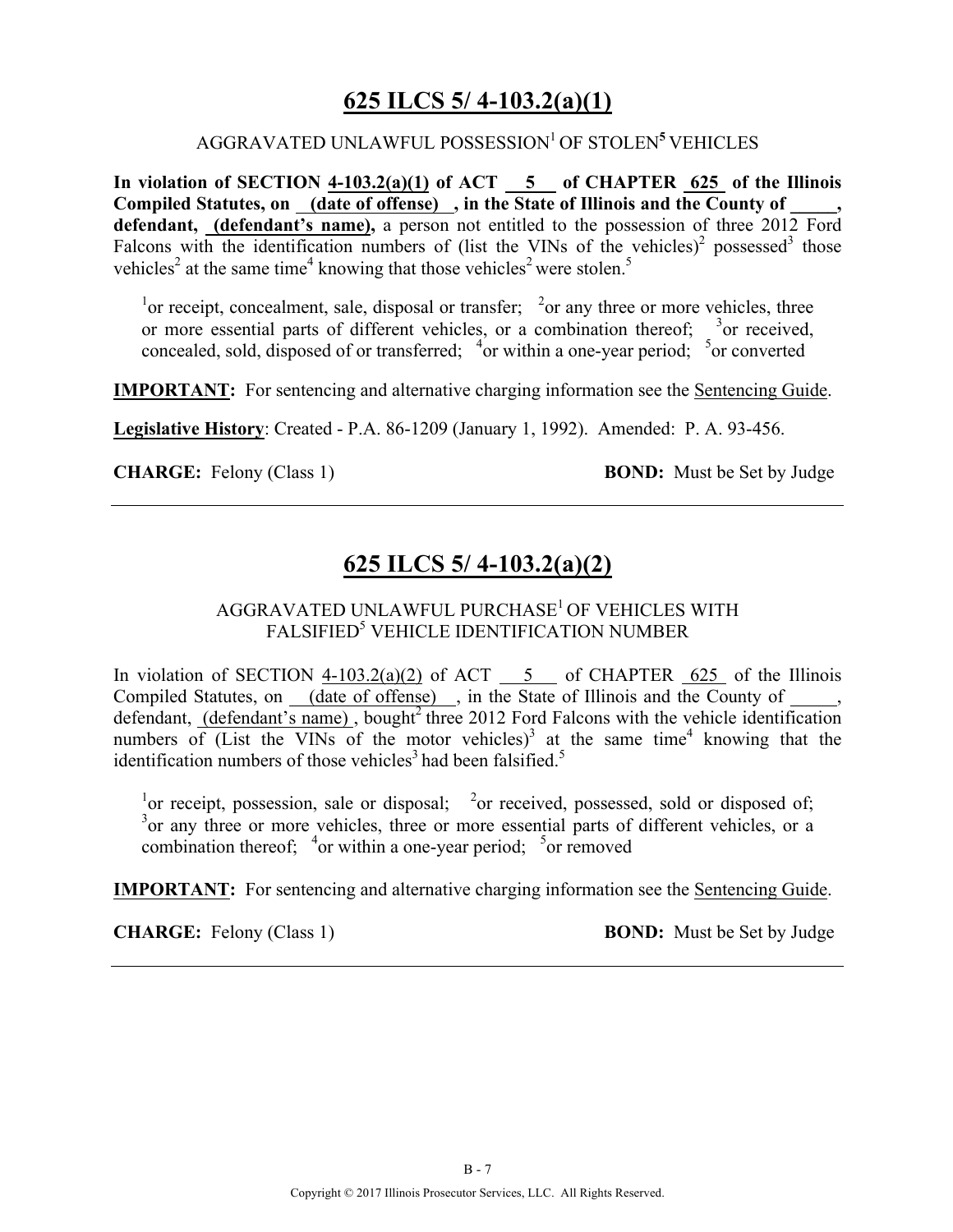# 625 ILCS 5/ 4-103.2(a)(1)

AGGRAVATED UNLAWFUL POSSESSION[1] OF STOLEN[5] VEHICLES

**In violation of SECTION 4-103.2(a)(1) of ACT 5 of CHAPTER 625 of the Illinois Compiled Statutes, on (date of offense) , in the State of Illinois and the County of _____, defendant, (defendant's name),** a person not entitled to the possession of three 2012 Ford Falcons with the identification numbers of (list the VINs of the vehicles)[2] possessed[3] those vehicles[2] at the same time[4] knowing that those vehicles[2] were stolen.[5]

[1]or receipt, concealment, sale, disposal or transfer; [2]or any three or more vehicles, three or more essential parts of different vehicles, or a combination thereof; [3]or received, concealed, sold, disposed of or transferred; [4]or within a one-year period; [5]or converted

**IMPORTANT:** For sentencing and alternative charging information see the Sentencing Guide.

**Legislative History**: Created - P.A. 86-1209 (January 1, 1992). Amended: P. A. 93-456.

**CHARGE:** Felony (Class 1) **BOND:** Must be Set by Judge

---

# 625 ILCS 5/ 4-103.2(a)(2)

AGGRAVATED UNLAWFUL PURCHASE[1] OF VEHICLES WITH FALSIFIED[5] VEHICLE IDENTIFICATION NUMBER

In violation of SECTION 4-103.2(a)(2) of ACT 5 of CHAPTER 625 of the Illinois Compiled Statutes, on (date of offense) , in the State of Illinois and the County of _____, defendant, (defendant's name) , bought[2] three 2012 Ford Falcons with the vehicle identification numbers of (List the VINs of the motor vehicles)[3] at the same time[4] knowing that the identification numbers of those vehicles[3] had been falsified.[5]

[1]or receipt, possession, sale or disposal; [2]or received, possessed, sold or disposed of; [3]or any three or more vehicles, three or more essential parts of different vehicles, or a combination thereof; [4]or within a one-year period; [5]or removed

**IMPORTANT:** For sentencing and alternative charging information see the Sentencing Guide.

**CHARGE:** Felony (Class 1) **BOND:** Must be Set by Judge

---

Copyright © 2017 Illinois Prosecutor Services, LLC. All Rights Reserved.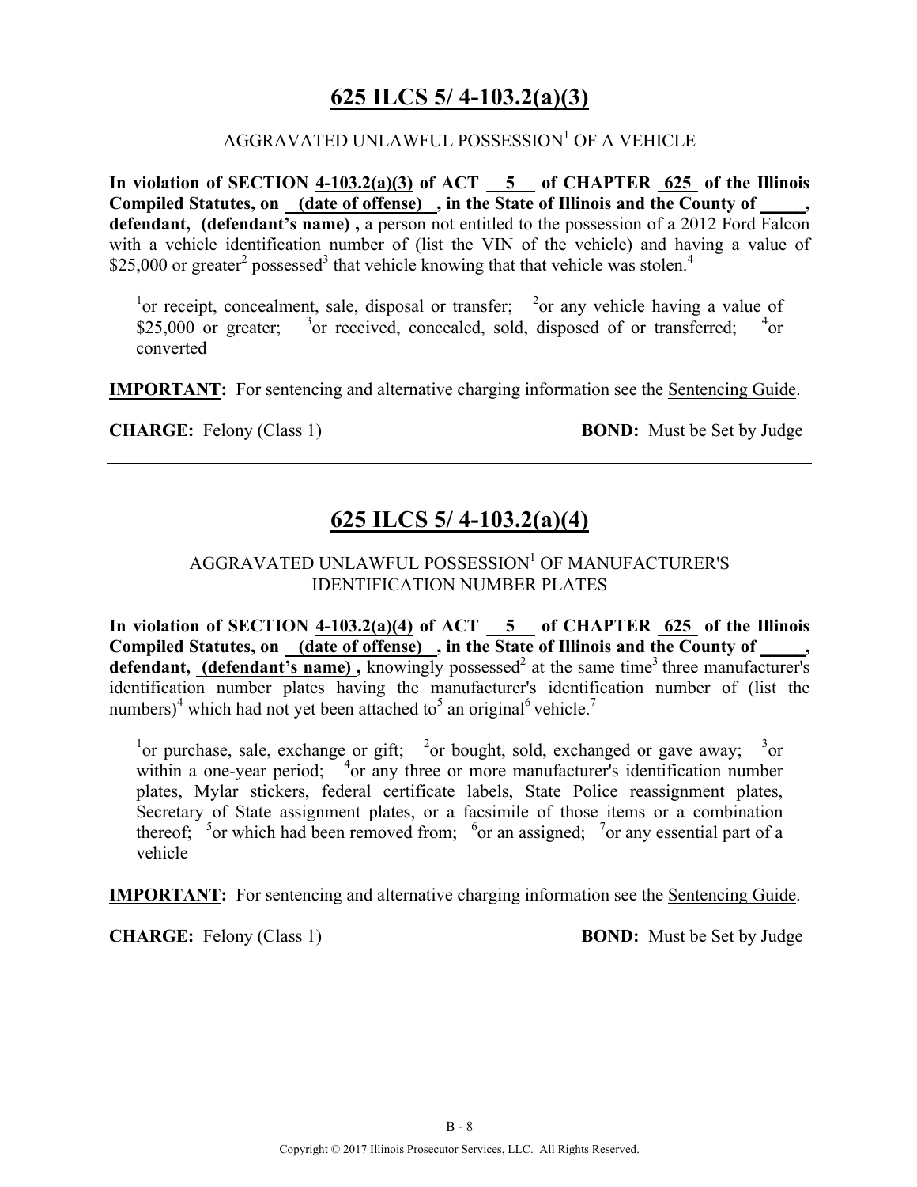## 625 ILCS 5/ 4-103.2(a)(3)

AGGRAVATED UNLAWFUL POSSESSION[1] OF A VEHICLE

**In violation of SECTION 4-103.2(a)(3) of ACT 5 of CHAPTER 625 of the Illinois Compiled Statutes, on (date of offense) , in the State of Illinois and the County of _____, defendant, (defendant's name) ,** a person not entitled to the possession of a 2012 Ford Falcon with a vehicle identification number of (list the VIN of the vehicle) and having a value of \$25,000 or greater[2] possessed[3] that vehicle knowing that that vehicle was stolen.[4]

[1]or receipt, concealment, sale, disposal or transfer; [2]or any vehicle having a value of \$25,000 or greater; [3]or received, concealed, sold, disposed of or transferred; [4]or converted

**IMPORTANT:** For sentencing and alternative charging information see the Sentencing Guide.

**CHARGE:** Felony (Class 1) **BOND:** Must be Set by Judge

---

## 625 ILCS 5/ 4-103.2(a)(4)

AGGRAVATED UNLAWFUL POSSESSION[1] OF MANUFACTURER'S IDENTIFICATION NUMBER PLATES

**In violation of SECTION 4-103.2(a)(4) of ACT 5 of CHAPTER 625 of the Illinois Compiled Statutes, on (date of offense) , in the State of Illinois and the County of _____, defendant, (defendant's name) ,** knowingly possessed[2] at the same time[3] three manufacturer's identification number plates having the manufacturer's identification number of (list the numbers)[4] which had not yet been attached to[5] an original[6] vehicle.[7]

[1]or purchase, sale, exchange or gift; [2]or bought, sold, exchanged or gave away; [3]or within a one-year period; [4]or any three or more manufacturer's identification number plates, Mylar stickers, federal certificate labels, State Police reassignment plates, Secretary of State assignment plates, or a facsimile of those items or a combination thereof; [5]or which had been removed from; [6]or an assigned; [7]or any essential part of a vehicle

**IMPORTANT:** For sentencing and alternative charging information see the Sentencing Guide.

**CHARGE:** Felony (Class 1) **BOND:** Must be Set by Judge

---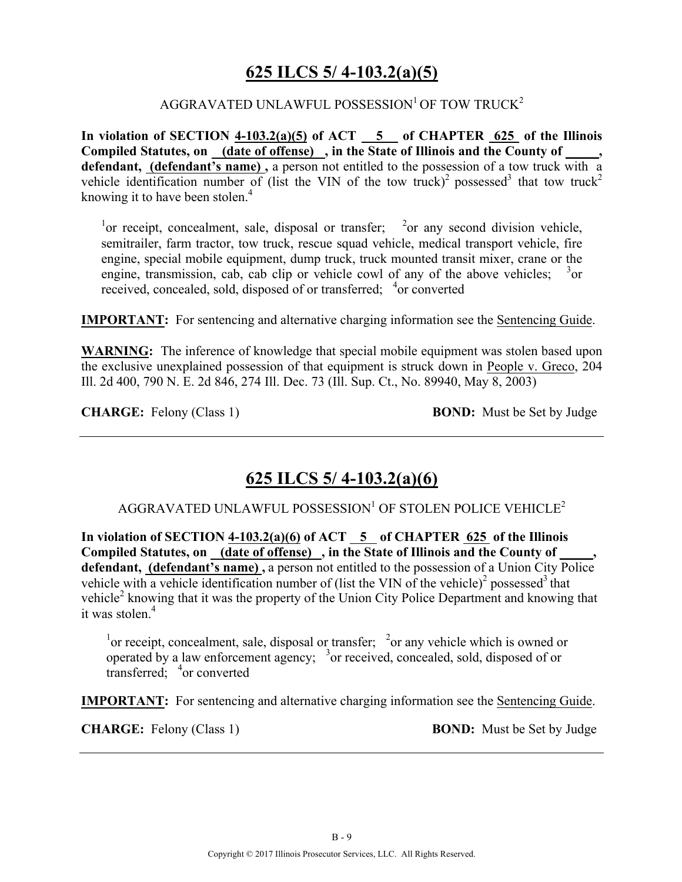# 625 ILCS 5/ 4-103.2(a)(5)

AGGRAVATED UNLAWFUL POSSESSION[1] OF TOW TRUCK[2]

**In violation of SECTION 4-103.2(a)(5) of ACT 5 of CHAPTER 625 of the Illinois Compiled Statutes, on (date of offense) , in the State of Illinois and the County of \_\_\_\_\_, defendant, (defendant's name) ,** a person not entitled to the possession of a tow truck with a vehicle identification number of (list the VIN of the tow truck)[2] possessed[3] that tow truck[2] knowing it to have been stolen.[4]

> [1]or receipt, concealment, sale, disposal or transfer; [2]or any second division vehicle, semitrailer, farm tractor, tow truck, rescue squad vehicle, medical transport vehicle, fire engine, special mobile equipment, dump truck, truck mounted transit mixer, crane or the engine, transmission, cab, cab clip or vehicle cowl of any of the above vehicles; [3]or received, concealed, sold, disposed of or transferred; [4]or converted

**IMPORTANT:** For sentencing and alternative charging information see the Sentencing Guide.

**WARNING:** The inference of knowledge that special mobile equipment was stolen based upon the exclusive unexplained possession of that equipment is struck down in People v. Greco, 204 Ill. 2d 400, 790 N. E. 2d 846, 274 Ill. Dec. 73 (Ill. Sup. Ct., No. 89940, May 8, 2003)

**CHARGE:** Felony (Class 1) **BOND:** Must be Set by Judge

---

# 625 ILCS 5/ 4-103.2(a)(6)

AGGRAVATED UNLAWFUL POSSESSION[1] OF STOLEN POLICE VEHICLE[2]

**In violation of SECTION 4-103.2(a)(6) of ACT 5 of CHAPTER 625 of the Illinois Compiled Statutes, on (date of offense) , in the State of Illinois and the County of \_\_\_\_\_, defendant, (defendant's name) ,** a person not entitled to the possession of a Union City Police vehicle with a vehicle identification number of (list the VIN of the vehicle)[2] possessed[3] that vehicle[2] knowing that it was the property of the Union City Police Department and knowing that it was stolen.[4]

> [1]or receipt, concealment, sale, disposal or transfer; [2]or any vehicle which is owned or operated by a law enforcement agency; [3]or received, concealed, sold, disposed of or transferred; [4]or converted

**IMPORTANT:** For sentencing and alternative charging information see the Sentencing Guide.

**CHARGE:** Felony (Class 1) **BOND:** Must be Set by Judge

---

B - 9

Copyright © 2017 Illinois Prosecutor Services, LLC. All Rights Reserved.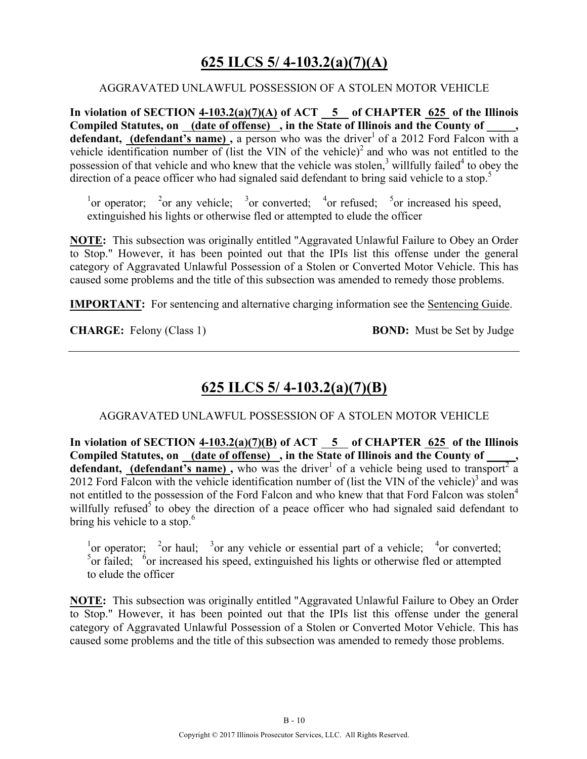## 625 ILCS 5/ 4-103.2(a)(7)(A)

AGGRAVATED UNLAWFUL POSSESSION OF A STOLEN MOTOR VEHICLE

**In violation of SECTION 4-103.2(a)(7)(A) of ACT 5 of CHAPTER 625 of the Illinois Compiled Statutes, on (date of offense) , in the State of Illinois and the County of _____, defendant, (defendant's name) ,** a person who was the driver[1] of a 2012 Ford Falcon with a vehicle identification number of (list the VIN of the vehicle)[2] and who was not entitled to the possession of that vehicle and who knew that the vehicle was stolen,[3] willfully failed[4] to obey the direction of a peace officer who had signaled said defendant to bring said vehicle to a stop.[5]

[1]or operator; [2]or any vehicle; [3]or converted; [4]or refused; [5]or increased his speed, extinguished his lights or otherwise fled or attempted to elude the officer

**NOTE:** This subsection was originally entitled "Aggravated Unlawful Failure to Obey an Order to Stop." However, it has been pointed out that the IPIs list this offense under the general category of Aggravated Unlawful Possession of a Stolen or Converted Motor Vehicle. This has caused some problems and the title of this subsection was amended to remedy those problems.

**IMPORTANT:** For sentencing and alternative charging information see the Sentencing Guide.

**CHARGE:** Felony (Class 1) **BOND:** Must be Set by Judge

---

## 625 ILCS 5/ 4-103.2(a)(7)(B)

AGGRAVATED UNLAWFUL POSSESSION OF A STOLEN MOTOR VEHICLE

**In violation of SECTION 4-103.2(a)(7)(B) of ACT 5 of CHAPTER 625 of the Illinois Compiled Statutes, on (date of offense) , in the State of Illinois and the County of _____, defendant, (defendant's name) ,** who was the driver[1] of a vehicle being used to transport[2] a 2012 Ford Falcon with the vehicle identification number of (list the VIN of the vehicle)[3] and was not entitled to the possession of the Ford Falcon and who knew that that Ford Falcon was stolen[4] willfully refused[5] to obey the direction of a peace officer who had signaled said defendant to bring his vehicle to a stop.[6]

[1]or operator; [2]or haul; [3]or any vehicle or essential part of a vehicle; [4]or converted; [5]or failed; [6]or increased his speed, extinguished his lights or otherwise fled or attempted to elude the officer

**NOTE:** This subsection was originally entitled "Aggravated Unlawful Failure to Obey an Order to Stop." However, it has been pointed out that the IPIs list this offense under the general category of Aggravated Unlawful Possession of a Stolen or Converted Motor Vehicle. This has caused some problems and the title of this subsection was amended to remedy those problems.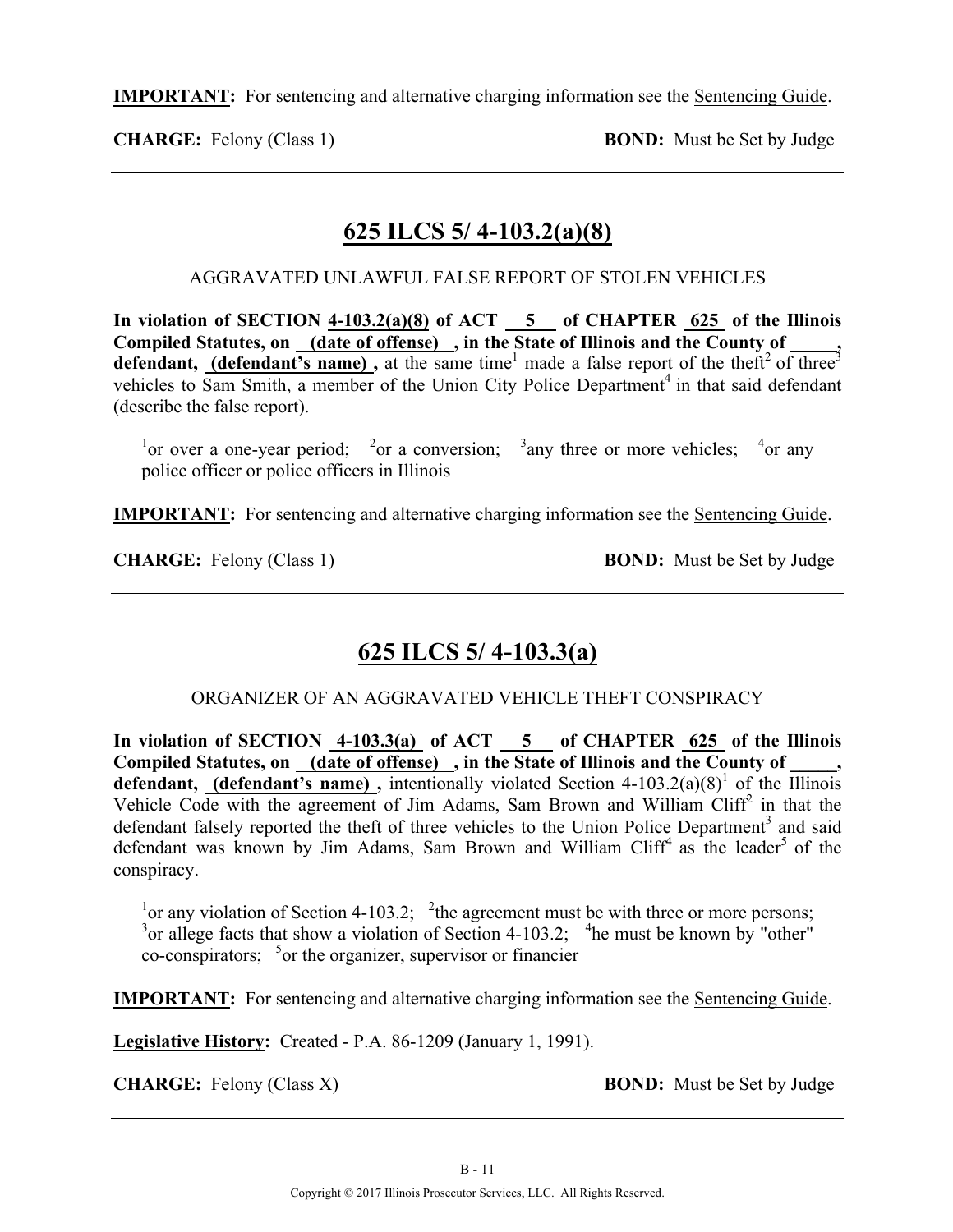**IMPORTANT:** For sentencing and alternative charging information see the Sentencing Guide.

**CHARGE:** Felony (Class 1) **BOND:** Must be Set by Judge

---

## 625 ILCS 5/ 4-103.2(a)(8)

AGGRAVATED UNLAWFUL FALSE REPORT OF STOLEN VEHICLES

**In violation of SECTION 4-103.2(a)(8) of ACT 5 of CHAPTER 625 of the Illinois Compiled Statutes, on (date of offense), in the State of Illinois and the County of \_\_\_\_\_, defendant, (defendant's name),** at the same time[1] made a false report of the theft[2] of three[3] vehicles to Sam Smith, a member of the Union City Police Department[4] in that said defendant (describe the false report).

[1]or over a one-year period; [2]or a conversion; [3]any three or more vehicles; [4]or any police officer or police officers in Illinois

**IMPORTANT:** For sentencing and alternative charging information see the Sentencing Guide.

**CHARGE:** Felony (Class 1) **BOND:** Must be Set by Judge

---

## 625 ILCS 5/ 4-103.3(a)

ORGANIZER OF AN AGGRAVATED VEHICLE THEFT CONSPIRACY

**In violation of SECTION 4-103.3(a) of ACT 5 of CHAPTER 625 of the Illinois Compiled Statutes, on (date of offense), in the State of Illinois and the County of \_\_\_\_\_, defendant, (defendant's name),** intentionally violated Section 4-103.2(a)(8)[1] of the Illinois Vehicle Code with the agreement of Jim Adams, Sam Brown and William Cliff[2] in that the defendant falsely reported the theft of three vehicles to the Union Police Department[3] and said defendant was known by Jim Adams, Sam Brown and William Cliff[4] as the leader[5] of the conspiracy.

[1]or any violation of Section 4-103.2; [2]the agreement must be with three or more persons; [3]or allege facts that show a violation of Section 4-103.2; [4]he must be known by "other" co-conspirators; [5]or the organizer, supervisor or financier

**IMPORTANT:** For sentencing and alternative charging information see the Sentencing Guide.

**Legislative History:** Created - P.A. 86-1209 (January 1, 1991).

**CHARGE:** Felony (Class X) **BOND:** Must be Set by Judge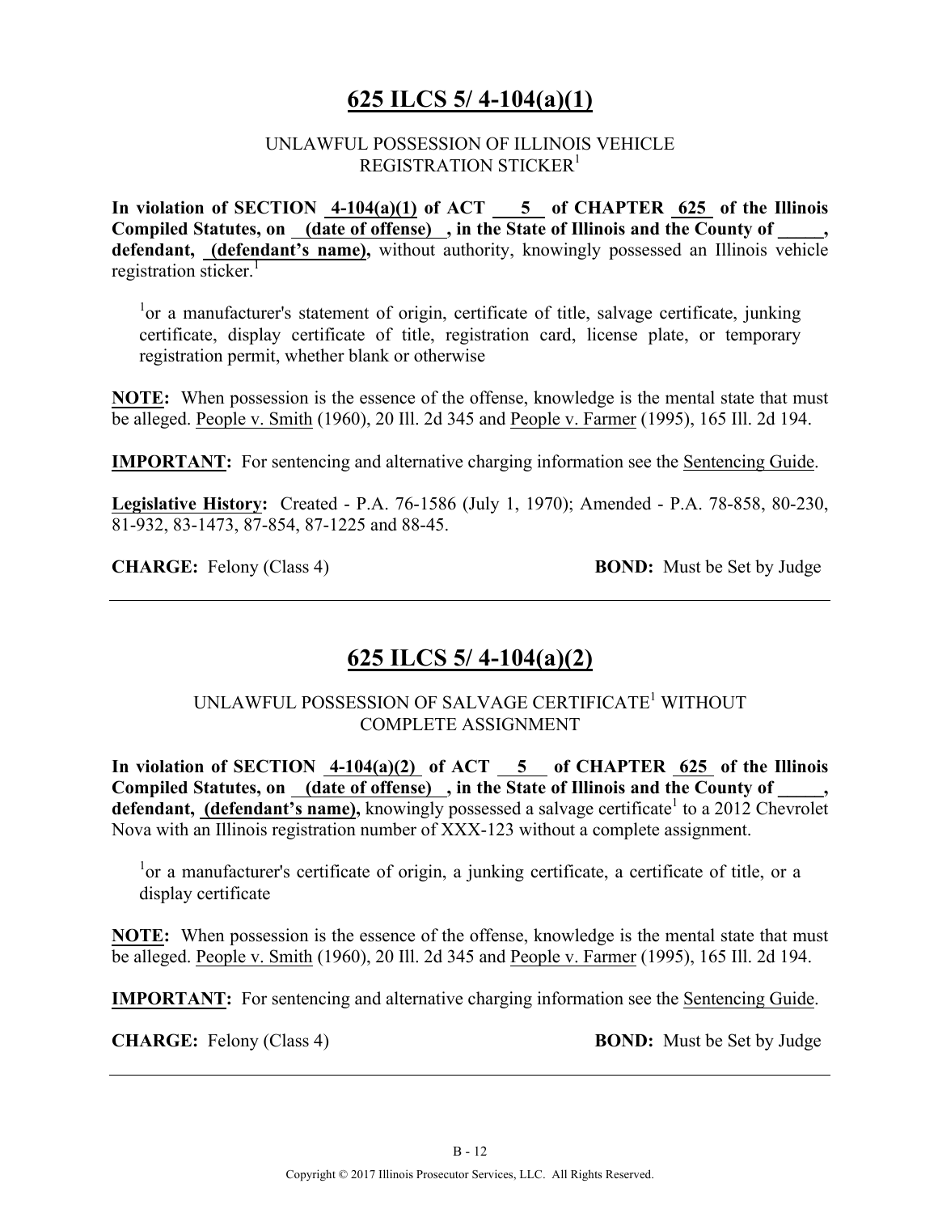## 625 ILCS 5/ 4-104(a)(1)

UNLAWFUL POSSESSION OF ILLINOIS VEHICLE REGISTRATION STICKER[1]

**In violation of SECTION 4-104(a)(1) of ACT 5 of CHAPTER 625 of the Illinois Compiled Statutes, on (date of offense), in the State of Illinois and the County of _____, defendant, (defendant's name),** without authority, knowingly possessed an Illinois vehicle registration sticker.[1]

[1]or a manufacturer's statement of origin, certificate of title, salvage certificate, junking certificate, display certificate of title, registration card, license plate, or temporary registration permit, whether blank or otherwise

**NOTE:** When possession is the essence of the offense, knowledge is the mental state that must be alleged. People v. Smith (1960), 20 Ill. 2d 345 and People v. Farmer (1995), 165 Ill. 2d 194.

**IMPORTANT:** For sentencing and alternative charging information see the Sentencing Guide.

**Legislative History:** Created - P.A. 76-1586 (July 1, 1970); Amended - P.A. 78-858, 80-230, 81-932, 83-1473, 87-854, 87-1225 and 88-45.

**CHARGE:** Felony (Class 4) **BOND:** Must be Set by Judge

---

## 625 ILCS 5/ 4-104(a)(2)

UNLAWFUL POSSESSION OF SALVAGE CERTIFICATE[1] WITHOUT COMPLETE ASSIGNMENT

**In violation of SECTION 4-104(a)(2) of ACT 5 of CHAPTER 625 of the Illinois Compiled Statutes, on (date of offense), in the State of Illinois and the County of _____, defendant, (defendant's name),** knowingly possessed a salvage certificate[1] to a 2012 Chevrolet Nova with an Illinois registration number of XXX-123 without a complete assignment.

[1]or a manufacturer's certificate of origin, a junking certificate, a certificate of title, or a display certificate

**NOTE:** When possession is the essence of the offense, knowledge is the mental state that must be alleged. People v. Smith (1960), 20 Ill. 2d 345 and People v. Farmer (1995), 165 Ill. 2d 194.

**IMPORTANT:** For sentencing and alternative charging information see the Sentencing Guide.

**CHARGE:** Felony (Class 4) **BOND:** Must be Set by Judge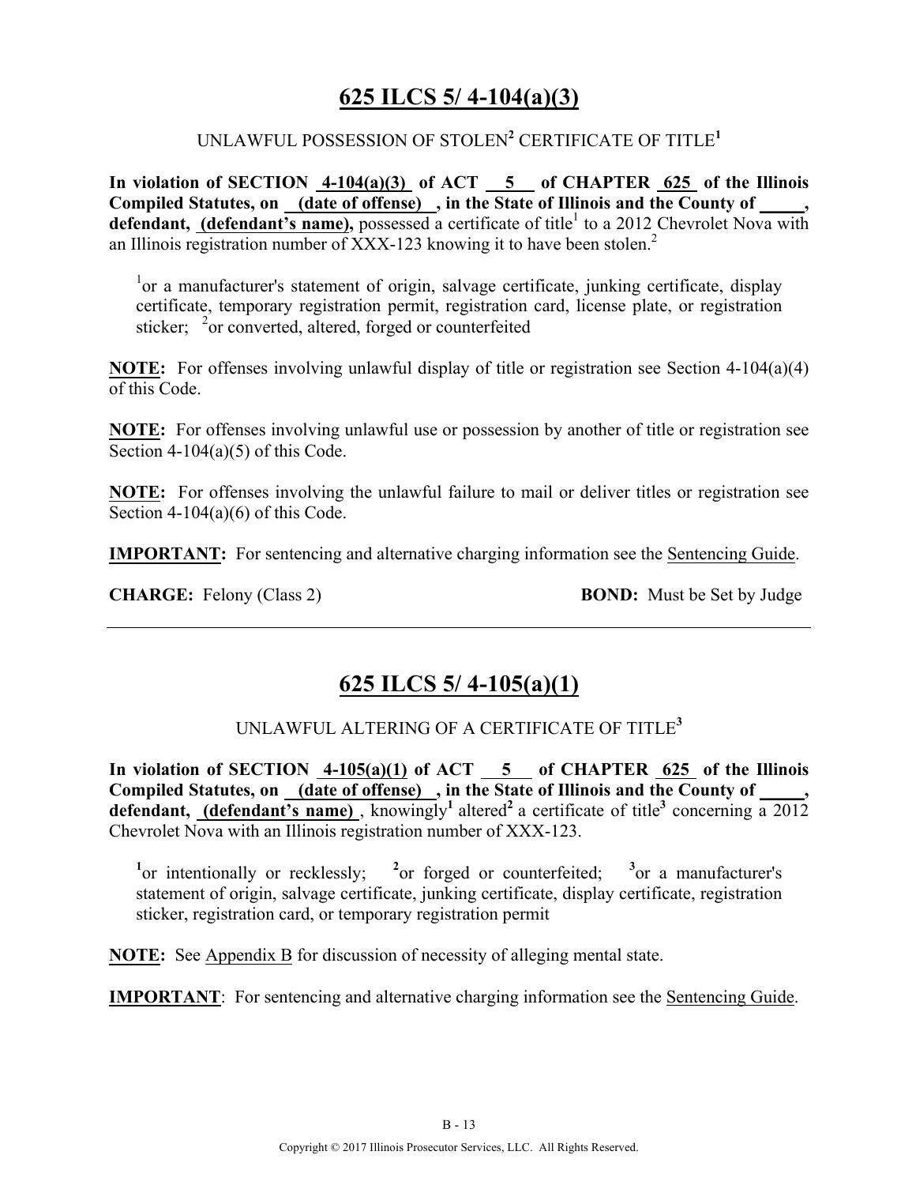## 625 ILCS 5/ 4-104(a)(3)

UNLAWFUL POSSESSION OF STOLEN[2] CERTIFICATE OF TITLE[1]

**In violation of SECTION 4-104(a)(3) of ACT 5 of CHAPTER 625 of the Illinois Compiled Statutes, on (date of offense), in the State of Illinois and the County of \_\_\_\_\_, defendant, (defendant's name),** possessed a certificate of title[1] to a 2012 Chevrolet Nova with an Illinois registration number of XXX-123 knowing it to have been stolen.[2]

[1]or a manufacturer's statement of origin, salvage certificate, junking certificate, display certificate, temporary registration permit, registration card, license plate, or registration sticker; [2]or converted, altered, forged or counterfeited

**NOTE:** For offenses involving unlawful display of title or registration see Section 4-104(a)(4) of this Code.

**NOTE:** For offenses involving unlawful use or possession by another of title or registration see Section 4-104(a)(5) of this Code.

**NOTE:** For offenses involving the unlawful failure to mail or deliver titles or registration see Section 4-104(a)(6) of this Code.

**IMPORTANT:** For sentencing and alternative charging information see the Sentencing Guide.

**CHARGE:** Felony (Class 2) **BOND:** Must be Set by Judge

---

## 625 ILCS 5/ 4-105(a)(1)

UNLAWFUL ALTERING OF A CERTIFICATE OF TITLE[3]

**In violation of SECTION 4-105(a)(1) of ACT 5 of CHAPTER 625 of the Illinois Compiled Statutes, on (date of offense), in the State of Illinois and the County of \_\_\_\_\_, defendant, (defendant's name)**, knowingly[1] altered[2] a certificate of title[3] concerning a 2012 Chevrolet Nova with an Illinois registration number of XXX-123.

[1]or intentionally or recklessly; [2]or forged or counterfeited; [3]or a manufacturer's statement of origin, salvage certificate, junking certificate, display certificate, registration sticker, registration card, or temporary registration permit

**NOTE:** See Appendix B for discussion of necessity of alleging mental state.

**IMPORTANT**: For sentencing and alternative charging information see the Sentencing Guide.

Copyright © 2017 Illinois Prosecutor Services, LLC. All Rights Reserved.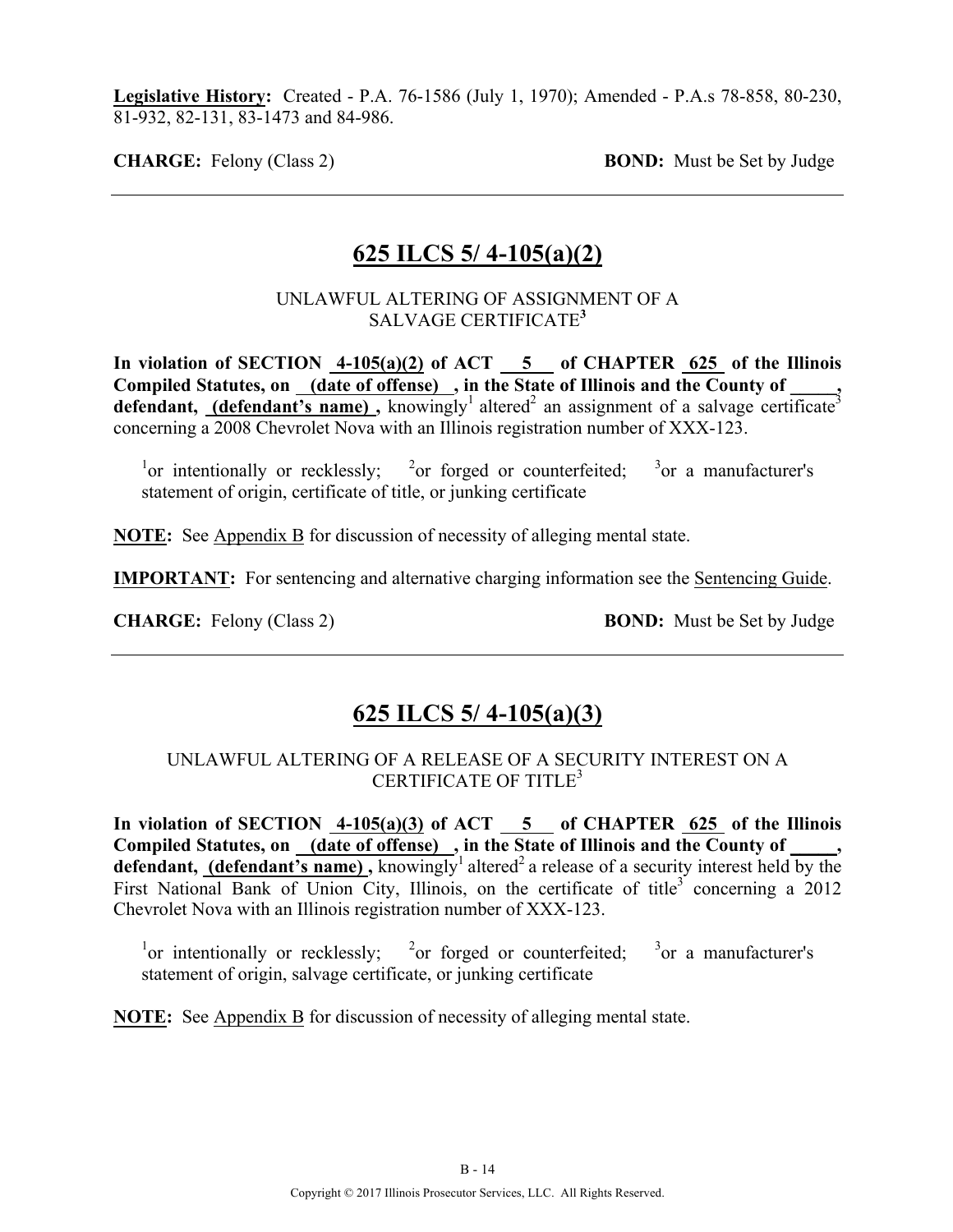**Legislative History:** Created - P.A. 76-1586 (July 1, 1970); Amended - P.A.s 78-858, 80-230, 81-932, 82-131, 83-1473 and 84-986.

**CHARGE:** Felony (Class 2) **BOND:** Must be Set by Judge

---

## 625 ILCS 5/ 4-105(a)(2)

UNLAWFUL ALTERING OF ASSIGNMENT OF A SALVAGE CERTIFICATE[3]

**In violation of SECTION 4-105(a)(2) of ACT 5 of CHAPTER 625 of the Illinois Compiled Statutes, on (date of offense) , in the State of Illinois and the County of _____, defendant, (defendant's name) ,** knowingly[1] altered[2] an assignment of a salvage certificate[3] concerning a 2008 Chevrolet Nova with an Illinois registration number of XXX-123.

[1]or intentionally or recklessly; [2]or forged or counterfeited; [3]or a manufacturer's statement of origin, certificate of title, or junking certificate

**NOTE:** See Appendix B for discussion of necessity of alleging mental state.

**IMPORTANT:** For sentencing and alternative charging information see the Sentencing Guide.

**CHARGE:** Felony (Class 2) **BOND:** Must be Set by Judge

---

## 625 ILCS 5/ 4-105(a)(3)

UNLAWFUL ALTERING OF A RELEASE OF A SECURITY INTEREST ON A CERTIFICATE OF TITLE[3]

**In violation of SECTION 4-105(a)(3) of ACT 5 of CHAPTER 625 of the Illinois Compiled Statutes, on (date of offense) , in the State of Illinois and the County of _____, defendant, (defendant's name) ,** knowingly[1] altered[2] a release of a security interest held by the First National Bank of Union City, Illinois, on the certificate of title[3] concerning a 2012 Chevrolet Nova with an Illinois registration number of XXX-123.

[1]or intentionally or recklessly; [2]or forged or counterfeited; [3]or a manufacturer's statement of origin, salvage certificate, or junking certificate

**NOTE:** See Appendix B for discussion of necessity of alleging mental state.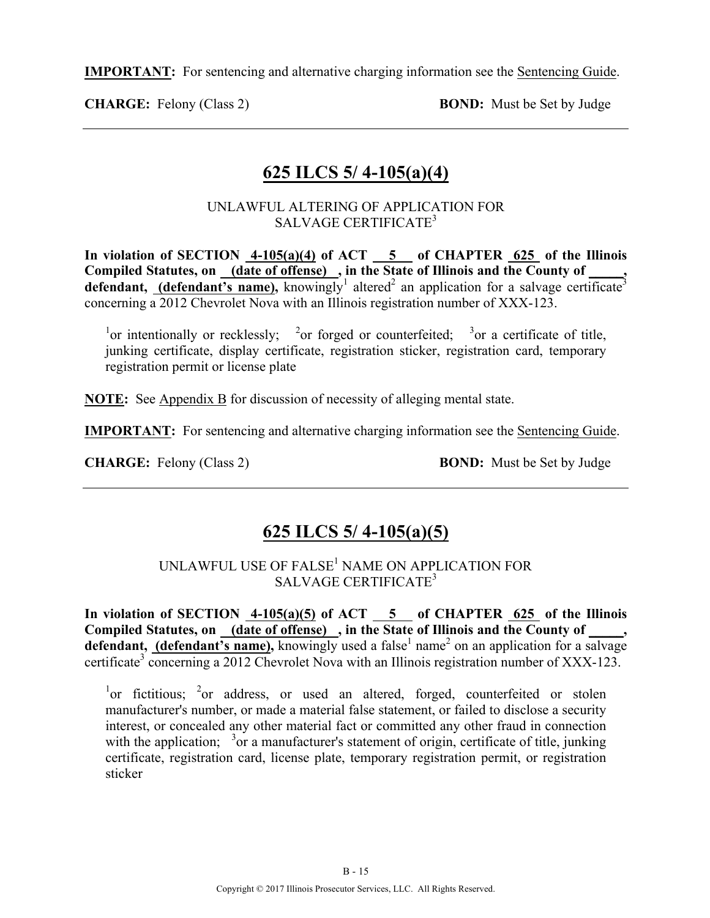**IMPORTANT:** For sentencing and alternative charging information see the Sentencing Guide.

**CHARGE:** Felony (Class 2) **BOND:** Must be Set by Judge

---

## 625 ILCS 5/ 4-105(a)(4)

### UNLAWFUL ALTERING OF APPLICATION FOR SALVAGE CERTIFICATE[3]

**In violation of SECTION 4-105(a)(4) of ACT 5 of CHAPTER 625 of the Illinois Compiled Statutes, on (date of offense), in the State of Illinois and the County of \_\_\_\_\_, defendant, (defendant's name),** knowingly[1] altered[2] an application for a salvage certificate[3] concerning a 2012 Chevrolet Nova with an Illinois registration number of XXX-123.

[1]or intentionally or recklessly; [2]or forged or counterfeited; [3]or a certificate of title, junking certificate, display certificate, registration sticker, registration card, temporary registration permit or license plate

**NOTE:** See Appendix B for discussion of necessity of alleging mental state.

**IMPORTANT:** For sentencing and alternative charging information see the Sentencing Guide.

**CHARGE:** Felony (Class 2) **BOND:** Must be Set by Judge

---

## 625 ILCS 5/ 4-105(a)(5)

### UNLAWFUL USE OF FALSE[1] NAME ON APPLICATION FOR SALVAGE CERTIFICATE[3]

**In violation of SECTION 4-105(a)(5) of ACT 5 of CHAPTER 625 of the Illinois Compiled Statutes, on (date of offense), in the State of Illinois and the County of \_\_\_\_\_, defendant, (defendant's name),** knowingly used a false[1] name[2] on an application for a salvage certificate[3] concerning a 2012 Chevrolet Nova with an Illinois registration number of XXX-123.

[1]or fictitious; [2]or address, or used an altered, forged, counterfeited or stolen manufacturer's number, or made a material false statement, or failed to disclose a security interest, or concealed any other material fact or committed any other fraud in connection with the application; [3]or a manufacturer's statement of origin, certificate of title, junking certificate, registration card, license plate, temporary registration permit, or registration sticker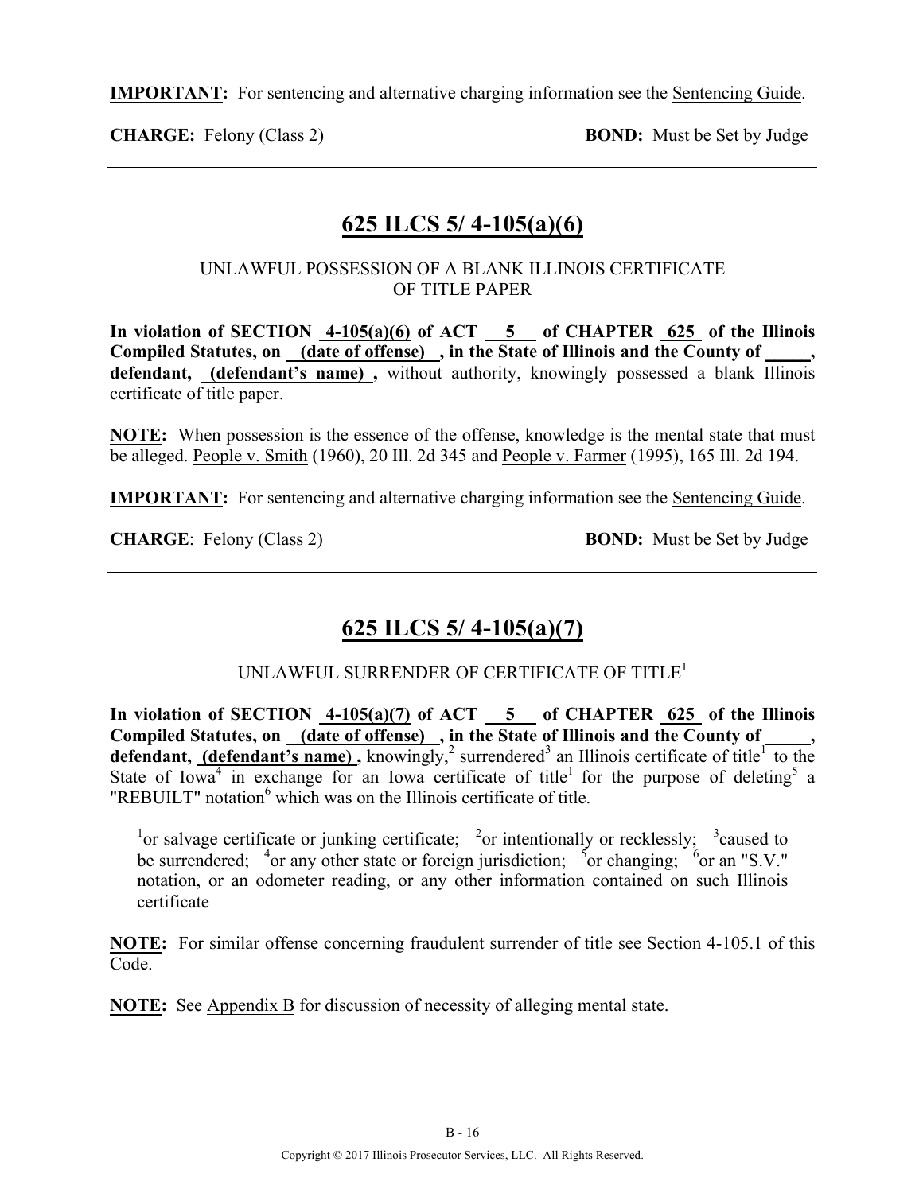**IMPORTANT:** For sentencing and alternative charging information see the Sentencing Guide.

**CHARGE:** Felony (Class 2) **BOND:** Must be Set by Judge

---

## 625 ILCS 5/ 4-105(a)(6)

UNLAWFUL POSSESSION OF A BLANK ILLINOIS CERTIFICATE OF TITLE PAPER

**In violation of SECTION 4-105(a)(6) of ACT 5 of CHAPTER 625 of the Illinois Compiled Statutes, on (date of offense) , in the State of Illinois and the County of \_\_\_\_\_, defendant, (defendant's name) ,** without authority, knowingly possessed a blank Illinois certificate of title paper.

**NOTE:** When possession is the essence of the offense, knowledge is the mental state that must be alleged. People v. Smith (1960), 20 Ill. 2d 345 and People v. Farmer (1995), 165 Ill. 2d 194.

**IMPORTANT:** For sentencing and alternative charging information see the Sentencing Guide.

**CHARGE**: Felony (Class 2) **BOND:** Must be Set by Judge

---

## 625 ILCS 5/ 4-105(a)(7)

UNLAWFUL SURRENDER OF CERTIFICATE OF TITLE[1]

**In violation of SECTION 4-105(a)(7) of ACT 5 of CHAPTER 625 of the Illinois Compiled Statutes, on (date of offense) , in the State of Illinois and the County of \_\_\_\_\_, defendant, (defendant's name) ,** knowingly,[2] surrendered[3] an Illinois certificate of title[1] to the State of Iowa[4] in exchange for an Iowa certificate of title[1] for the purpose of deleting[5] a "REBUILT" notation[6] which was on the Illinois certificate of title.

[1]or salvage certificate or junking certificate; [2]or intentionally or recklessly; [3]caused to be surrendered; [4]or any other state or foreign jurisdiction; [5]or changing; [6]or an "S.V." notation, or an odometer reading, or any other information contained on such Illinois certificate

**NOTE:** For similar offense concerning fraudulent surrender of title see Section 4-105.1 of this Code.

**NOTE:** See Appendix B for discussion of necessity of alleging mental state.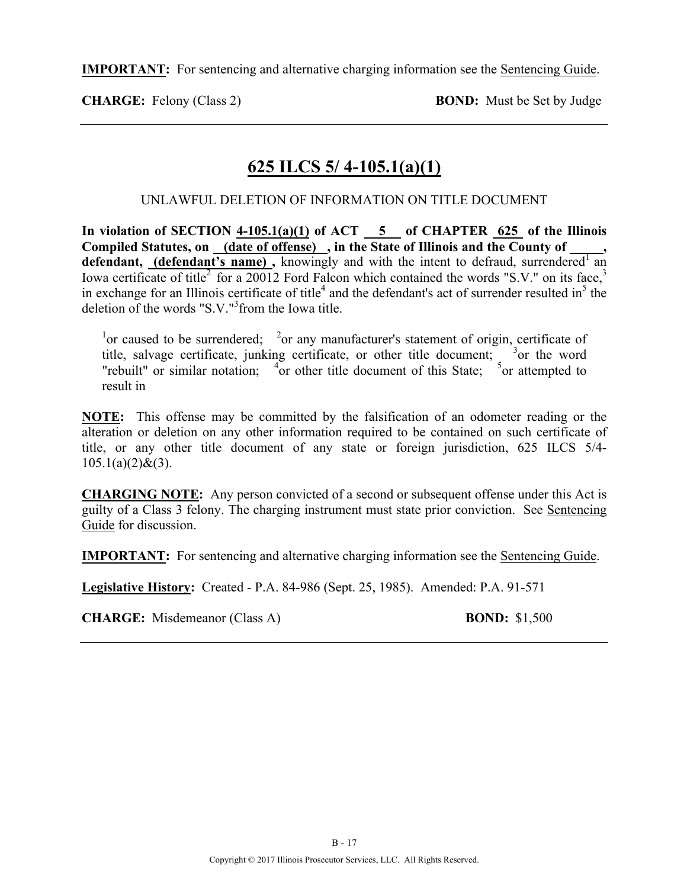**IMPORTANT:** For sentencing and alternative charging information see the Sentencing Guide.

**CHARGE:** Felony (Class 2) **BOND:** Must be Set by Judge

## 625 ILCS 5/ 4-105.1(a)(1)

UNLAWFUL DELETION OF INFORMATION ON TITLE DOCUMENT

**In violation of SECTION 4-105.1(a)(1) of ACT 5 of CHAPTER 625 of the Illinois Compiled Statutes, on (date of offense) , in the State of Illinois and the County of \_\_\_\_\_, defendant, (defendant's name) ,** knowingly and with the intent to defraud, surrendered[1] an Iowa certificate of title[2] for a 20012 Ford Falcon which contained the words "S.V." on its face,[3] in exchange for an Illinois certificate of title[4] and the defendant's act of surrender resulted in[5] the deletion of the words "S.V."[3] from the Iowa title.

[1]or caused to be surrendered; [2]or any manufacturer's statement of origin, certificate of title, salvage certificate, junking certificate, or other title document; [3]or the word "rebuilt" or similar notation; [4]or other title document of this State; [5]or attempted to result in

**NOTE:** This offense may be committed by the falsification of an odometer reading or the alteration or deletion on any other information required to be contained on such certificate of title, or any other title document of any state or foreign jurisdiction, 625 ILCS 5/4-105.1(a)(2)&(3).

**CHARGING NOTE:** Any person convicted of a second or subsequent offense under this Act is guilty of a Class 3 felony. The charging instrument must state prior conviction. See Sentencing Guide for discussion.

**IMPORTANT:** For sentencing and alternative charging information see the Sentencing Guide.

**Legislative History:** Created - P.A. 84-986 (Sept. 25, 1985). Amended: P.A. 91-571

**CHARGE:** Misdemeanor (Class A) **BOND:** $1,500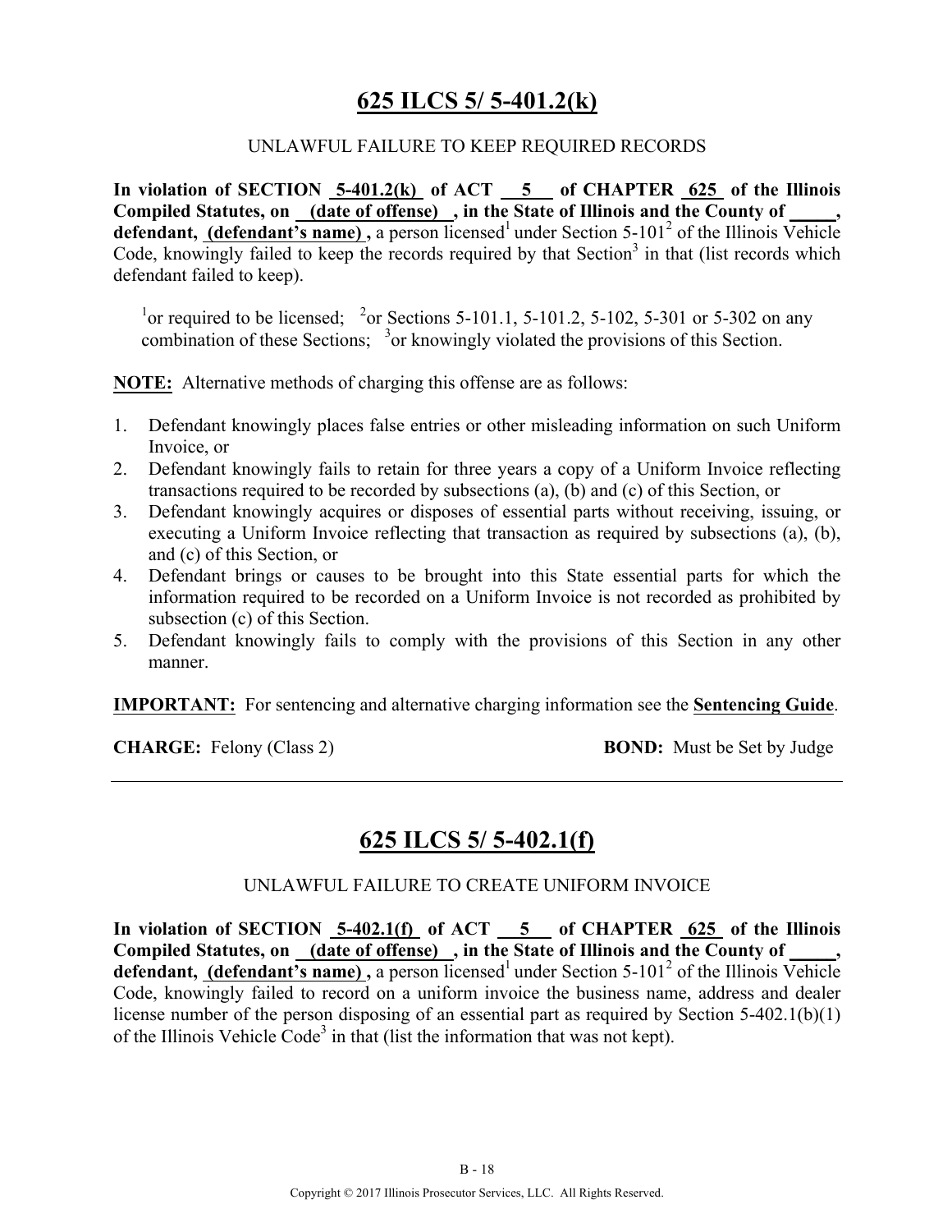## 625 ILCS 5/ 5-401.2(k)

UNLAWFUL FAILURE TO KEEP REQUIRED RECORDS

**In violation of SECTION 5-401.2(k) of ACT 5 of CHAPTER 625 of the Illinois Compiled Statutes, on (date of offense) , in the State of Illinois and the County of _____, defendant, (defendant's name) ,** a person licensed[1] under Section 5-101[2] of the Illinois Vehicle Code, knowingly failed to keep the records required by that Section[3] in that (list records which defendant failed to keep).

[1]or required to be licensed; [2]or Sections 5-101.1, 5-101.2, 5-102, 5-301 or 5-302 on any combination of these Sections; [3]or knowingly violated the provisions of this Section.

**NOTE:** Alternative methods of charging this offense are as follows:

1. Defendant knowingly places false entries or other misleading information on such Uniform Invoice, or
2. Defendant knowingly fails to retain for three years a copy of a Uniform Invoice reflecting transactions required to be recorded by subsections (a), (b) and (c) of this Section, or
3. Defendant knowingly acquires or disposes of essential parts without receiving, issuing, or executing a Uniform Invoice reflecting that transaction as required by subsections (a), (b), and (c) of this Section, or
4. Defendant brings or causes to be brought into this State essential parts for which the information required to be recorded on a Uniform Invoice is not recorded as prohibited by subsection (c) of this Section.
5. Defendant knowingly fails to comply with the provisions of this Section in any other manner.

**IMPORTANT:** For sentencing and alternative charging information see the **Sentencing Guide**.

**CHARGE:** Felony (Class 2) **BOND:** Must be Set by Judge

---

## 625 ILCS 5/ 5-402.1(f)

UNLAWFUL FAILURE TO CREATE UNIFORM INVOICE

**In violation of SECTION 5-402.1(f) of ACT 5 of CHAPTER 625 of the Illinois Compiled Statutes, on (date of offense) , in the State of Illinois and the County of _____, defendant, (defendant's name) ,** a person licensed[1] under Section 5-101[2] of the Illinois Vehicle Code, knowingly failed to record on a uniform invoice the business name, address and dealer license number of the person disposing of an essential part as required by Section 5-402.1(b)(1) of the Illinois Vehicle Code[3] in that (list the information that was not kept).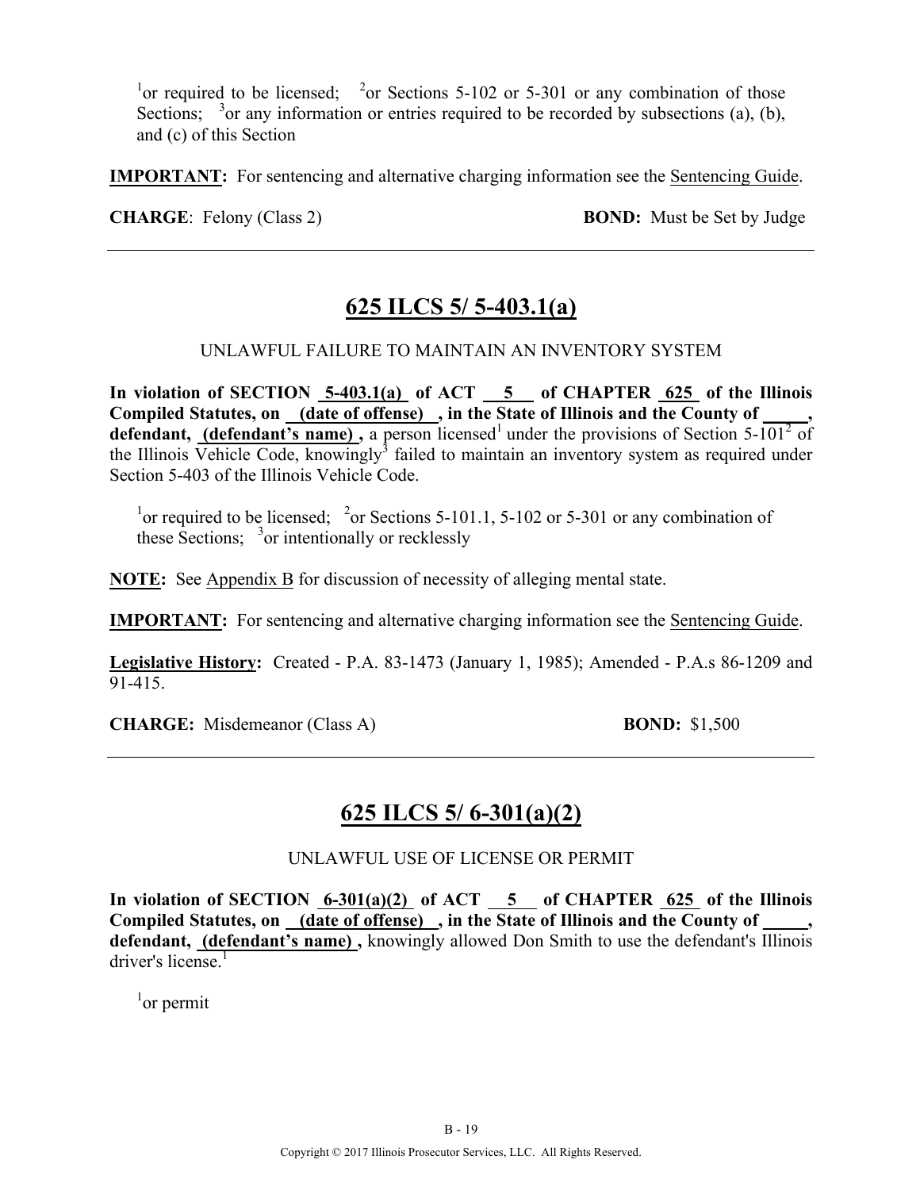[1]or required to be licensed; [2]or Sections 5-102 or 5-301 or any combination of those Sections; [3]or any information or entries required to be recorded by subsections (a), (b), and (c) of this Section

**IMPORTANT:** For sentencing and alternative charging information see the Sentencing Guide.

**CHARGE**: Felony (Class 2) **BOND:** Must be Set by Judge

---

## 625 ILCS 5/ 5-403.1(a)

UNLAWFUL FAILURE TO MAINTAIN AN INVENTORY SYSTEM

**In violation of SECTION 5-403.1(a) of ACT 5 of CHAPTER 625 of the Illinois Compiled Statutes, on (date of offense) , in the State of Illinois and the County of \_\_\_\_\_, defendant, (defendant's name) ,** a person licensed[1] under the provisions of Section 5-101[2] of the Illinois Vehicle Code, knowingly[3] failed to maintain an inventory system as required under Section 5-403 of the Illinois Vehicle Code.

[1]or required to be licensed; [2]or Sections 5-101.1, 5-102 or 5-301 or any combination of these Sections; [3]or intentionally or recklessly

**NOTE:** See Appendix B for discussion of necessity of alleging mental state.

**IMPORTANT:** For sentencing and alternative charging information see the Sentencing Guide.

**Legislative History:** Created - P.A. 83-1473 (January 1, 1985); Amended - P.A.s 86-1209 and 91-415.

**CHARGE:** Misdemeanor (Class A) **BOND:** $1,500

---

## 625 ILCS 5/ 6-301(a)(2)

UNLAWFUL USE OF LICENSE OR PERMIT

**In violation of SECTION 6-301(a)(2) of ACT 5 of CHAPTER 625 of the Illinois Compiled Statutes, on (date of offense) , in the State of Illinois and the County of \_\_\_\_\_, defendant, (defendant's name) ,** knowingly allowed Don Smith to use the defendant's Illinois driver's license.[1]

[1]or permit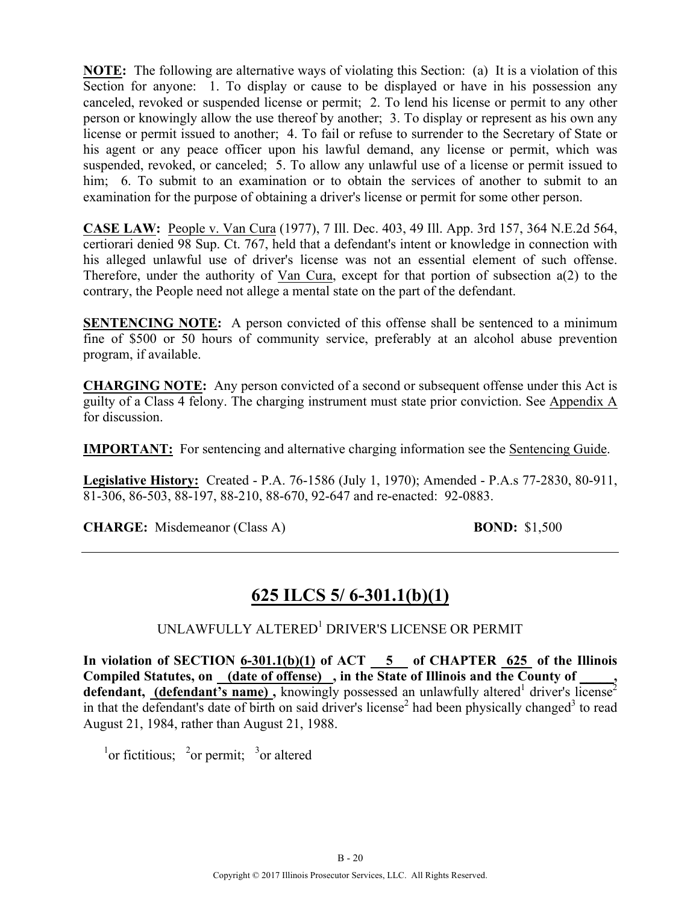**NOTE:** The following are alternative ways of violating this Section: (a) It is a violation of this Section for anyone: 1. To display or cause to be displayed or have in his possession any canceled, revoked or suspended license or permit; 2. To lend his license or permit to any other person or knowingly allow the use thereof by another; 3. To display or represent as his own any license or permit issued to another; 4. To fail or refuse to surrender to the Secretary of State or his agent or any peace officer upon his lawful demand, any license or permit, which was suspended, revoked, or canceled; 5. To allow any unlawful use of a license or permit issued to him; 6. To submit to an examination or to obtain the services of another to submit to an examination for the purpose of obtaining a driver's license or permit for some other person.

**CASE LAW:** People v. Van Cura (1977), 7 Ill. Dec. 403, 49 Ill. App. 3rd 157, 364 N.E.2d 564, certiorari denied 98 Sup. Ct. 767, held that a defendant's intent or knowledge in connection with his alleged unlawful use of driver's license was not an essential element of such offense. Therefore, under the authority of Van Cura, except for that portion of subsection a(2) to the contrary, the People need not allege a mental state on the part of the defendant.

**SENTENCING NOTE:** A person convicted of this offense shall be sentenced to a minimum fine of $500 or 50 hours of community service, preferably at an alcohol abuse prevention program, if available.

**CHARGING NOTE:** Any person convicted of a second or subsequent offense under this Act is guilty of a Class 4 felony. The charging instrument must state prior conviction. See Appendix A for discussion.

**IMPORTANT:** For sentencing and alternative charging information see the Sentencing Guide.

**Legislative History:** Created - P.A. 76-1586 (July 1, 1970); Amended - P.A.s 77-2830, 80-911, 81-306, 86-503, 88-197, 88-210, 88-670, 92-647 and re-enacted: 92-0883.

**CHARGE:** Misdemeanor (Class A) **BOND:** $1,500

---

## 625 ILCS 5/ 6-301.1(b)(1)

UNLAWFULLY ALTERED[1] DRIVER'S LICENSE OR PERMIT

**In violation of SECTION 6-301.1(b)(1) of ACT 5 of CHAPTER 625 of the Illinois Compiled Statutes, on (date of offense) , in the State of Illinois and the County of \_\_\_\_\_, defendant, (defendant's name) ,** knowingly possessed an unlawfully altered[1] driver's license[2] in that the defendant's date of birth on said driver's license[2] had been physically changed[3] to read August 21, 1984, rather than August 21, 1988.

[1]or fictitious; [2]or permit; [3]or altered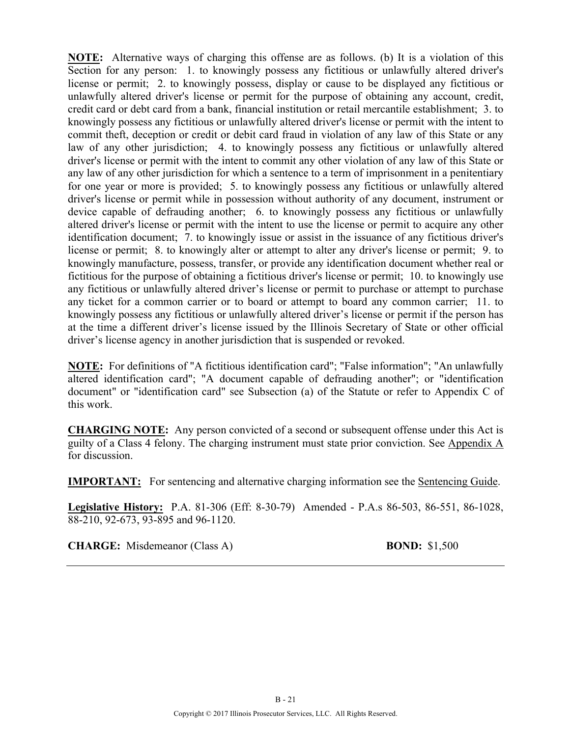**NOTE:** Alternative ways of charging this offense are as follows. (b) It is a violation of this Section for any person: 1. to knowingly possess any fictitious or unlawfully altered driver's license or permit; 2. to knowingly possess, display or cause to be displayed any fictitious or unlawfully altered driver's license or permit for the purpose of obtaining any account, credit, credit card or debt card from a bank, financial institution or retail mercantile establishment; 3. to knowingly possess any fictitious or unlawfully altered driver's license or permit with the intent to commit theft, deception or credit or debit card fraud in violation of any law of this State or any law of any other jurisdiction; 4. to knowingly possess any fictitious or unlawfully altered driver's license or permit with the intent to commit any other violation of any law of this State or any law of any other jurisdiction for which a sentence to a term of imprisonment in a penitentiary for one year or more is provided; 5. to knowingly possess any fictitious or unlawfully altered driver's license or permit while in possession without authority of any document, instrument or device capable of defrauding another; 6. to knowingly possess any fictitious or unlawfully altered driver's license or permit with the intent to use the license or permit to acquire any other identification document; 7. to knowingly issue or assist in the issuance of any fictitious driver's license or permit; 8. to knowingly alter or attempt to alter any driver's license or permit; 9. to knowingly manufacture, possess, transfer, or provide any identification document whether real or fictitious for the purpose of obtaining a fictitious driver's license or permit; 10. to knowingly use any fictitious or unlawfully altered driver's license or permit to purchase or attempt to purchase any ticket for a common carrier or to board or attempt to board any common carrier; 11. to knowingly possess any fictitious or unlawfully altered driver's license or permit if the person has at the time a different driver's license issued by the Illinois Secretary of State or other official driver's license agency in another jurisdiction that is suspended or revoked.

**NOTE:** For definitions of "A fictitious identification card"; "False information"; "An unlawfully altered identification card"; "A document capable of defrauding another"; or "identification document" or "identification card" see Subsection (a) of the Statute or refer to Appendix C of this work.

**CHARGING NOTE:** Any person convicted of a second or subsequent offense under this Act is guilty of a Class 4 felony. The charging instrument must state prior conviction. See Appendix A for discussion.

**IMPORTANT:** For sentencing and alternative charging information see the Sentencing Guide.

**Legislative History:** P.A. 81-306 (Eff: 8-30-79) Amended - P.A.s 86-503, 86-551, 86-1028, 88-210, 92-673, 93-895 and 96-1120.

**CHARGE:** Misdemeanor (Class A) **BOND:** $1,500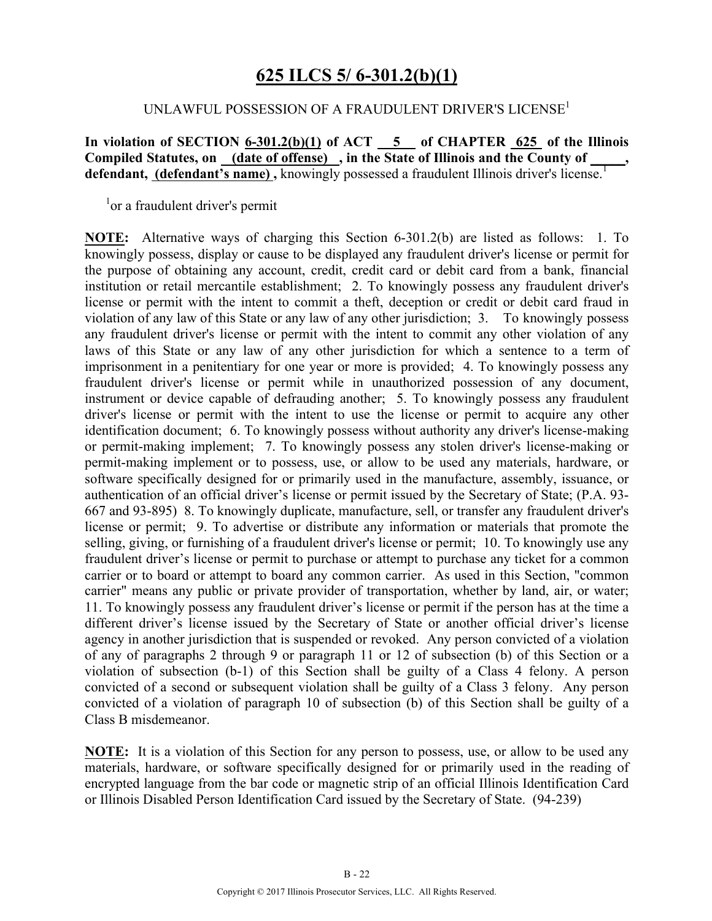# 625 ILCS 5/ 6-301.2(b)(1)

UNLAWFUL POSSESSION OF A FRAUDULENT DRIVER'S LICENSE[1]

**In violation of SECTION 6-301.2(b)(1) of ACT 5 of CHAPTER 625 of the Illinois Compiled Statutes, on (date of offense), in the State of Illinois and the County of \_\_\_\_\_, defendant, (defendant's name),** knowingly possessed a fraudulent Illinois driver's license.[1]

[1]or a fraudulent driver's permit

**NOTE:** Alternative ways of charging this Section 6-301.2(b) are listed as follows: 1. To knowingly possess, display or cause to be displayed any fraudulent driver's license or permit for the purpose of obtaining any account, credit, credit card or debit card from a bank, financial institution or retail mercantile establishment; 2. To knowingly possess any fraudulent driver's license or permit with the intent to commit a theft, deception or credit or debit card fraud in violation of any law of this State or any law of any other jurisdiction; 3. To knowingly possess any fraudulent driver's license or permit with the intent to commit any other violation of any laws of this State or any law of any other jurisdiction for which a sentence to a term of imprisonment in a penitentiary for one year or more is provided; 4. To knowingly possess any fraudulent driver's license or permit while in unauthorized possession of any document, instrument or device capable of defrauding another; 5. To knowingly possess any fraudulent driver's license or permit with the intent to use the license or permit to acquire any other identification document; 6. To knowingly possess without authority any driver's license-making or permit-making implement; 7. To knowingly possess any stolen driver's license-making or permit-making implement or to possess, use, or allow to be used any materials, hardware, or software specifically designed for or primarily used in the manufacture, assembly, issuance, or authentication of an official driver's license or permit issued by the Secretary of State; (P.A. 93-667 and 93-895) 8. To knowingly duplicate, manufacture, sell, or transfer any fraudulent driver's license or permit; 9. To advertise or distribute any information or materials that promote the selling, giving, or furnishing of a fraudulent driver's license or permit; 10. To knowingly use any fraudulent driver's license or permit to purchase or attempt to purchase any ticket for a common carrier or to board or attempt to board any common carrier. As used in this Section, "common carrier" means any public or private provider of transportation, whether by land, air, or water; 11. To knowingly possess any fraudulent driver's license or permit if the person has at the time a different driver's license issued by the Secretary of State or another official driver's license agency in another jurisdiction that is suspended or revoked. Any person convicted of a violation of any of paragraphs 2 through 9 or paragraph 11 or 12 of subsection (b) of this Section or a violation of subsection (b-1) of this Section shall be guilty of a Class 4 felony. A person convicted of a second or subsequent violation shall be guilty of a Class 3 felony. Any person convicted of a violation of paragraph 10 of subsection (b) of this Section shall be guilty of a Class B misdemeanor.

**NOTE:** It is a violation of this Section for any person to possess, use, or allow to be used any materials, hardware, or software specifically designed for or primarily used in the reading of encrypted language from the bar code or magnetic strip of an official Illinois Identification Card or Illinois Disabled Person Identification Card issued by the Secretary of State. (94-239)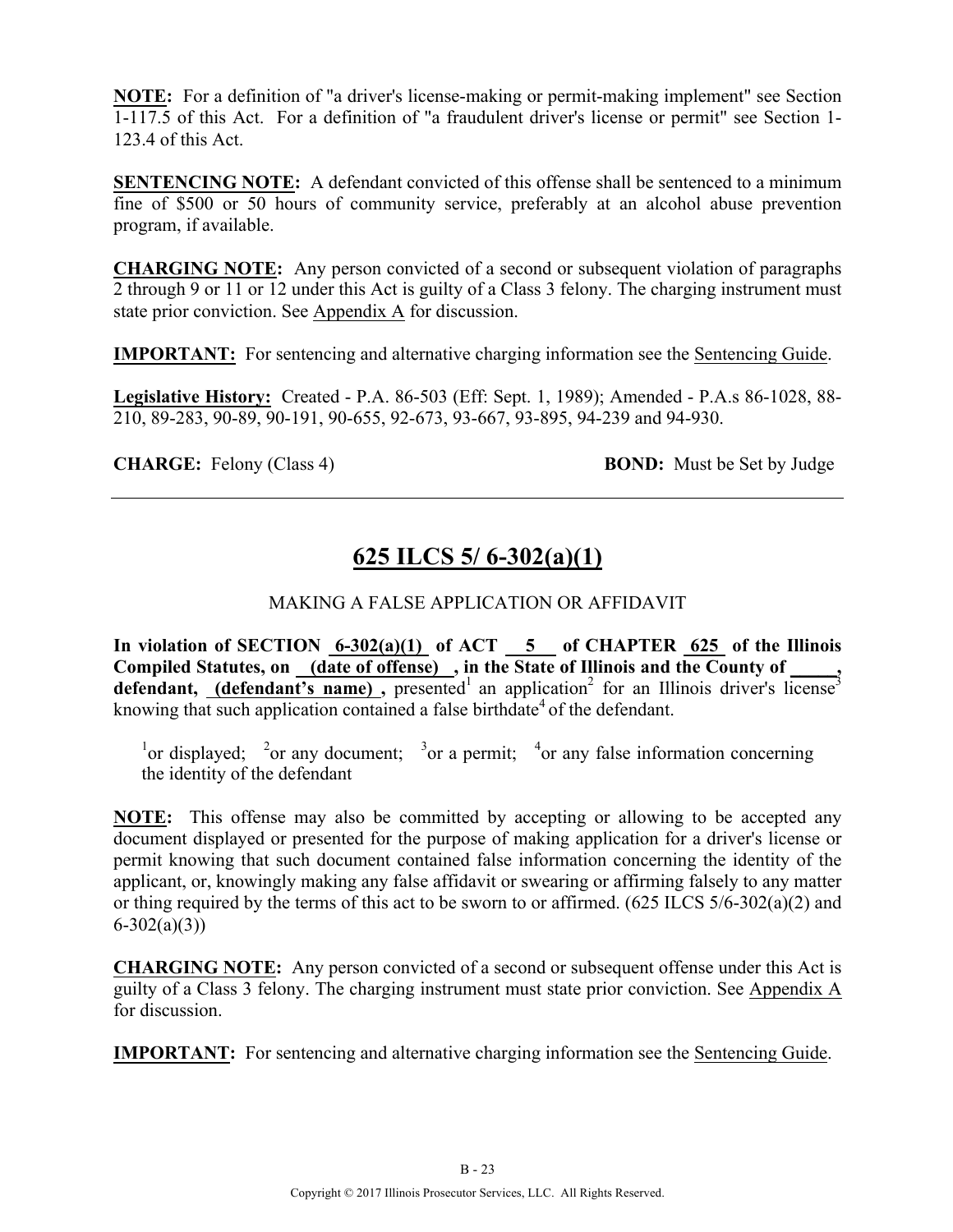**NOTE:** For a definition of "a driver's license-making or permit-making implement" see Section 1-117.5 of this Act. For a definition of "a fraudulent driver's license or permit" see Section 1-123.4 of this Act.

**SENTENCING NOTE:** A defendant convicted of this offense shall be sentenced to a minimum fine of $500 or 50 hours of community service, preferably at an alcohol abuse prevention program, if available.

**CHARGING NOTE:** Any person convicted of a second or subsequent violation of paragraphs 2 through 9 or 11 or 12 under this Act is guilty of a Class 3 felony. The charging instrument must state prior conviction. See Appendix A for discussion.

**IMPORTANT:** For sentencing and alternative charging information see the Sentencing Guide.

**Legislative History:** Created - P.A. 86-503 (Eff: Sept. 1, 1989); Amended - P.A.s 86-1028, 88-210, 89-283, 90-89, 90-191, 90-655, 92-673, 93-667, 93-895, 94-239 and 94-930.

**CHARGE:** Felony (Class 4) **BOND:** Must be Set by Judge

---

## 625 ILCS 5/ 6-302(a)(1)

MAKING A FALSE APPLICATION OR AFFIDAVIT

**In violation of SECTION 6-302(a)(1) of ACT 5 of CHAPTER 625 of the Illinois Compiled Statutes, on (date of offense) , in the State of Illinois and the County of \_\_\_\_\_, defendant, (defendant's name) ,** presented[1] an application[2] for an Illinois driver's license[3] knowing that such application contained a false birthdate[4] of the defendant.

[1]or displayed; [2]or any document; [3]or a permit; [4]or any false information concerning the identity of the defendant

**NOTE:** This offense may also be committed by accepting or allowing to be accepted any document displayed or presented for the purpose of making application for a driver's license or permit knowing that such document contained false information concerning the identity of the applicant, or, knowingly making any false affidavit or swearing or affirming falsely to any matter or thing required by the terms of this act to be sworn to or affirmed. (625 ILCS 5/6-302(a)(2) and 6-302(a)(3))

**CHARGING NOTE:** Any person convicted of a second or subsequent offense under this Act is guilty of a Class 3 felony. The charging instrument must state prior conviction. See Appendix A for discussion.

**IMPORTANT:** For sentencing and alternative charging information see the Sentencing Guide.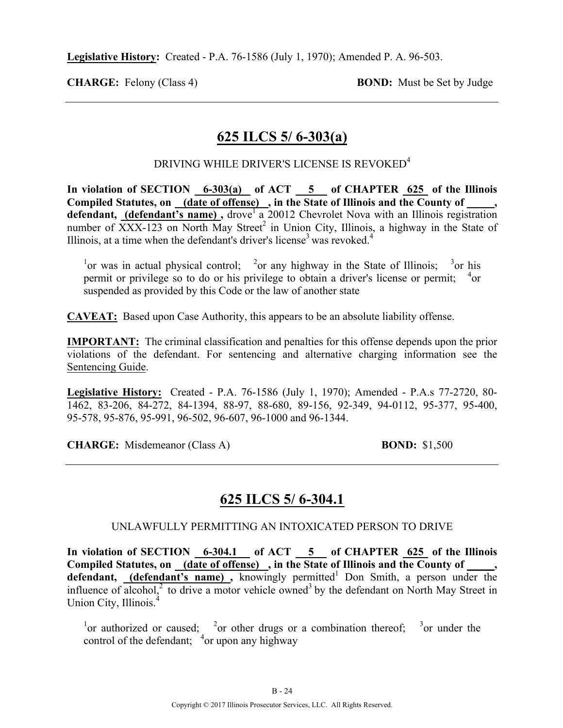**Legislative History:** Created - P.A. 76-1586 (July 1, 1970); Amended P. A. 96-503.

**CHARGE:** Felony (Class 4) **BOND:** Must be Set by Judge

---

## 625 ILCS 5/ 6-303(a)

DRIVING WHILE DRIVER'S LICENSE IS REVOKED[4]

**In violation of SECTION 6-303(a) of ACT 5 of CHAPTER 625 of the Illinois Compiled Statutes, on (date of offense) , in the State of Illinois and the County of \_\_\_\_\_, defendant, (defendant's name) ,** drove[1] a 20012 Chevrolet Nova with an Illinois registration number of XXX-123 on North May Street[2] in Union City, Illinois, a highway in the State of Illinois, at a time when the defendant's driver's license[3] was revoked.[4]

[1]or was in actual physical control; [2]or any highway in the State of Illinois; [3]or his permit or privilege so to do or his privilege to obtain a driver's license or permit; [4]or suspended as provided by this Code or the law of another state

**CAVEAT:** Based upon Case Authority, this appears to be an absolute liability offense.

**IMPORTANT:** The criminal classification and penalties for this offense depends upon the prior violations of the defendant. For sentencing and alternative charging information see the Sentencing Guide.

**Legislative History:** Created - P.A. 76-1586 (July 1, 1970); Amended - P.A.s 77-2720, 80-1462, 83-206, 84-272, 84-1394, 88-97, 88-680, 89-156, 92-349, 94-0112, 95-377, 95-400, 95-578, 95-876, 95-991, 96-502, 96-607, 96-1000 and 96-1344.

**CHARGE:** Misdemeanor (Class A) **BOND:** $1,500

---

## 625 ILCS 5/ 6-304.1

UNLAWFULLY PERMITTING AN INTOXICATED PERSON TO DRIVE

**In violation of SECTION 6-304.1 of ACT 5 of CHAPTER 625 of the Illinois Compiled Statutes, on (date of offense) , in the State of Illinois and the County of \_\_\_\_\_, defendant, (defendant's name) ,** knowingly permitted[1] Don Smith, a person under the influence of alcohol,[2] to drive a motor vehicle owned[3] by the defendant on North May Street in Union City, Illinois.[4]

[1]or authorized or caused; [2]or other drugs or a combination thereof; [3]or under the control of the defendant; [4]or upon any highway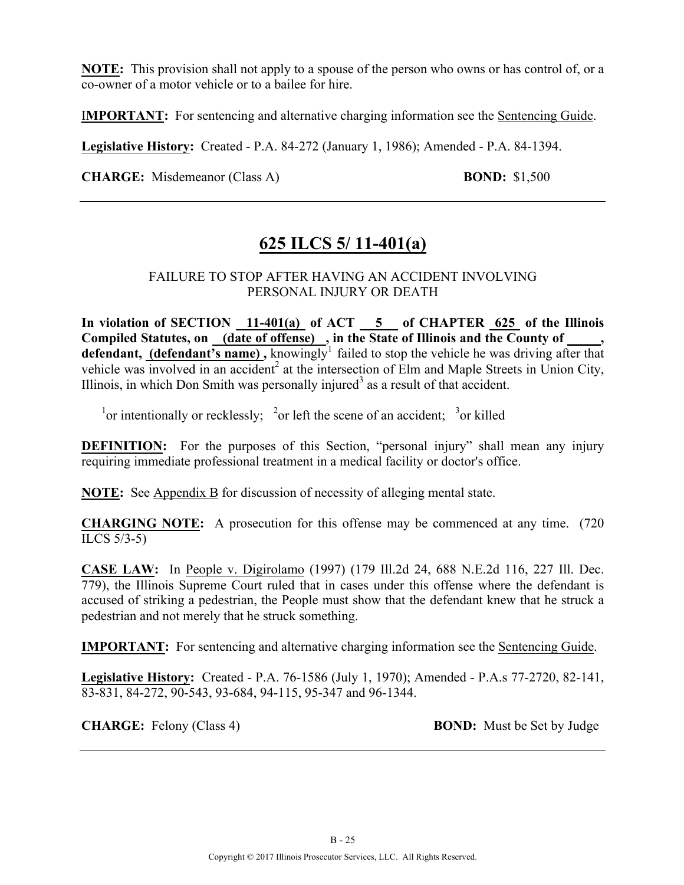**NOTE:** This provision shall not apply to a spouse of the person who owns or has control of, or a co-owner of a motor vehicle or to a bailee for hire.

**IMPORTANT:** For sentencing and alternative charging information see the Sentencing Guide.

**Legislative History:** Created - P.A. 84-272 (January 1, 1986); Amended - P.A. 84-1394.

**CHARGE:** Misdemeanor (Class A) **BOND:** $1,500

---

## 625 ILCS 5/ 11-401(a)

FAILURE TO STOP AFTER HAVING AN ACCIDENT INVOLVING PERSONAL INJURY OR DEATH

**In violation of SECTION 11-401(a) of ACT 5 of CHAPTER 625 of the Illinois Compiled Statutes, on (date of offense) , in the State of Illinois and the County of _____, defendant, (defendant's name) ,** knowingly[1] failed to stop the vehicle he was driving after that vehicle was involved in an accident[2] at the intersection of Elm and Maple Streets in Union City, Illinois, in which Don Smith was personally injured[3] as a result of that accident.

[1]or intentionally or recklessly; [2]or left the scene of an accident; [3]or killed

**DEFINITION:** For the purposes of this Section, "personal injury" shall mean any injury requiring immediate professional treatment in a medical facility or doctor's office.

**NOTE:** See Appendix B for discussion of necessity of alleging mental state.

**CHARGING NOTE:** A prosecution for this offense may be commenced at any time. (720 ILCS 5/3-5)

**CASE LAW:** In People v. Digirolamo (1997) (179 Ill.2d 24, 688 N.E.2d 116, 227 Ill. Dec. 779), the Illinois Supreme Court ruled that in cases under this offense where the defendant is accused of striking a pedestrian, the People must show that the defendant knew that he struck a pedestrian and not merely that he struck something.

**IMPORTANT:** For sentencing and alternative charging information see the Sentencing Guide.

**Legislative History:** Created - P.A. 76-1586 (July 1, 1970); Amended - P.A.s 77-2720, 82-141, 83-831, 84-272, 90-543, 93-684, 94-115, 95-347 and 96-1344.

**CHARGE:** Felony (Class 4) **BOND:** Must be Set by Judge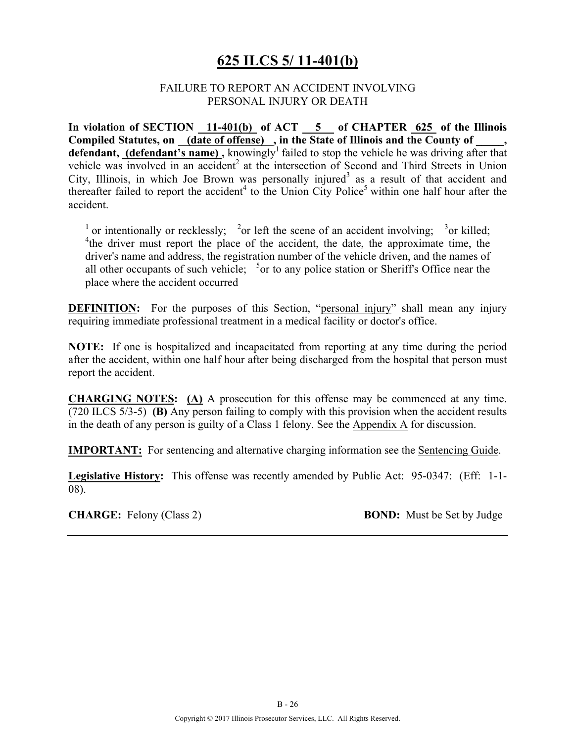# 625 ILCS 5/ 11-401(b)

FAILURE TO REPORT AN ACCIDENT INVOLVING PERSONAL INJURY OR DEATH

**In violation of SECTION 11-401(b) of ACT 5 of CHAPTER 625 of the Illinois Compiled Statutes, on (date of offense), in the State of Illinois and the County of \_\_\_\_\_, defendant, (defendant's name) ,** knowingly[1] failed to stop the vehicle he was driving after that vehicle was involved in an accident[2] at the intersection of Second and Third Streets in Union City, Illinois, in which Joe Brown was personally injured[3] as a result of that accident and thereafter failed to report the accident[4] to the Union City Police[5] within one half hour after the accident.

[1] or intentionally or recklessly; [2]or left the scene of an accident involving; [3]or killed; [4]the driver must report the place of the accident, the date, the approximate time, the driver's name and address, the registration number of the vehicle driven, and the names of all other occupants of such vehicle; [5]or to any police station or Sheriff's Office near the place where the accident occurred

**DEFINITION:** For the purposes of this Section, "personal injury" shall mean any injury requiring immediate professional treatment in a medical facility or doctor's office.

**NOTE:** If one is hospitalized and incapacitated from reporting at any time during the period after the accident, within one half hour after being discharged from the hospital that person must report the accident.

**CHARGING NOTES: (A)** A prosecution for this offense may be commenced at any time. (720 ILCS 5/3-5) **(B)** Any person failing to comply with this provision when the accident results in the death of any person is guilty of a Class 1 felony. See the Appendix A for discussion.

**IMPORTANT:** For sentencing and alternative charging information see the Sentencing Guide.

**Legislative History:** This offense was recently amended by Public Act: 95-0347: (Eff: 1-1-08).

**CHARGE:** Felony (Class 2) **BOND:** Must be Set by Judge

Copyright © 2017 Illinois Prosecutor Services, LLC. All Rights Reserved.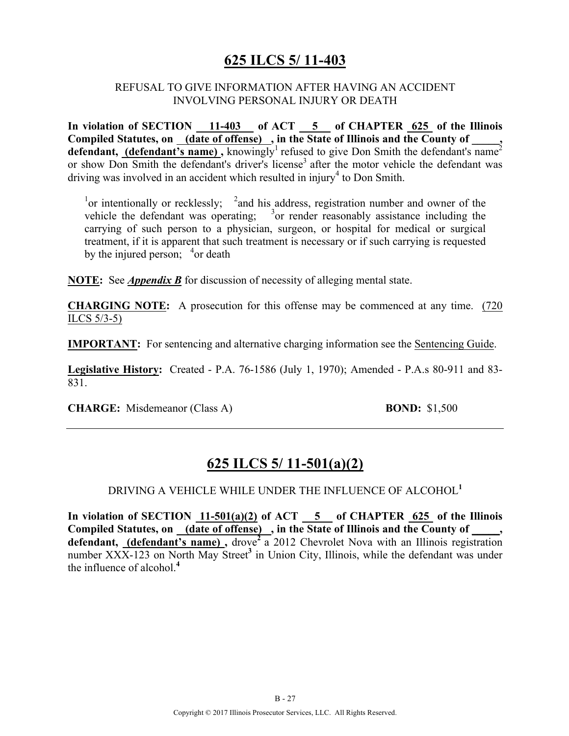## 625 ILCS 5/ 11-403

REFUSAL TO GIVE INFORMATION AFTER HAVING AN ACCIDENT INVOLVING PERSONAL INJURY OR DEATH

**In violation of SECTION 11-403 of ACT 5 of CHAPTER 625 of the Illinois Compiled Statutes, on (date of offense), in the State of Illinois and the County of _____, defendant, (defendant's name),** knowingly[1] refused to give Don Smith the defendant's name[2] or show Don Smith the defendant's driver's license[3] after the motor vehicle the defendant was driving was involved in an accident which resulted in injury[4] to Don Smith.

[1]or intentionally or recklessly; [2]and his address, registration number and owner of the vehicle the defendant was operating; [3]or render reasonably assistance including the carrying of such person to a physician, surgeon, or hospital for medical or surgical treatment, if it is apparent that such treatment is necessary or if such carrying is requested by the injured person; [4]or death

**NOTE:** See ***Appendix B*** for discussion of necessity of alleging mental state.

**CHARGING NOTE:** A prosecution for this offense may be commenced at any time. (720 ILCS 5/3-5)

**IMPORTANT:** For sentencing and alternative charging information see the Sentencing Guide.

**Legislative History:** Created - P.A. 76-1586 (July 1, 1970); Amended - P.A.s 80-911 and 83-831.

**CHARGE:** Misdemeanor (Class A) **BOND:** $1,500

---

## 625 ILCS 5/ 11-501(a)(2)

DRIVING A VEHICLE WHILE UNDER THE INFLUENCE OF ALCOHOL[1]

**In violation of SECTION 11-501(a)(2) of ACT 5 of CHAPTER 625 of the Illinois Compiled Statutes, on (date of offense), in the State of Illinois and the County of _____, defendant, (defendant's name),** drove[2] a 2012 Chevrolet Nova with an Illinois registration number XXX-123 on North May Street[3] in Union City, Illinois, while the defendant was under the influence of alcohol.[4]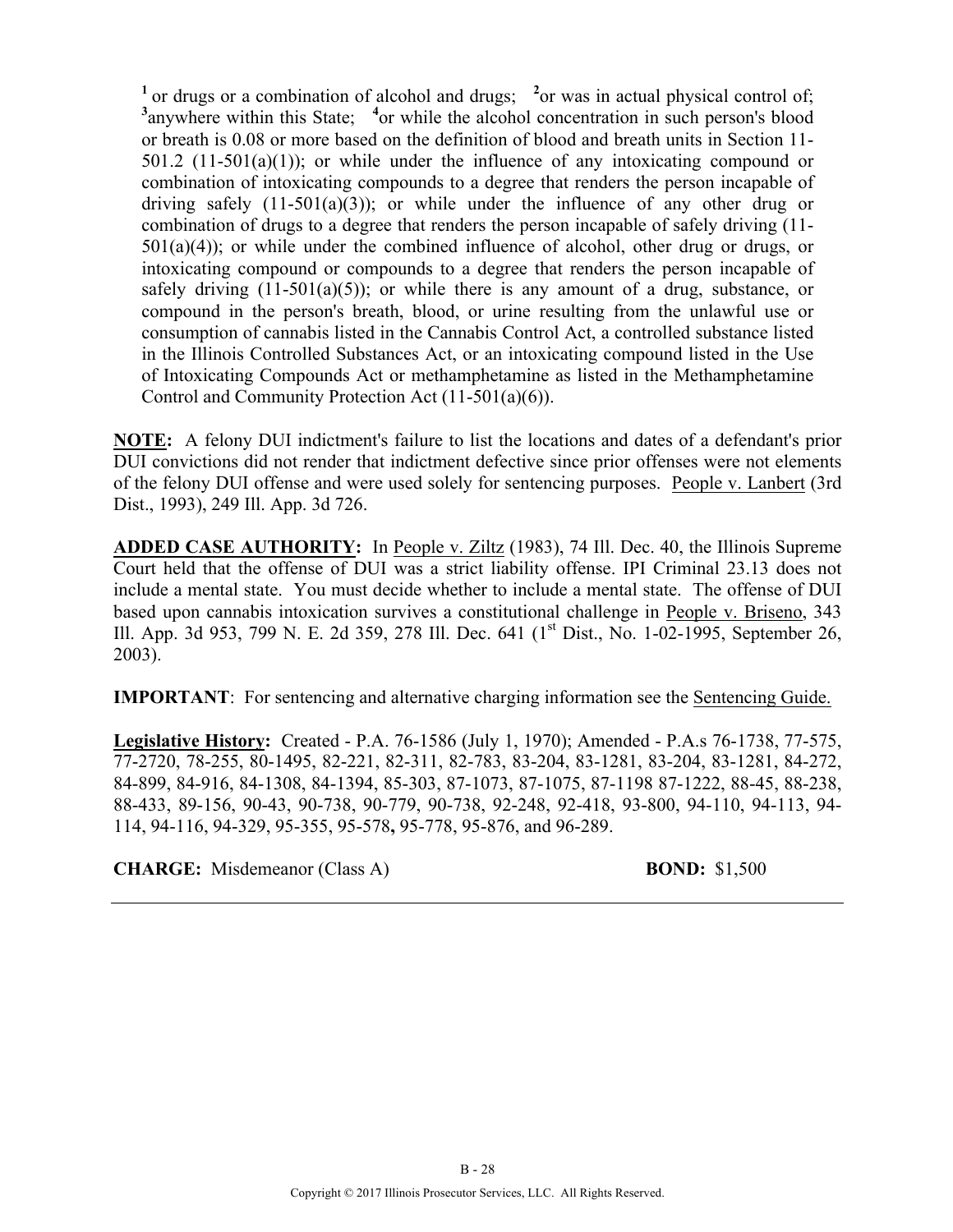[1] or drugs or a combination of alcohol and drugs; [2]or was in actual physical control of; [3]anywhere within this State; [4]or while the alcohol concentration in such person's blood or breath is 0.08 or more based on the definition of blood and breath units in Section 11-501.2 (11-501(a)(1)); or while under the influence of any intoxicating compound or combination of intoxicating compounds to a degree that renders the person incapable of driving safely (11-501(a)(3)); or while under the influence of any other drug or combination of drugs to a degree that renders the person incapable of safely driving (11-501(a)(4)); or while under the combined influence of alcohol, other drug or drugs, or intoxicating compound or compounds to a degree that renders the person incapable of safely driving (11-501(a)(5)); or while there is any amount of a drug, substance, or compound in the person's breath, blood, or urine resulting from the unlawful use or consumption of cannabis listed in the Cannabis Control Act, a controlled substance listed in the Illinois Controlled Substances Act, or an intoxicating compound listed in the Use of Intoxicating Compounds Act or methamphetamine as listed in the Methamphetamine Control and Community Protection Act (11-501(a)(6)).

**NOTE:** A felony DUI indictment's failure to list the locations and dates of a defendant's prior DUI convictions did not render that indictment defective since prior offenses were not elements of the felony DUI offense and were used solely for sentencing purposes. People v. Lanbert (3rd Dist., 1993), 249 Ill. App. 3d 726.

**ADDED CASE AUTHORITY:** In People v. Ziltz (1983), 74 Ill. Dec. 40, the Illinois Supreme Court held that the offense of DUI was a strict liability offense. IPI Criminal 23.13 does not include a mental state. You must decide whether to include a mental state. The offense of DUI based upon cannabis intoxication survives a constitutional challenge in People v. Briseno, 343 Ill. App. 3d 953, 799 N. E. 2d 359, 278 Ill. Dec. 641 (1st Dist., No. 1-02-1995, September 26, 2003).

**IMPORTANT**: For sentencing and alternative charging information see the Sentencing Guide.

**Legislative History:** Created - P.A. 76-1586 (July 1, 1970); Amended - P.A.s 76-1738, 77-575, 77-2720, 78-255, 80-1495, 82-221, 82-311, 82-783, 83-204, 83-1281, 83-204, 83-1281, 84-272, 84-899, 84-916, 84-1308, 84-1394, 85-303, 87-1073, 87-1075, 87-1198 87-1222, 88-45, 88-238, 88-433, 89-156, 90-43, 90-738, 90-779, 90-738, 92-248, 92-418, 93-800, 94-110, 94-113, 94-114, 94-116, 94-329, 95-355, 95-578**,** 95-778, 95-876, and 96-289.

**CHARGE:** Misdemeanor (Class A) **BOND:** $1,500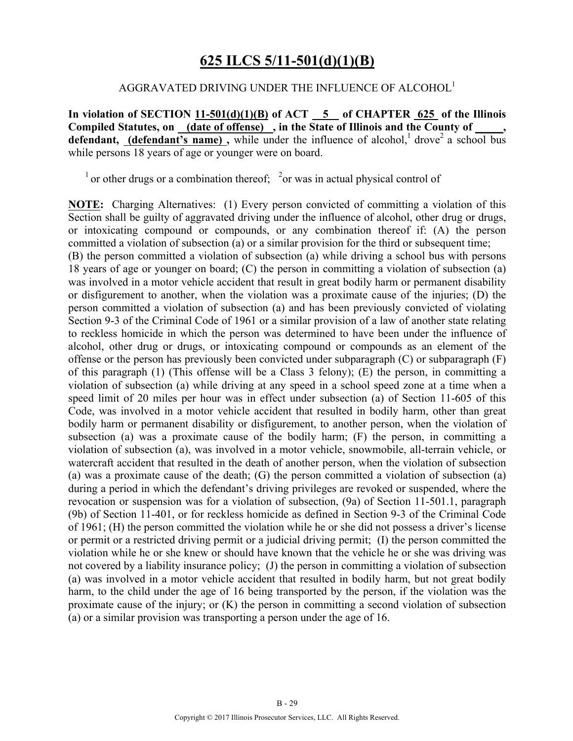# 625 ILCS 5/11-501(d)(1)(B)

AGGRAVATED DRIVING UNDER THE INFLUENCE OF ALCOHOL[1]

**In violation of SECTION 11-501(d)(1)(B) of ACT 5 of CHAPTER 625 of the Illinois Compiled Statutes, on (date of offense) , in the State of Illinois and the County of _____, defendant, (defendant's name) ,** while under the influence of alcohol,[1] drove[2] a school bus while persons 18 years of age or younger were on board.

[1] or other drugs or a combination thereof; [2]or was in actual physical control of

**NOTE:** Charging Alternatives: (1) Every person convicted of committing a violation of this Section shall be guilty of aggravated driving under the influence of alcohol, other drug or drugs, or intoxicating compound or compounds, or any combination thereof if: (A) the person committed a violation of subsection (a) or a similar provision for the third or subsequent time; (B) the person committed a violation of subsection (a) while driving a school bus with persons 18 years of age or younger on board; (C) the person in committing a violation of subsection (a) was involved in a motor vehicle accident that result in great bodily harm or permanent disability or disfigurement to another, when the violation was a proximate cause of the injuries; (D) the person committed a violation of subsection (a) and has been previously convicted of violating Section 9-3 of the Criminal Code of 1961 or a similar provision of a law of another state relating to reckless homicide in which the person was determined to have been under the influence of alcohol, other drug or drugs, or intoxicating compound or compounds as an element of the offense or the person has previously been convicted under subparagraph (C) or subparagraph (F) of this paragraph (1) (This offense will be a Class 3 felony); (E) the person, in committing a violation of subsection (a) while driving at any speed in a school speed zone at a time when a speed limit of 20 miles per hour was in effect under subsection (a) of Section 11-605 of this Code, was involved in a motor vehicle accident that resulted in bodily harm, other than great bodily harm or permanent disability or disfigurement, to another person, when the violation of subsection (a) was a proximate cause of the bodily harm; (F) the person, in committing a violation of subsection (a), was involved in a motor vehicle, snowmobile, all-terrain vehicle, or watercraft accident that resulted in the death of another person, when the violation of subsection (a) was a proximate cause of the death; (G) the person committed a violation of subsection (a) during a period in which the defendant's driving privileges are revoked or suspended, where the revocation or suspension was for a violation of subsection, (9a) of Section 11-501.1, paragraph (9b) of Section 11-401, or for reckless homicide as defined in Section 9-3 of the Criminal Code of 1961; (H) the person committed the violation while he or she did not possess a driver's license or permit or a restricted driving permit or a judicial driving permit; (I) the person committed the violation while he or she knew or should have known that the vehicle he or she was driving was not covered by a liability insurance policy; (J) the person in committing a violation of subsection (a) was involved in a motor vehicle accident that resulted in bodily harm, but not great bodily harm, to the child under the age of 16 being transported by the person, if the violation was the proximate cause of the injury; or (K) the person in committing a second violation of subsection (a) or a similar provision was transporting a person under the age of 16.

Copyright © 2017 Illinois Prosecutor Services, LLC. All Rights Reserved.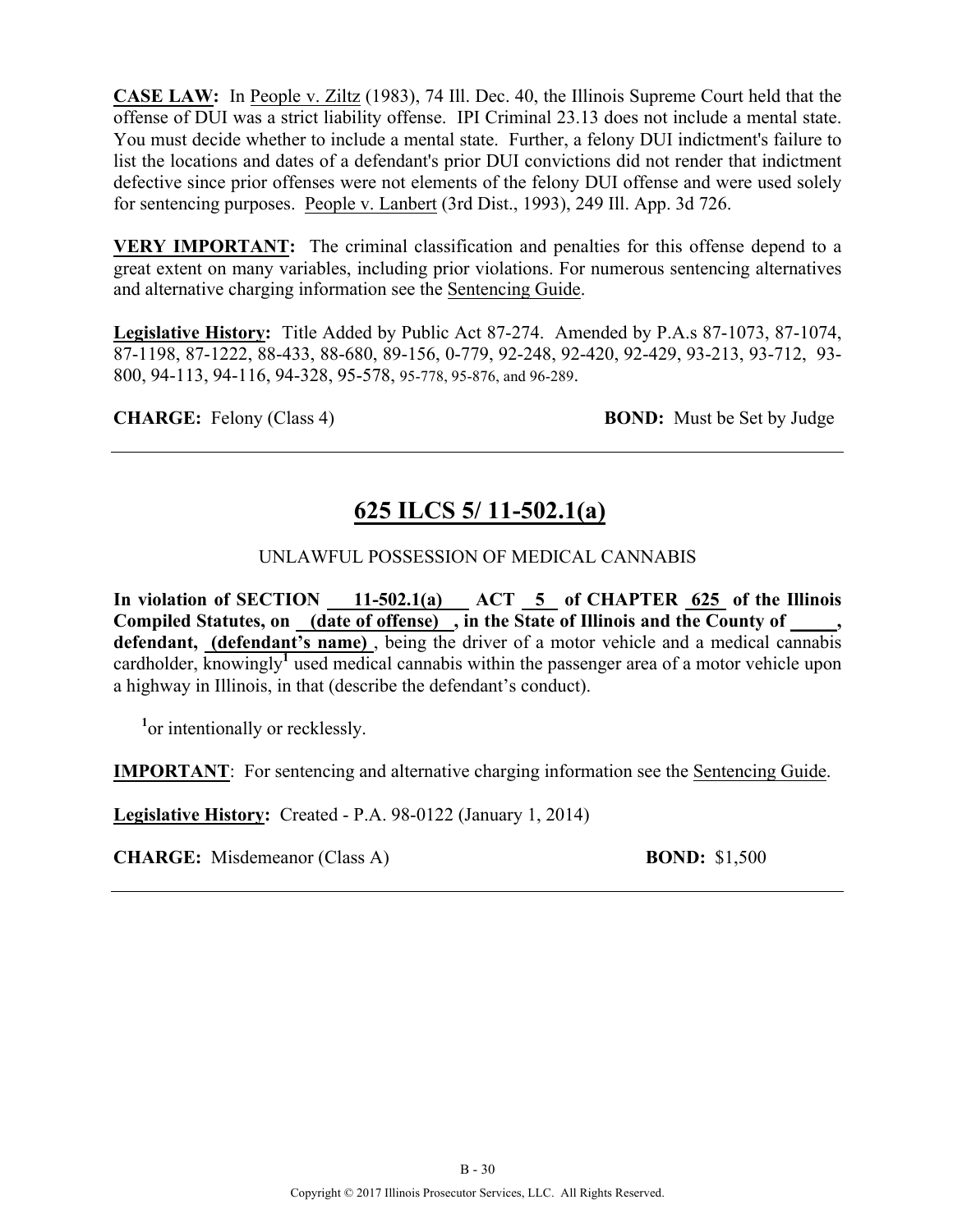**CASE LAW:** In People v. Ziltz (1983), 74 Ill. Dec. 40, the Illinois Supreme Court held that the offense of DUI was a strict liability offense. IPI Criminal 23.13 does not include a mental state. You must decide whether to include a mental state. Further, a felony DUI indictment's failure to list the locations and dates of a defendant's prior DUI convictions did not render that indictment defective since prior offenses were not elements of the felony DUI offense and were used solely for sentencing purposes. People v. Lanbert (3rd Dist., 1993), 249 Ill. App. 3d 726.

**VERY IMPORTANT:** The criminal classification and penalties for this offense depend to a great extent on many variables, including prior violations. For numerous sentencing alternatives and alternative charging information see the Sentencing Guide.

**Legislative History:** Title Added by Public Act 87-274. Amended by P.A.s 87-1073, 87-1074, 87-1198, 87-1222, 88-433, 88-680, 89-156, 0-779, 92-248, 92-420, 92-429, 93-213, 93-712, 93-800, 94-113, 94-116, 94-328, 95-578, 95-778, 95-876, and 96-289.

**CHARGE:** Felony (Class 4) **BOND:** Must be Set by Judge

---

## 625 ILCS 5/ 11-502.1(a)

UNLAWFUL POSSESSION OF MEDICAL CANNABIS

**In violation of SECTION 11-502.1(a) ACT 5 of CHAPTER 625 of the Illinois Compiled Statutes, on (date of offense) , in the State of Illinois and the County of _____, defendant, (defendant's name)** , being the driver of a motor vehicle and a medical cannabis cardholder, knowingly[1] used medical cannabis within the passenger area of a motor vehicle upon a highway in Illinois, in that (describe the defendant's conduct).

[1]or intentionally or recklessly.

**IMPORTANT**: For sentencing and alternative charging information see the Sentencing Guide.

**Legislative History:** Created - P.A. 98-0122 (January 1, 2014)

**CHARGE:** Misdemeanor (Class A) **BOND:** $1,500

---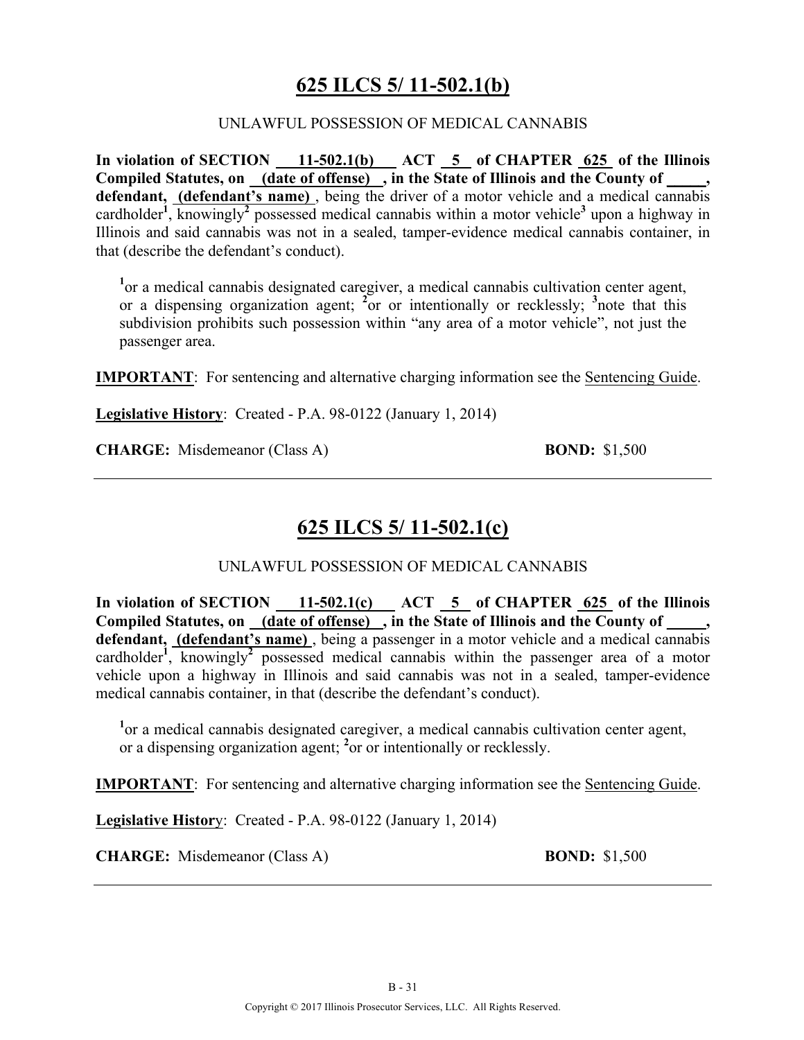## 625 ILCS 5/ 11-502.1(b)

UNLAWFUL POSSESSION OF MEDICAL CANNABIS

**In violation of SECTION 11-502.1(b) ACT 5 of CHAPTER 625 of the Illinois Compiled Statutes, on (date of offense), in the State of Illinois and the County of \_\_\_\_\_, defendant, (defendant's name)**, being the driver of a motor vehicle and a medical cannabis cardholder[1], knowingly[2] possessed medical cannabis within a motor vehicle[3] upon a highway in Illinois and said cannabis was not in a sealed, tamper-evidence medical cannabis container, in that (describe the defendant's conduct).

[1]or a medical cannabis designated caregiver, a medical cannabis cultivation center agent, or a dispensing organization agent; [2]or or intentionally or recklessly; [3]note that this subdivision prohibits such possession within "any area of a motor vehicle", not just the passenger area.

**IMPORTANT**: For sentencing and alternative charging information see the Sentencing Guide.

**Legislative History**: Created - P.A. 98-0122 (January 1, 2014)

**CHARGE:** Misdemeanor (Class A) **BOND:** $1,500

---

## 625 ILCS 5/ 11-502.1(c)

UNLAWFUL POSSESSION OF MEDICAL CANNABIS

**In violation of SECTION 11-502.1(c) ACT 5 of CHAPTER 625 of the Illinois Compiled Statutes, on (date of offense), in the State of Illinois and the County of \_\_\_\_\_, defendant, (defendant's name)**, being a passenger in a motor vehicle and a medical cannabis cardholder[1], knowingly[2] possessed medical cannabis within the passenger area of a motor vehicle upon a highway in Illinois and said cannabis was not in a sealed, tamper-evidence medical cannabis container, in that (describe the defendant's conduct).

[1]or a medical cannabis designated caregiver, a medical cannabis cultivation center agent, or a dispensing organization agent; [2]or or intentionally or recklessly.

**IMPORTANT**: For sentencing and alternative charging information see the Sentencing Guide.

**Legislative History**: Created - P.A. 98-0122 (January 1, 2014)

**CHARGE:** Misdemeanor (Class A) **BOND:** $1,500

---

Copyright © 2017 Illinois Prosecutor Services, LLC. All Rights Reserved.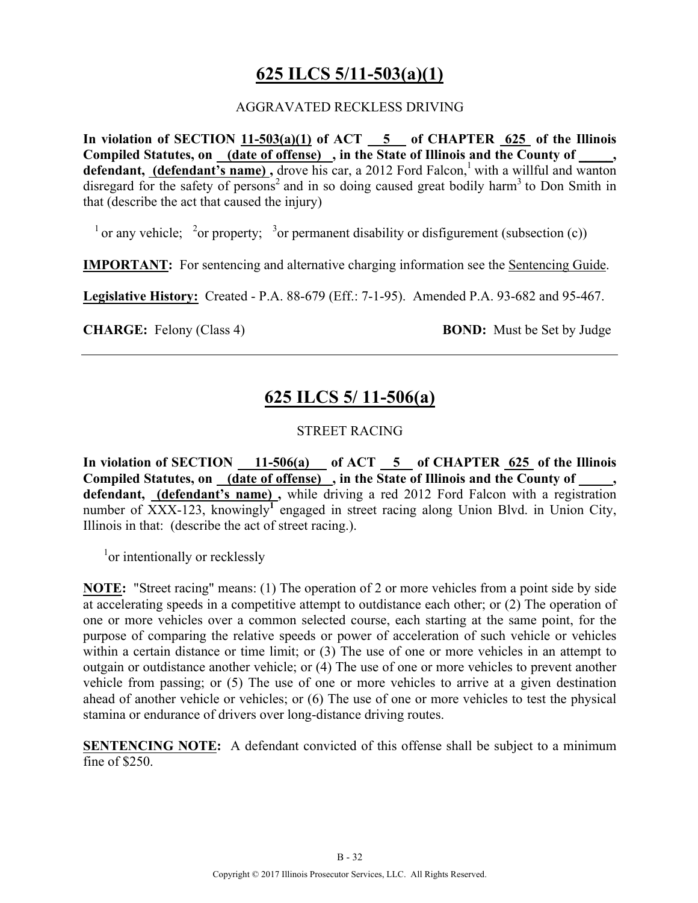# 625 ILCS 5/11-503(a)(1)

AGGRAVATED RECKLESS DRIVING

**In violation of SECTION 11-503(a)(1) of ACT 5 of CHAPTER 625 of the Illinois Compiled Statutes, on (date of offense) , in the State of Illinois and the County of _____, defendant, (defendant's name) ,** drove his car, a 2012 Ford Falcon,[1] with a willful and wanton disregard for the safety of persons[2] and in so doing caused great bodily harm[3] to Don Smith in that (describe the act that caused the injury)

[1] or any vehicle; [2] or property; [3] or permanent disability or disfigurement (subsection (c))

**IMPORTANT:** For sentencing and alternative charging information see the Sentencing Guide.

**Legislative History:** Created - P.A. 88-679 (Eff.: 7-1-95). Amended P.A. 93-682 and 95-467.

**CHARGE:** Felony (Class 4) **BOND:** Must be Set by Judge

---

# 625 ILCS 5/ 11-506(a)

STREET RACING

**In violation of SECTION 11-506(a) of ACT 5 of CHAPTER 625 of the Illinois Compiled Statutes, on (date of offense) , in the State of Illinois and the County of _____, defendant, (defendant's name) ,** while driving a red 2012 Ford Falcon with a registration number of XXX-123, knowingly[1] engaged in street racing along Union Blvd. in Union City, Illinois in that: (describe the act of street racing.).

[1] or intentionally or recklessly

**NOTE:** "Street racing" means: (1) The operation of 2 or more vehicles from a point side by side at accelerating speeds in a competitive attempt to outdistance each other; or (2) The operation of one or more vehicles over a common selected course, each starting at the same point, for the purpose of comparing the relative speeds or power of acceleration of such vehicle or vehicles within a certain distance or time limit; or (3) The use of one or more vehicles in an attempt to outgain or outdistance another vehicle; or (4) The use of one or more vehicles to prevent another vehicle from passing; or (5) The use of one or more vehicles to arrive at a given destination ahead of another vehicle or vehicles; or (6) The use of one or more vehicles to test the physical stamina or endurance of drivers over long-distance driving routes.

**SENTENCING NOTE:** A defendant convicted of this offense shall be subject to a minimum fine of $250.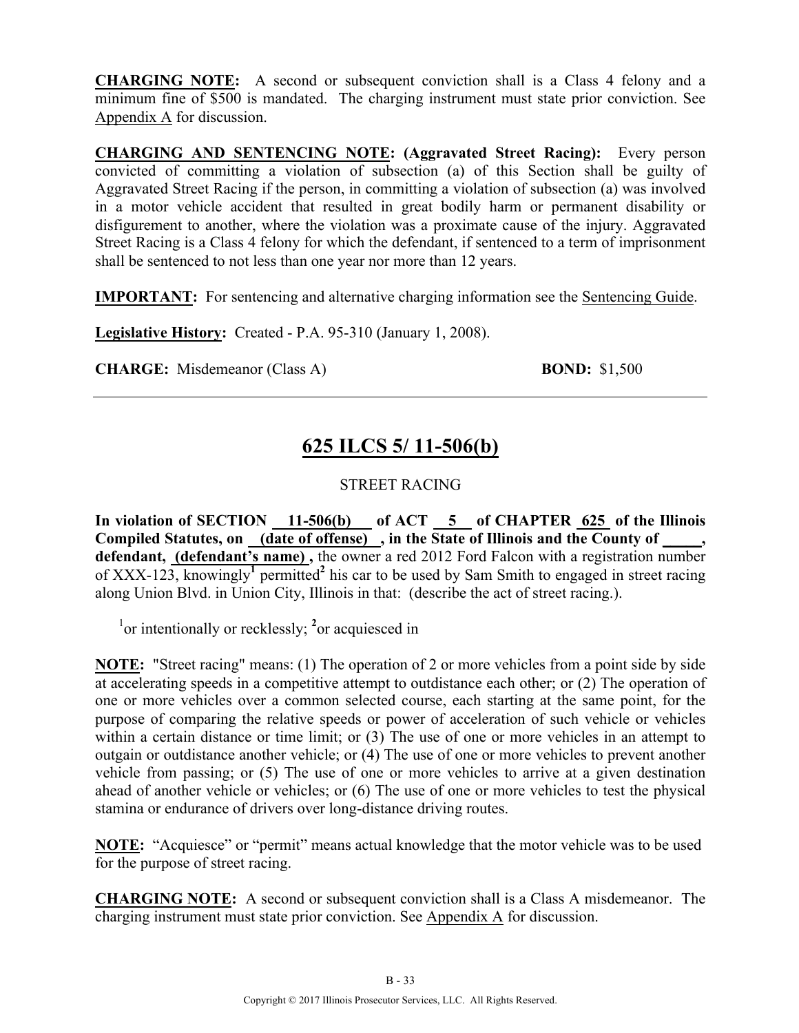**CHARGING NOTE:** A second or subsequent conviction shall is a Class 4 felony and a minimum fine of $500 is mandated. The charging instrument must state prior conviction. See Appendix A for discussion.

**CHARGING AND SENTENCING NOTE: (Aggravated Street Racing):** Every person convicted of committing a violation of subsection (a) of this Section shall be guilty of Aggravated Street Racing if the person, in committing a violation of subsection (a) was involved in a motor vehicle accident that resulted in great bodily harm or permanent disability or disfigurement to another, where the violation was a proximate cause of the injury. Aggravated Street Racing is a Class 4 felony for which the defendant, if sentenced to a term of imprisonment shall be sentenced to not less than one year nor more than 12 years.

**IMPORTANT:** For sentencing and alternative charging information see the Sentencing Guide.

**Legislative History:** Created - P.A. 95-310 (January 1, 2008).

**CHARGE:** Misdemeanor (Class A) **BOND:** $1,500

---

## 625 ILCS 5/ 11-506(b)

STREET RACING

**In violation of SECTION 11-506(b) of ACT 5 of CHAPTER 625 of the Illinois Compiled Statutes, on (date of offense) , in the State of Illinois and the County of _____, defendant, (defendant's name) ,** the owner a red 2012 Ford Falcon with a registration number of XXX-123, knowingly[1] permitted[2] his car to be used by Sam Smith to engaged in street racing along Union Blvd. in Union City, Illinois in that: (describe the act of street racing.).

[1]or intentionally or recklessly; [2]or acquiesced in

**NOTE:** "Street racing" means: (1) The operation of 2 or more vehicles from a point side by side at accelerating speeds in a competitive attempt to outdistance each other; or (2) The operation of one or more vehicles over a common selected course, each starting at the same point, for the purpose of comparing the relative speeds or power of acceleration of such vehicle or vehicles within a certain distance or time limit; or (3) The use of one or more vehicles in an attempt to outgain or outdistance another vehicle; or (4) The use of one or more vehicles to prevent another vehicle from passing; or (5) The use of one or more vehicles to arrive at a given destination ahead of another vehicle or vehicles; or (6) The use of one or more vehicles to test the physical stamina or endurance of drivers over long-distance driving routes.

**NOTE:** "Acquiesce" or "permit" means actual knowledge that the motor vehicle was to be used for the purpose of street racing.

**CHARGING NOTE:** A second or subsequent conviction shall is a Class A misdemeanor. The charging instrument must state prior conviction. See Appendix A for discussion.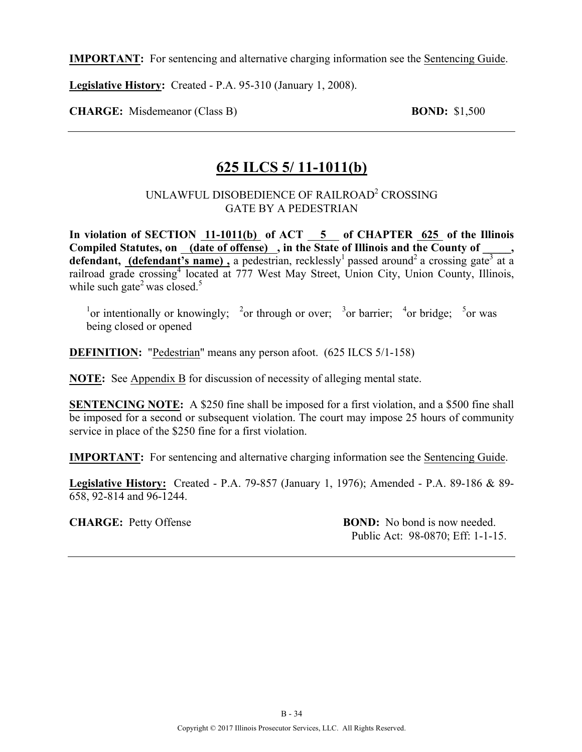**IMPORTANT:** For sentencing and alternative charging information see the Sentencing Guide.

**Legislative History:** Created - P.A. 95-310 (January 1, 2008).

**CHARGE:** Misdemeanor (Class B) **BOND:** $1,500

---

## 625 ILCS 5/ 11-1011(b)

UNLAWFUL DISOBEDIENCE OF RAILROAD[2] CROSSING GATE BY A PEDESTRIAN

**In violation of SECTION 11-1011(b) of ACT 5 of CHAPTER 625 of the Illinois Compiled Statutes, on (date of offense), in the State of Illinois and the County of _____, defendant, (defendant's name),** a pedestrian, recklessly[1] passed around[2] a crossing gate[3] at a railroad grade crossing[4] located at 777 West May Street, Union City, Union County, Illinois, while such gate[2] was closed.[5]

[1]or intentionally or knowingly; [2]or through or over; [3]or barrier; [4]or bridge; [5]or was being closed or opened

**DEFINITION:** "Pedestrian" means any person afoot. (625 ILCS 5/1-158)

**NOTE:** See Appendix B for discussion of necessity of alleging mental state.

**SENTENCING NOTE:** A $250 fine shall be imposed for a first violation, and a $500 fine shall be imposed for a second or subsequent violation. The court may impose 25 hours of community service in place of the $250 fine for a first violation.

**IMPORTANT:** For sentencing and alternative charging information see the Sentencing Guide.

**Legislative History:** Created - P.A. 79-857 (January 1, 1976); Amended - P.A. 89-186 & 89-658, 92-814 and 96-1244.

**CHARGE:** Petty Offense **BOND:** No bond is now needed. Public Act: 98-0870; Eff: 1-1-15.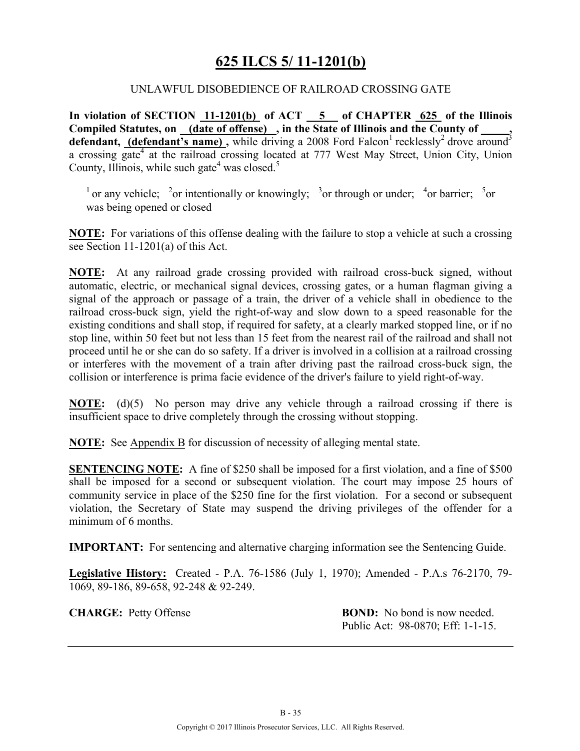# 625 ILCS 5/ 11-1201(b)

UNLAWFUL DISOBEDIENCE OF RAILROAD CROSSING GATE

**In violation of SECTION 11-1201(b) of ACT 5 of CHAPTER 625 of the Illinois Compiled Statutes, on (date of offense), in the State of Illinois and the County of _____, defendant, (defendant's name),** while driving a 2008 Ford Falcon[1] recklessly[2] drove around[3] a crossing gate[4] at the railroad crossing located at 777 West May Street, Union City, Union County, Illinois, while such gate[4] was closed.[5]

[1] or any vehicle; [2]or intentionally or knowingly; [3]or through or under; [4]or barrier; [5]or was being opened or closed

**NOTE:** For variations of this offense dealing with the failure to stop a vehicle at such a crossing see Section 11-1201(a) of this Act.

**NOTE:** At any railroad grade crossing provided with railroad cross-buck signed, without automatic, electric, or mechanical signal devices, crossing gates, or a human flagman giving a signal of the approach or passage of a train, the driver of a vehicle shall in obedience to the railroad cross-buck sign, yield the right-of-way and slow down to a speed reasonable for the existing conditions and shall stop, if required for safety, at a clearly marked stopped line, or if no stop line, within 50 feet but not less than 15 feet from the nearest rail of the railroad and shall not proceed until he or she can do so safety. If a driver is involved in a collision at a railroad crossing or interferes with the movement of a train after driving past the railroad cross-buck sign, the collision or interference is prima facie evidence of the driver's failure to yield right-of-way.

**NOTE:** (d)(5) No person may drive any vehicle through a railroad crossing if there is insufficient space to drive completely through the crossing without stopping.

**NOTE:** See Appendix B for discussion of necessity of alleging mental state.

**SENTENCING NOTE:** A fine of $250 shall be imposed for a first violation, and a fine of $500 shall be imposed for a second or subsequent violation. The court may impose 25 hours of community service in place of the $250 fine for the first violation. For a second or subsequent violation, the Secretary of State may suspend the driving privileges of the offender for a minimum of 6 months.

**IMPORTANT:** For sentencing and alternative charging information see the Sentencing Guide.

**Legislative History:** Created - P.A. 76-1586 (July 1, 1970); Amended - P.A.s 76-2170, 79-1069, 89-186, 89-658, 92-248 & 92-249.

**CHARGE:** Petty Offense

**BOND:** No bond is now needed. Public Act: 98-0870; Eff: 1-1-15.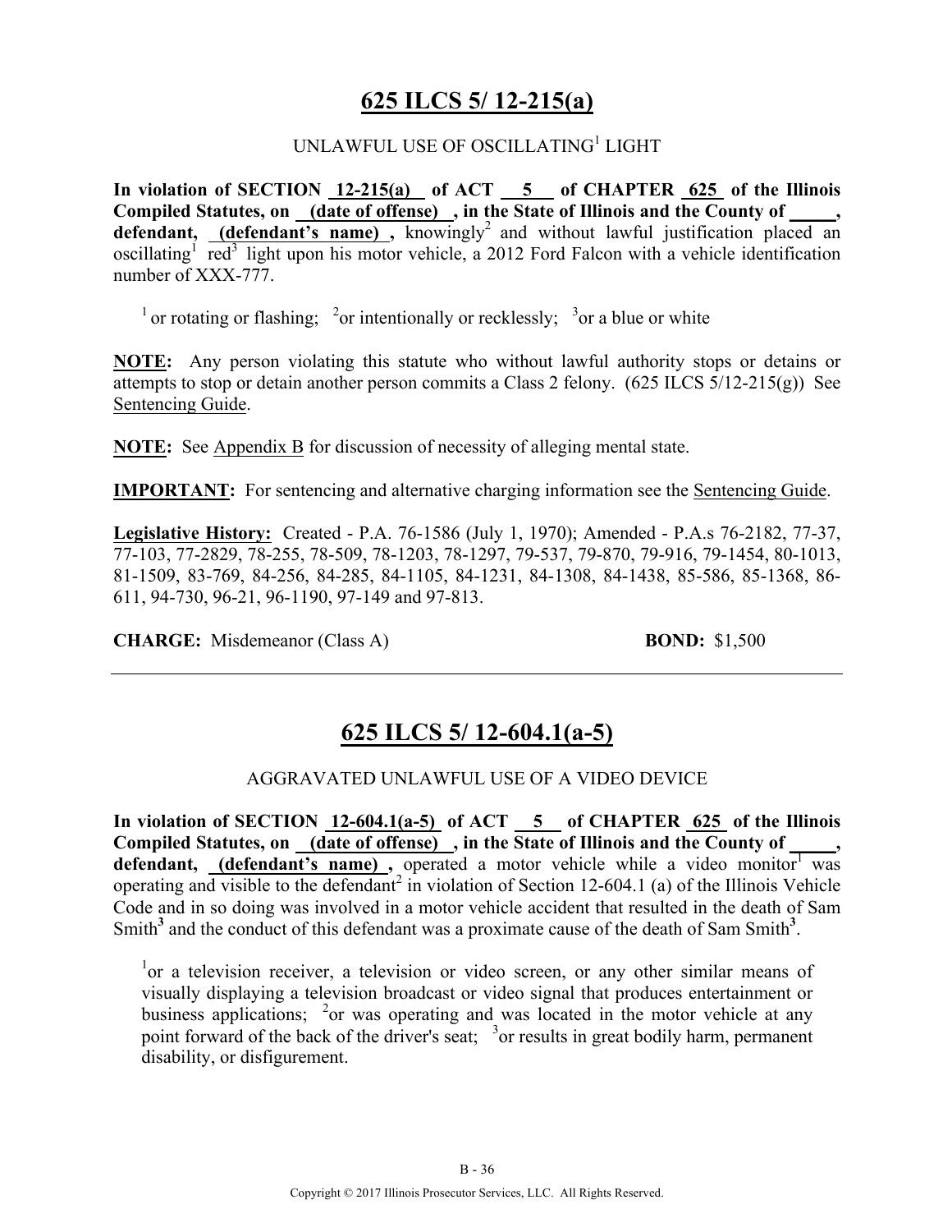## 625 ILCS 5/ 12-215(a)

UNLAWFUL USE OF OSCILLATING[1] LIGHT

**In violation of SECTION 12-215(a) of ACT 5 of CHAPTER 625 of the Illinois Compiled Statutes, on (date of offense), in the State of Illinois and the County of _____, defendant, (defendant's name),** knowingly[2] and without lawful justification placed an oscillating[1] red[3] light upon his motor vehicle, a 2012 Ford Falcon with a vehicle identification number of XXX-777.

[1] or rotating or flashing; [2]or intentionally or recklessly; [3]or a blue or white

**NOTE:** Any person violating this statute who without lawful authority stops or detains or attempts to stop or detain another person commits a Class 2 felony. (625 ILCS 5/12-215(g)) See Sentencing Guide.

**NOTE:** See Appendix B for discussion of necessity of alleging mental state.

**IMPORTANT:** For sentencing and alternative charging information see the Sentencing Guide.

**Legislative History:** Created - P.A. 76-1586 (July 1, 1970); Amended - P.A.s 76-2182, 77-37, 77-103, 77-2829, 78-255, 78-509, 78-1203, 78-1297, 79-537, 79-870, 79-916, 79-1454, 80-1013, 81-1509, 83-769, 84-256, 84-285, 84-1105, 84-1231, 84-1308, 84-1438, 85-586, 85-1368, 86-611, 94-730, 96-21, 96-1190, 97-149 and 97-813.

**CHARGE:** Misdemeanor (Class A) **BOND:** $1,500

---

## 625 ILCS 5/ 12-604.1(a-5)

AGGRAVATED UNLAWFUL USE OF A VIDEO DEVICE

**In violation of SECTION 12-604.1(a-5) of ACT 5 of CHAPTER 625 of the Illinois Compiled Statutes, on (date of offense), in the State of Illinois and the County of _____, defendant, (defendant's name),** operated a motor vehicle while a video monitor[1] was operating and visible to the defendant[2] in violation of Section 12-604.1 (a) of the Illinois Vehicle Code and in so doing was involved in a motor vehicle accident that resulted in the death of Sam Smith[3] and the conduct of this defendant was a proximate cause of the death of Sam Smith[3].

[1]or a television receiver, a television or video screen, or any other similar means of visually displaying a television broadcast or video signal that produces entertainment or business applications; [2]or was operating and was located in the motor vehicle at any point forward of the back of the driver's seat; [3]or results in great bodily harm, permanent disability, or disfigurement.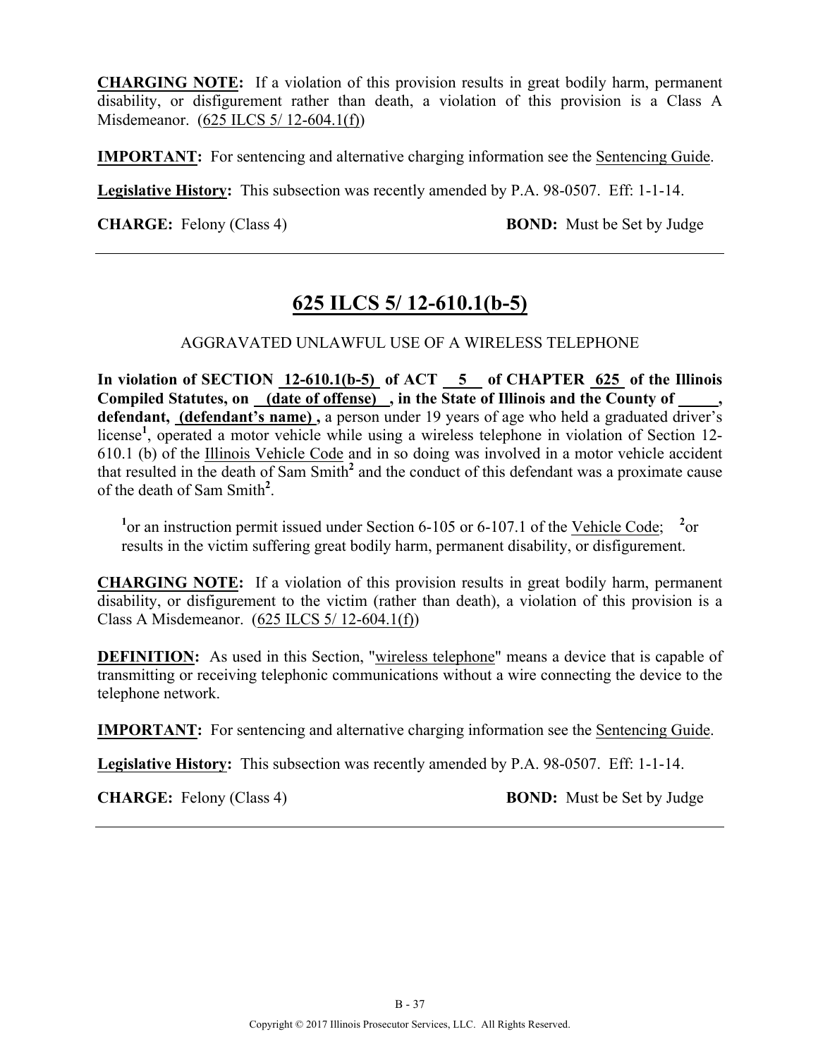**CHARGING NOTE:** If a violation of this provision results in great bodily harm, permanent disability, or disfigurement rather than death, a violation of this provision is a Class A Misdemeanor. (625 ILCS 5/ 12-604.1(f))

**IMPORTANT:** For sentencing and alternative charging information see the Sentencing Guide.

**Legislative History:** This subsection was recently amended by P.A. 98-0507. Eff: 1-1-14.

**CHARGE:** Felony (Class 4) **BOND:** Must be Set by Judge

---

## 625 ILCS 5/ 12-610.1(b-5)

AGGRAVATED UNLAWFUL USE OF A WIRELESS TELEPHONE

**In violation of SECTION 12-610.1(b-5) of ACT 5 of CHAPTER 625 of the Illinois Compiled Statutes, on (date of offense) , in the State of Illinois and the County of \_\_\_\_\_, defendant, (defendant's name) ,** a person under 19 years of age who held a graduated driver's license[1], operated a motor vehicle while using a wireless telephone in violation of Section 12-610.1 (b) of the Illinois Vehicle Code and in so doing was involved in a motor vehicle accident that resulted in the death of Sam Smith[2] and the conduct of this defendant was a proximate cause of the death of Sam Smith[2].

[1]or an instruction permit issued under Section 6-105 or 6-107.1 of the Vehicle Code; [2]or results in the victim suffering great bodily harm, permanent disability, or disfigurement.

**CHARGING NOTE:** If a violation of this provision results in great bodily harm, permanent disability, or disfigurement to the victim (rather than death), a violation of this provision is a Class A Misdemeanor. (625 ILCS 5/ 12-604.1(f))

**DEFINITION:** As used in this Section, "wireless telephone" means a device that is capable of transmitting or receiving telephonic communications without a wire connecting the device to the telephone network.

**IMPORTANT:** For sentencing and alternative charging information see the Sentencing Guide.

**Legislative History:** This subsection was recently amended by P.A. 98-0507. Eff: 1-1-14.

**CHARGE:** Felony (Class 4) **BOND:** Must be Set by Judge

---

Copyright © 2017 Illinois Prosecutor Services, LLC. All Rights Reserved.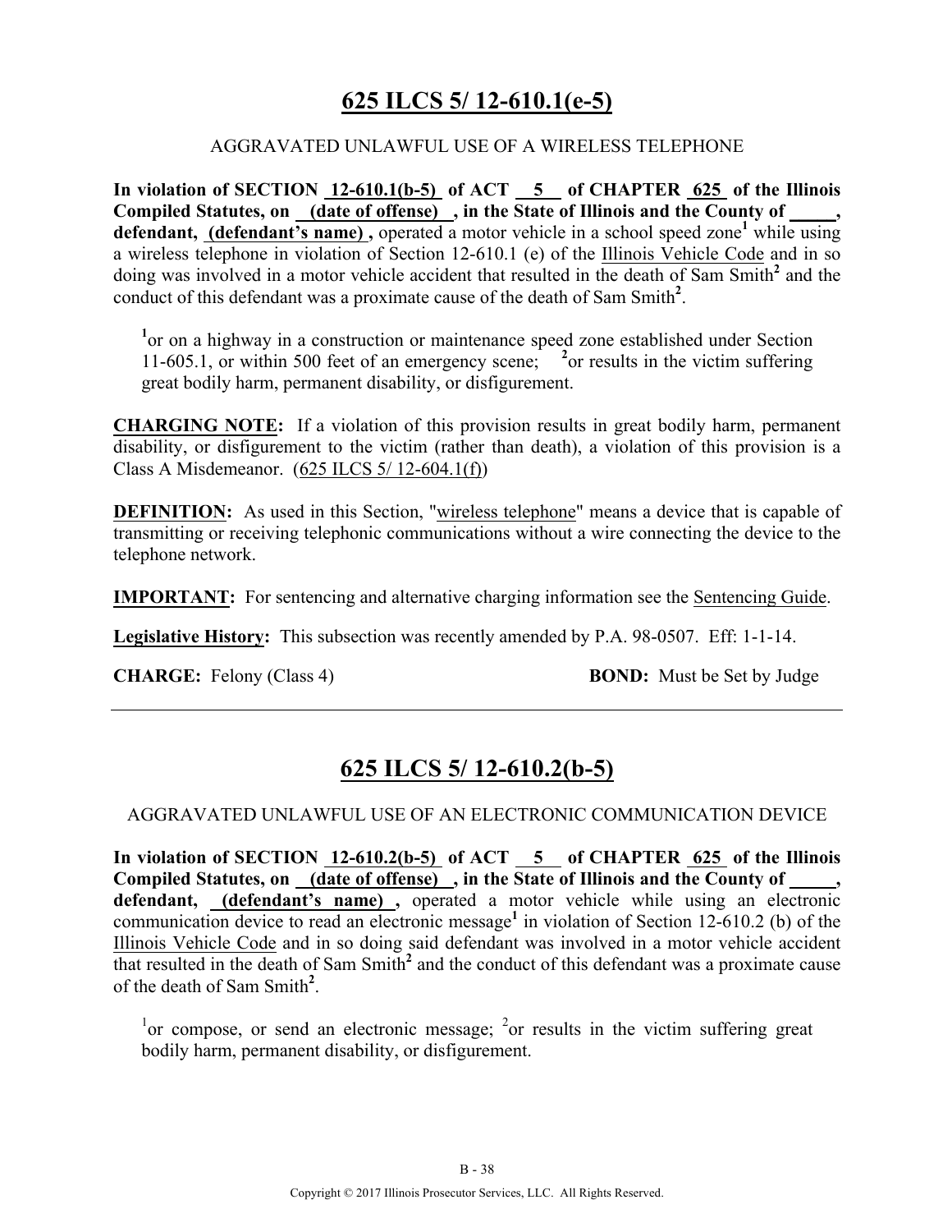# 625 ILCS 5/ 12-610.1(e-5)

AGGRAVATED UNLAWFUL USE OF A WIRELESS TELEPHONE

**In violation of SECTION 12-610.1(b-5) of ACT 5 of CHAPTER 625 of the Illinois Compiled Statutes, on (date of offense) , in the State of Illinois and the County of \_\_\_\_\_, defendant, (defendant's name) ,** operated a motor vehicle in a school speed zone[1] while using a wireless telephone in violation of Section 12-610.1 (e) of the Illinois Vehicle Code and in so doing was involved in a motor vehicle accident that resulted in the death of Sam Smith[2] and the conduct of this defendant was a proximate cause of the death of Sam Smith[2].

[1]or on a highway in a construction or maintenance speed zone established under Section 11-605.1, or within 500 feet of an emergency scene; [2]or results in the victim suffering great bodily harm, permanent disability, or disfigurement.

**CHARGING NOTE:** If a violation of this provision results in great bodily harm, permanent disability, or disfigurement to the victim (rather than death), a violation of this provision is a Class A Misdemeanor. (625 ILCS 5/ 12-604.1(f))

**DEFINITION:** As used in this Section, "wireless telephone" means a device that is capable of transmitting or receiving telephonic communications without a wire connecting the device to the telephone network.

**IMPORTANT:** For sentencing and alternative charging information see the Sentencing Guide.

**Legislative History:** This subsection was recently amended by P.A. 98-0507. Eff: 1-1-14.

**CHARGE:** Felony (Class 4) **BOND:** Must be Set by Judge

---

# 625 ILCS 5/ 12-610.2(b-5)

AGGRAVATED UNLAWFUL USE OF AN ELECTRONIC COMMUNICATION DEVICE

**In violation of SECTION 12-610.2(b-5) of ACT 5 of CHAPTER 625 of the Illinois Compiled Statutes, on (date of offense) , in the State of Illinois and the County of \_\_\_\_\_, defendant, (defendant's name) ,** operated a motor vehicle while using an electronic communication device to read an electronic message[1] in violation of Section 12-610.2 (b) of the Illinois Vehicle Code and in so doing said defendant was involved in a motor vehicle accident that resulted in the death of Sam Smith[2] and the conduct of this defendant was a proximate cause of the death of Sam Smith[2].

[1]or compose, or send an electronic message; [2]or results in the victim suffering great bodily harm, permanent disability, or disfigurement.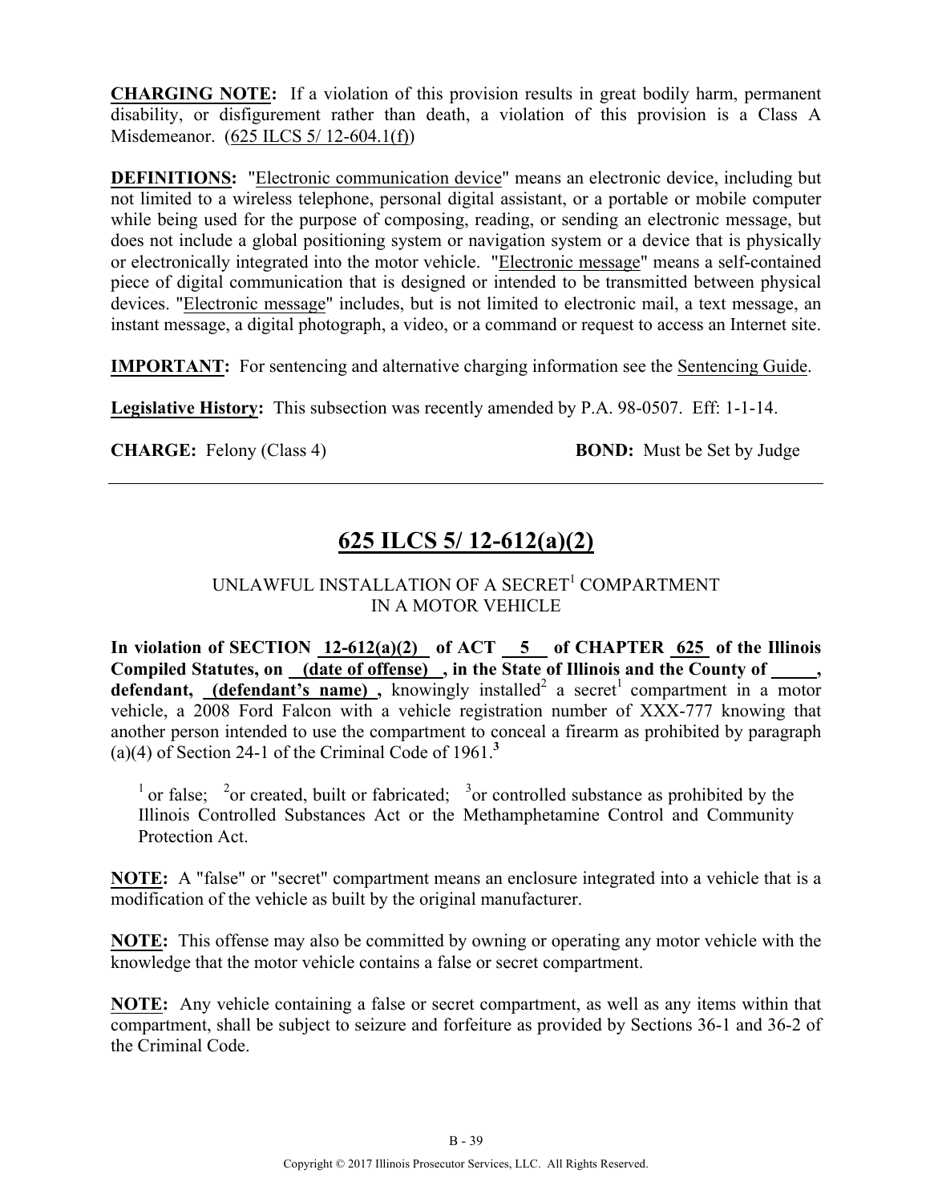**CHARGING NOTE:** If a violation of this provision results in great bodily harm, permanent disability, or disfigurement rather than death, a violation of this provision is a Class A Misdemeanor. (625 ILCS 5/ 12-604.1(f))

**DEFINITIONS:** "Electronic communication device" means an electronic device, including but not limited to a wireless telephone, personal digital assistant, or a portable or mobile computer while being used for the purpose of composing, reading, or sending an electronic message, but does not include a global positioning system or navigation system or a device that is physically or electronically integrated into the motor vehicle. "Electronic message" means a self-contained piece of digital communication that is designed or intended to be transmitted between physical devices. "Electronic message" includes, but is not limited to electronic mail, a text message, an instant message, a digital photograph, a video, or a command or request to access an Internet site.

**IMPORTANT:** For sentencing and alternative charging information see the Sentencing Guide.

**Legislative History:** This subsection was recently amended by P.A. 98-0507. Eff: 1-1-14.

**CHARGE:** Felony (Class 4) **BOND:** Must be Set by Judge

---

## 625 ILCS 5/ 12-612(a)(2)

UNLAWFUL INSTALLATION OF A SECRET[1] COMPARTMENT IN A MOTOR VEHICLE

**In violation of SECTION 12-612(a)(2) of ACT 5 of CHAPTER 625 of the Illinois Compiled Statutes, on (date of offense), in the State of Illinois and the County of \_\_\_\_\_, defendant, (defendant's name),** knowingly installed[2] a secret[1] compartment in a motor vehicle, a 2008 Ford Falcon with a vehicle registration number of XXX-777 knowing that another person intended to use the compartment to conceal a firearm as prohibited by paragraph (a)(4) of Section 24-1 of the Criminal Code of 1961.**[3]**

[1] or false; [2] or created, built or fabricated; [3] or controlled substance as prohibited by the Illinois Controlled Substances Act or the Methamphetamine Control and Community Protection Act.

**NOTE:** A "false" or "secret" compartment means an enclosure integrated into a vehicle that is a modification of the vehicle as built by the original manufacturer.

**NOTE:** This offense may also be committed by owning or operating any motor vehicle with the knowledge that the motor vehicle contains a false or secret compartment.

**NOTE:** Any vehicle containing a false or secret compartment, as well as any items within that compartment, shall be subject to seizure and forfeiture as provided by Sections 36-1 and 36-2 of the Criminal Code.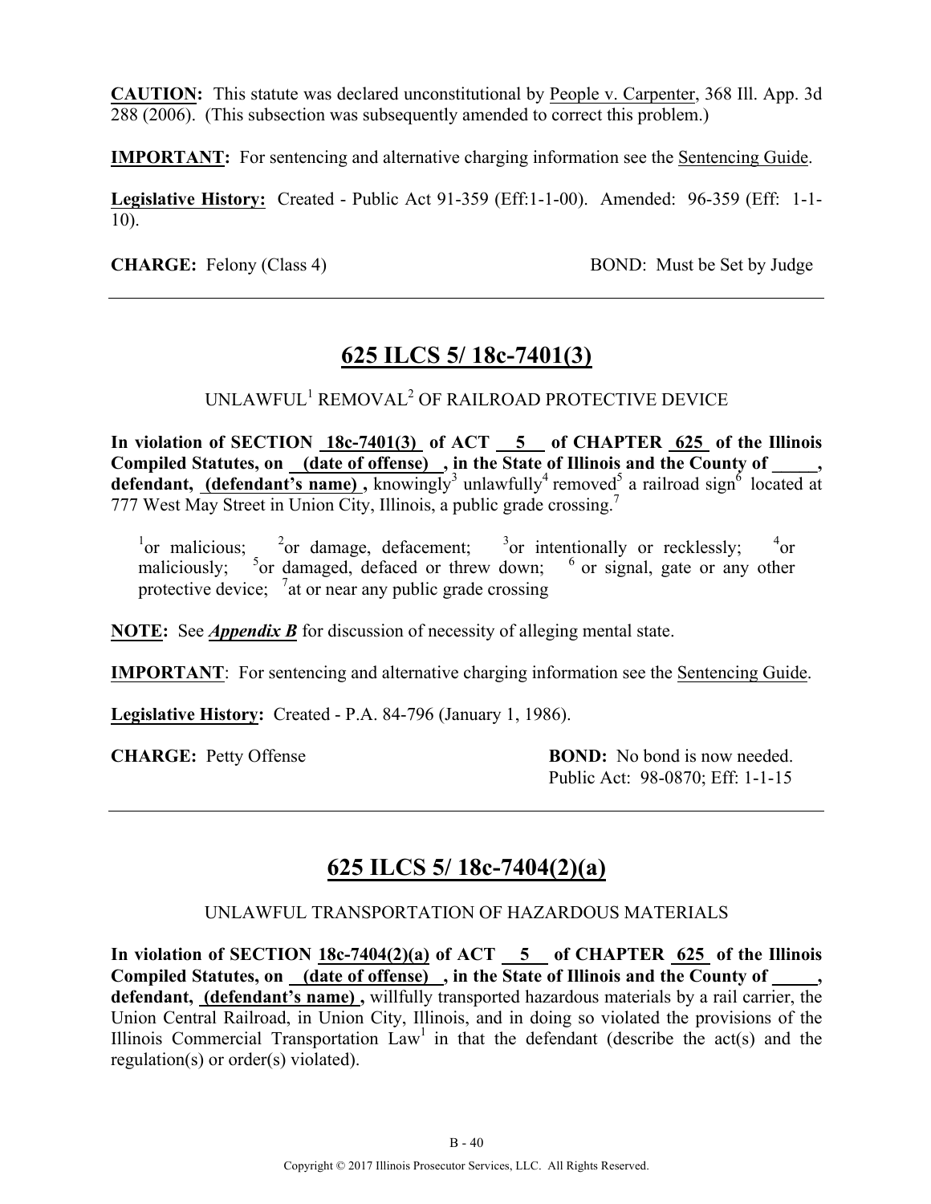**CAUTION:** This statute was declared unconstitutional by People v. Carpenter, 368 Ill. App. 3d 288 (2006). (This subsection was subsequently amended to correct this problem.)

**IMPORTANT:** For sentencing and alternative charging information see the Sentencing Guide.

**Legislative History:** Created - Public Act 91-359 (Eff:1-1-00). Amended: 96-359 (Eff: 1-1-10).

**CHARGE:** Felony (Class 4) BOND: Must be Set by Judge

---

## 625 ILCS 5/ 18c-7401(3)

UNLAWFUL[1] REMOVAL[2] OF RAILROAD PROTECTIVE DEVICE

**In violation of SECTION 18c-7401(3) of ACT 5 of CHAPTER 625 of the Illinois Compiled Statutes, on (date of offense) , in the State of Illinois and the County of \_\_\_\_\_, defendant, (defendant's name) ,** knowingly[3] unlawfully[4] removed[5] a railroad sign[6] located at 777 West May Street in Union City, Illinois, a public grade crossing.[7]

[1]or malicious; [2]or damage, defacement; [3]or intentionally or recklessly; [4]or maliciously; [5]or damaged, defaced or threw down; [6] or signal, gate or any other protective device; [7]at or near any public grade crossing

**NOTE:** See ***Appendix B*** for discussion of necessity of alleging mental state.

**IMPORTANT**: For sentencing and alternative charging information see the Sentencing Guide.

**Legislative History:** Created - P.A. 84-796 (January 1, 1986).

**CHARGE:** Petty Offense **BOND:** No bond is now needed. Public Act: 98-0870; Eff: 1-1-15

---

## 625 ILCS 5/ 18c-7404(2)(a)

UNLAWFUL TRANSPORTATION OF HAZARDOUS MATERIALS

**In violation of SECTION 18c-7404(2)(a) of ACT 5 of CHAPTER 625 of the Illinois Compiled Statutes, on (date of offense) , in the State of Illinois and the County of \_\_\_\_\_, defendant, (defendant's name) ,** willfully transported hazardous materials by a rail carrier, the Union Central Railroad, in Union City, Illinois, and in doing so violated the provisions of the Illinois Commercial Transportation Law[1] in that the defendant (describe the act(s) and the regulation(s) or order(s) violated).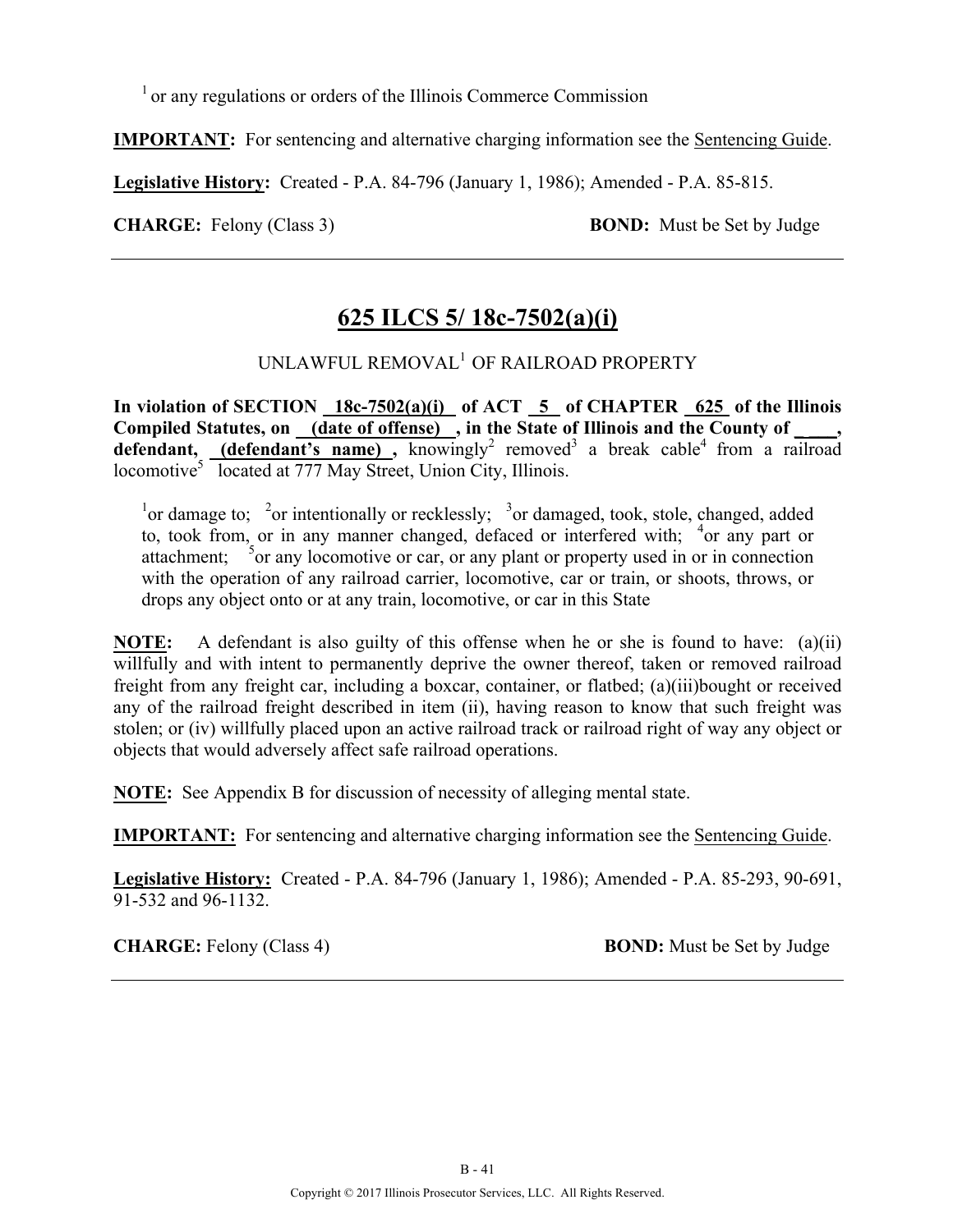[1] or any regulations or orders of the Illinois Commerce Commission

**IMPORTANT:** For sentencing and alternative charging information see the Sentencing Guide.

**Legislative History:** Created - P.A. 84-796 (January 1, 1986); Amended - P.A. 85-815.

**CHARGE:** Felony (Class 3) **BOND:** Must be Set by Judge

---

## 625 ILCS 5/ 18c-7502(a)(i)

UNLAWFUL REMOVAL[1] OF RAILROAD PROPERTY

**In violation of SECTION 18c-7502(a)(i) of ACT 5 of CHAPTER 625 of the Illinois Compiled Statutes, on (date of offense) , in the State of Illinois and the County of \_\_\_\_, defendant, (defendant's name) ,** knowingly[2] removed[3] a break cable[4] from a railroad locomotive[5] located at 777 May Street, Union City, Illinois.

[1]or damage to; [2]or intentionally or recklessly; [3]or damaged, took, stole, changed, added to, took from, or in any manner changed, defaced or interfered with; [4]or any part or attachment; [5]or any locomotive or car, or any plant or property used in or in connection with the operation of any railroad carrier, locomotive, car or train, or shoots, throws, or drops any object onto or at any train, locomotive, or car in this State

**NOTE:** A defendant is also guilty of this offense when he or she is found to have: (a)(ii) willfully and with intent to permanently deprive the owner thereof, taken or removed railroad freight from any freight car, including a boxcar, container, or flatbed; (a)(iii)bought or received any of the railroad freight described in item (ii), having reason to know that such freight was stolen; or (iv) willfully placed upon an active railroad track or railroad right of way any object or objects that would adversely affect safe railroad operations.

**NOTE:** See Appendix B for discussion of necessity of alleging mental state.

**IMPORTANT:** For sentencing and alternative charging information see the Sentencing Guide.

**Legislative History:** Created - P.A. 84-796 (January 1, 1986); Amended - P.A. 85-293, 90-691, 91-532 and 96-1132.

**CHARGE:** Felony (Class 4) **BOND:** Must be Set by Judge

---

Copyright © 2017 Illinois Prosecutor Services, LLC. All Rights Reserved.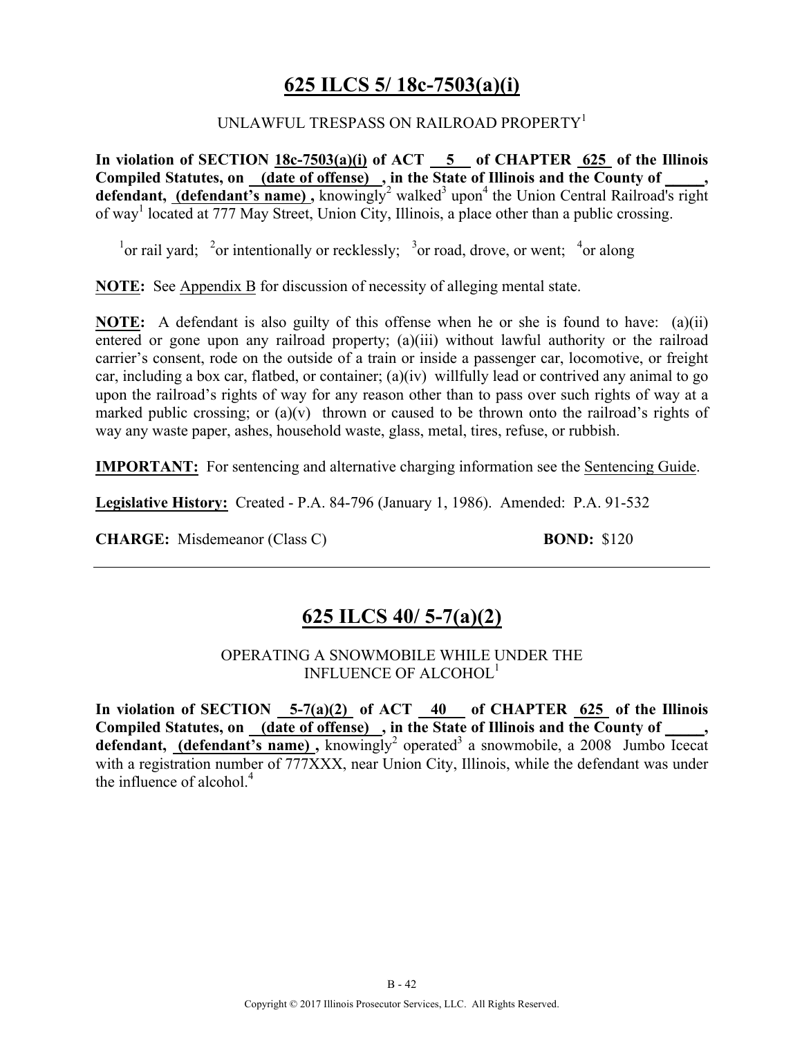## 625 ILCS 5/ 18c-7503(a)(i)

UNLAWFUL TRESPASS ON RAILROAD PROPERTY[1]

**In violation of SECTION 18c-7503(a)(i) of ACT 5 of CHAPTER 625 of the Illinois Compiled Statutes, on (date of offense), in the State of Illinois and the County of _____, defendant, (defendant's name),** knowingly[2] walked[3] upon[4] the Union Central Railroad's right of way[1] located at 777 May Street, Union City, Illinois, a place other than a public crossing.

[1]or rail yard; [2]or intentionally or recklessly; [3]or road, drove, or went; [4]or along

**NOTE:** See Appendix B for discussion of necessity of alleging mental state.

**NOTE:** A defendant is also guilty of this offense when he or she is found to have: (a)(ii) entered or gone upon any railroad property; (a)(iii) without lawful authority or the railroad carrier's consent, rode on the outside of a train or inside a passenger car, locomotive, or freight car, including a box car, flatbed, or container; (a)(iv) willfully lead or contrived any animal to go upon the railroad's rights of way for any reason other than to pass over such rights of way at a marked public crossing; or (a)(v) thrown or caused to be thrown onto the railroad's rights of way any waste paper, ashes, household waste, glass, metal, tires, refuse, or rubbish.

**IMPORTANT:** For sentencing and alternative charging information see the Sentencing Guide.

**Legislative History:** Created - P.A. 84-796 (January 1, 1986). Amended: P.A. 91-532

**CHARGE:** Misdemeanor (Class C) **BOND:** $120

---

## 625 ILCS 40/ 5-7(a)(2)

OPERATING A SNOWMOBILE WHILE UNDER THE INFLUENCE OF ALCOHOL[1]

**In violation of SECTION 5-7(a)(2) of ACT 40 of CHAPTER 625 of the Illinois Compiled Statutes, on (date of offense), in the State of Illinois and the County of _____, defendant, (defendant's name),** knowingly[2] operated[3] a snowmobile, a 2008 Jumbo Icecat with a registration number of 777XXX, near Union City, Illinois, while the defendant was under the influence of alcohol.[4]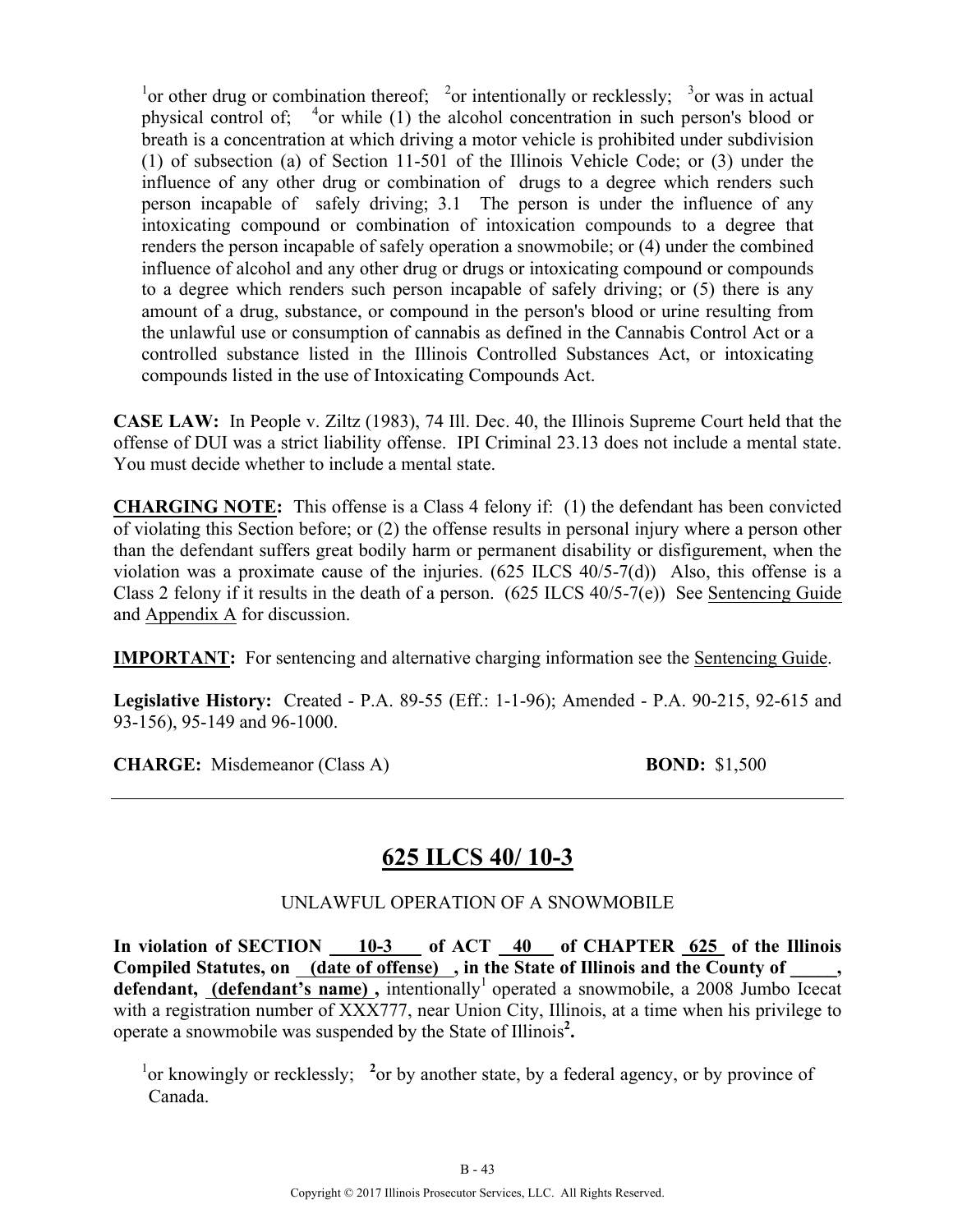[1]or other drug or combination thereof; [2]or intentionally or recklessly; [3]or was in actual physical control of; [4]or while (1) the alcohol concentration in such person's blood or breath is a concentration at which driving a motor vehicle is prohibited under subdivision (1) of subsection (a) of Section 11-501 of the Illinois Vehicle Code; or (3) under the influence of any other drug or combination of drugs to a degree which renders such person incapable of safely driving; 3.1 The person is under the influence of any intoxicating compound or combination of intoxication compounds to a degree that renders the person incapable of safely operation a snowmobile; or (4) under the combined influence of alcohol and any other drug or drugs or intoxicating compound or compounds to a degree which renders such person incapable of safely driving; or (5) there is any amount of a drug, substance, or compound in the person's blood or urine resulting from the unlawful use or consumption of cannabis as defined in the Cannabis Control Act or a controlled substance listed in the Illinois Controlled Substances Act, or intoxicating compounds listed in the use of Intoxicating Compounds Act.

**CASE LAW:** In People v. Ziltz (1983), 74 Ill. Dec. 40, the Illinois Supreme Court held that the offense of DUI was a strict liability offense. IPI Criminal 23.13 does not include a mental state. You must decide whether to include a mental state.

**CHARGING NOTE:** This offense is a Class 4 felony if: (1) the defendant has been convicted of violating this Section before; or (2) the offense results in personal injury where a person other than the defendant suffers great bodily harm or permanent disability or disfigurement, when the violation was a proximate cause of the injuries. (625 ILCS 40/5-7(d)) Also, this offense is a Class 2 felony if it results in the death of a person. (625 ILCS 40/5-7(e)) See Sentencing Guide and Appendix A for discussion.

**IMPORTANT:** For sentencing and alternative charging information see the Sentencing Guide.

**Legislative History:** Created - P.A. 89-55 (Eff.: 1-1-96); Amended - P.A. 90-215, 92-615 and 93-156), 95-149 and 96-1000.

**CHARGE:** Misdemeanor (Class A) **BOND:** $1,500

---

## 625 ILCS 40/ 10-3

UNLAWFUL OPERATION OF A SNOWMOBILE

**In violation of SECTION 10-3 of ACT 40 of CHAPTER 625 of the Illinois Compiled Statutes, on (date of offense) , in the State of Illinois and the County of _____, defendant, (defendant's name) ,** intentionally[1] operated a snowmobile, a 2008 Jumbo Icecat with a registration number of XXX777, near Union City, Illinois, at a time when his privilege to operate a snowmobile was suspended by the State of Illinois[2]**.**

[1]or knowingly or recklessly; [2]or by another state, by a federal agency, or by province of Canada.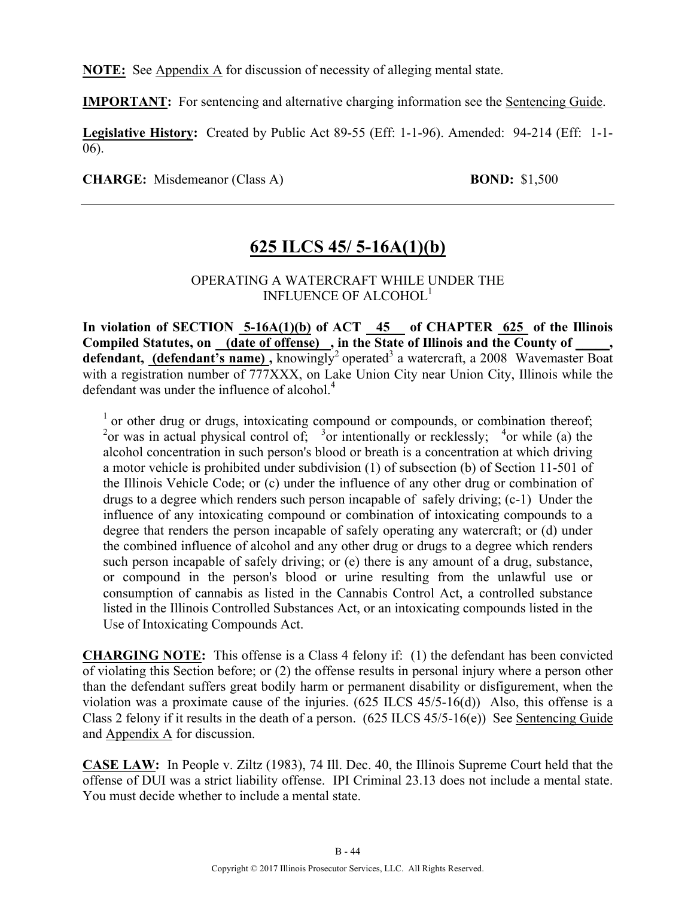**NOTE:** See Appendix A for discussion of necessity of alleging mental state.

**IMPORTANT:** For sentencing and alternative charging information see the Sentencing Guide.

**Legislative History:** Created by Public Act 89-55 (Eff: 1-1-96). Amended: 94-214 (Eff: 1-1-06).

**CHARGE:** Misdemeanor (Class A) **BOND:** $1,500

---

## 625 ILCS 45/ 5-16A(1)(b)

OPERATING A WATERCRAFT WHILE UNDER THE INFLUENCE OF ALCOHOL[1]

**In violation of SECTION 5-16A(1)(b) of ACT 45 of CHAPTER 625 of the Illinois Compiled Statutes, on (date of offense) , in the State of Illinois and the County of _____, defendant, (defendant's name) ,** knowingly[2] operated[3] a watercraft, a 2008 Wavemaster Boat with a registration number of 777XXX, on Lake Union City near Union City, Illinois while the defendant was under the influence of alcohol.[4]

[1] or other drug or drugs, intoxicating compound or compounds, or combination thereof; [2] or was in actual physical control of; [3] or intentionally or recklessly; [4] or while (a) the alcohol concentration in such person's blood or breath is a concentration at which driving a motor vehicle is prohibited under subdivision (1) of subsection (b) of Section 11-501 of the Illinois Vehicle Code; or (c) under the influence of any other drug or combination of drugs to a degree which renders such person incapable of safely driving; (c-1) Under the influence of any intoxicating compound or combination of intoxicating compounds to a degree that renders the person incapable of safely operating any watercraft; or (d) under the combined influence of alcohol and any other drug or drugs to a degree which renders such person incapable of safely driving; or (e) there is any amount of a drug, substance, or compound in the person's blood or urine resulting from the unlawful use or consumption of cannabis as listed in the Cannabis Control Act, a controlled substance listed in the Illinois Controlled Substances Act, or an intoxicating compounds listed in the Use of Intoxicating Compounds Act.

**CHARGING NOTE:** This offense is a Class 4 felony if: (1) the defendant has been convicted of violating this Section before; or (2) the offense results in personal injury where a person other than the defendant suffers great bodily harm or permanent disability or disfigurement, when the violation was a proximate cause of the injuries. (625 ILCS 45/5-16(d)) Also, this offense is a Class 2 felony if it results in the death of a person. (625 ILCS 45/5-16(e)) See Sentencing Guide and Appendix A for discussion.

**CASE LAW:** In People v. Ziltz (1983), 74 Ill. Dec. 40, the Illinois Supreme Court held that the offense of DUI was a strict liability offense. IPI Criminal 23.13 does not include a mental state. You must decide whether to include a mental state.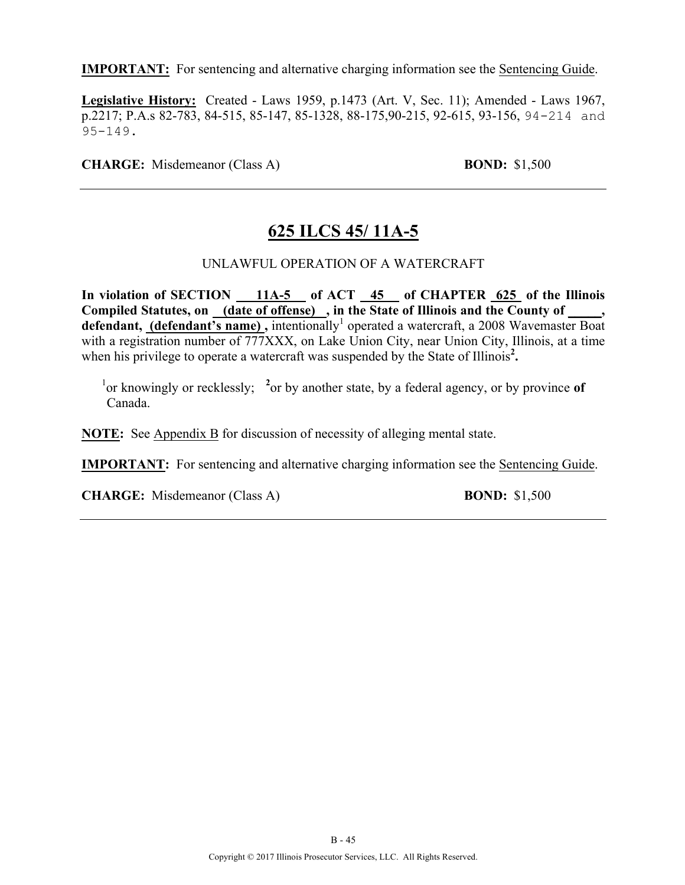**IMPORTANT:** For sentencing and alternative charging information see the Sentencing Guide.

**Legislative History:** Created - Laws 1959, p.1473 (Art. V, Sec. 11); Amended - Laws 1967, p.2217; P.A.s 82-783, 84-515, 85-147, 85-1328, 88-175,90-215, 92-615, 93-156, 94-214 and 95-149.

**CHARGE:** Misdemeanor (Class A) **BOND:** $1,500

---

## 625 ILCS 45/ 11A-5

UNLAWFUL OPERATION OF A WATERCRAFT

**In violation of SECTION 11A-5 of ACT 45 of CHAPTER 625 of the Illinois Compiled Statutes, on (date of offense) , in the State of Illinois and the County of \_\_\_\_\_, defendant, (defendant's name) ,** intentionally[1] operated a watercraft, a 2008 Wavemaster Boat with a registration number of 777XXX, on Lake Union City, near Union City, Illinois, at a time when his privilege to operate a watercraft was suspended by the State of Illinois[2]**.**

[1]or knowingly or recklessly; [2]or by another state, by a federal agency, or by province **of** Canada.

**NOTE:** See Appendix B for discussion of necessity of alleging mental state.

**IMPORTANT:** For sentencing and alternative charging information see the Sentencing Guide.

**CHARGE:** Misdemeanor (Class A) **BOND:** $1,500